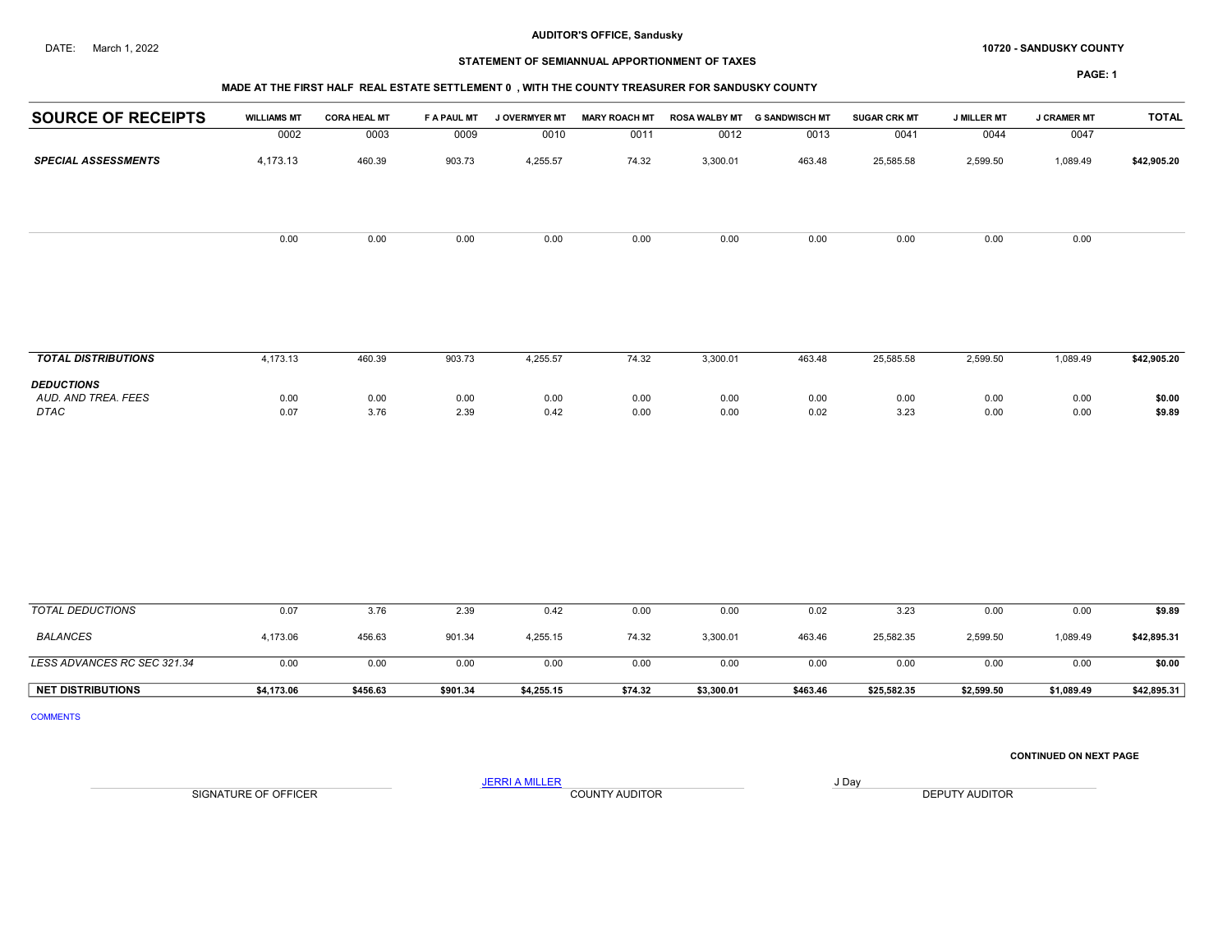**AUDITOR'S OFFICE, Sandusky**

DATE: March 1, 2022

**10720 - SANDUSKY COUNTY**

**STATEMENT OF SEMIANNUAL APPORTIONMENT OF TAXES**

**MADE AT THE FIRST HALF REAL ESTATE SETTLEMENT 0 , WITH THE COUNTY TREASURER FOR SANDUSKY COUNTY**

| SOURCE OF RECEIPTS | WILLIAMS MT | CORA HEAL MT | F A PAUL MT | J OVERMYER MT | MARY ROACH MT | ROSA WALBY MT | G SANDWISCH MT | SUGAR CRK MT | J MILLER MT | J CRAMER MT | TOTAL |
|---|---|---|---|---|---|---|---|---|---|---|---|
| | 0002 | 0003 | 0009 | 0010 | 0011 | 0012 | 0013 | 0041 | 0044 | 0047 | |
| ***SPECIAL ASSESSMENTS*** | 4,173.13 | 460.39 | 903.73 | 4,255.57 | 74.32 | 3,300.01 | 463.48 | 25,585.58 | 2,599.50 | 1,089.49 | **$42,905.20** |
| | 0.00 | 0.00 | 0.00 | 0.00 | 0.00 | 0.00 | 0.00 | 0.00 | 0.00 | 0.00 | |
| ***TOTAL DISTRIBUTIONS*** | 4,173.13 | 460.39 | 903.73 | 4,255.57 | 74.32 | 3,300.01 | 463.48 | 25,585.58 | 2,599.50 | 1,089.49 | **$42,905.20** |
| ***DEDUCTIONS*** | | | | | | | | | | | |
| *AUD. AND TREA. FEES* | 0.00 | 0.00 | 0.00 | 0.00 | 0.00 | 0.00 | 0.00 | 0.00 | 0.00 | 0.00 | **$0.00** |
| *DTAC* | 0.07 | 3.76 | 2.39 | 0.42 | 0.00 | 0.00 | 0.02 | 3.23 | 0.00 | 0.00 | **$9.89** |
| *TOTAL DEDUCTIONS* | 0.07 | 3.76 | 2.39 | 0.42 | 0.00 | 0.00 | 0.02 | 3.23 | 0.00 | 0.00 | **$9.89** |
| *BALANCES* | 4,173.06 | 456.63 | 901.34 | 4,255.15 | 74.32 | 3,300.01 | 463.46 | 25,582.35 | 2,599.50 | 1,089.49 | **$42,895.31** |
| *LESS ADVANCES RC SEC 321.34* | 0.00 | 0.00 | 0.00 | 0.00 | 0.00 | 0.00 | 0.00 | 0.00 | 0.00 | 0.00 | **$0.00** |
| **NET DISTRIBUTIONS** | **$4,173.06** | **$456.63** | **$901.34** | **$4,255.15** | **$74.32** | **$3,300.01** | **$463.46** | **$25,582.35** | **$2,599.50** | **$1,089.49** | **$42,895.31** |

COMMENTS

**CONTINUED ON NEXT PAGE**

SIGNATURE OF OFFICER

JERRI A MILLER
COUNTY AUDITOR

J Day
DEPUTY AUDITOR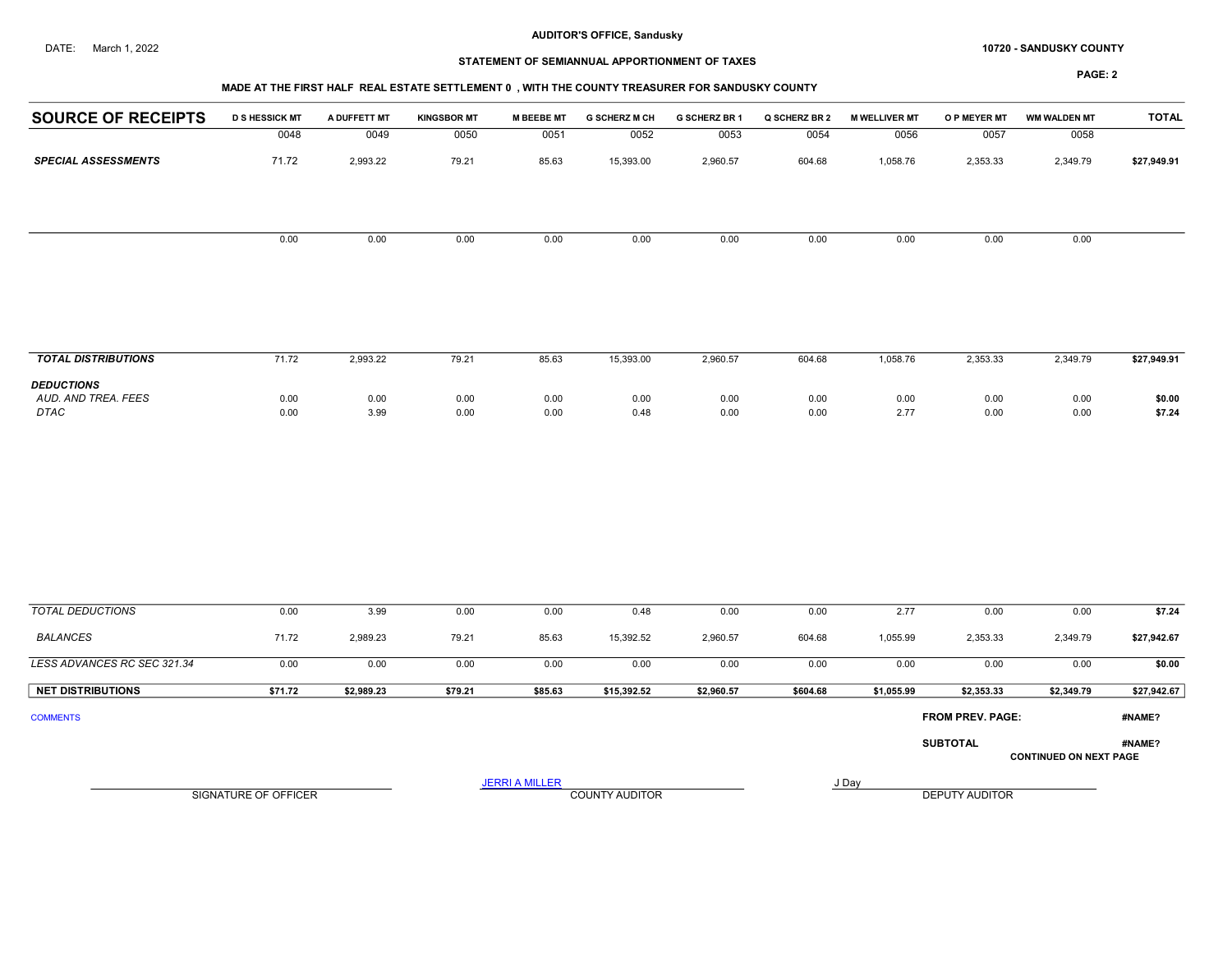**AUDITOR'S OFFICE, Sandusky**

DATE: March 1, 2022

**10720 - SANDUSKY COUNTY**

**STATEMENT OF SEMIANNUAL APPORTIONMENT OF TAXES**

**MADE AT THE FIRST HALF REAL ESTATE SETTLEMENT 0 , WITH THE COUNTY TREASURER FOR SANDUSKY COUNTY**

| SOURCE OF RECEIPTS | D S HESSICK MT | A DUFFETT MT | KINGSBOR MT | M BEEBE MT | G SCHERZ M CH | G SCHERZ BR 1 | Q SCHERZ BR 2 | M WELLIVER MT | O P MEYER MT | WM WALDEN MT | TOTAL |
|---|---|---|---|---|---|---|---|---|---|---|---|
| | 0048 | 0049 | 0050 | 0051 | 0052 | 0053 | 0054 | 0056 | 0057 | 0058 | |
| ***SPECIAL ASSESSMENTS*** | 71.72 | 2,993.22 | 79.21 | 85.63 | 15,393.00 | 2,960.57 | 604.68 | 1,058.76 | 2,353.33 | 2,349.79 | **$27,949.91** |
| | 0.00 | 0.00 | 0.00 | 0.00 | 0.00 | 0.00 | 0.00 | 0.00 | 0.00 | 0.00 | |
| ***TOTAL DISTRIBUTIONS*** | 71.72 | 2,993.22 | 79.21 | 85.63 | 15,393.00 | 2,960.57 | 604.68 | 1,058.76 | 2,353.33 | 2,349.79 | **$27,949.91** |
| ***DEDUCTIONS*** | | | | | | | | | | | |
| *AUD. AND TREA. FEES* | 0.00 | 0.00 | 0.00 | 0.00 | 0.00 | 0.00 | 0.00 | 0.00 | 0.00 | 0.00 | **$0.00** |
| *DTAC* | 0.00 | 3.99 | 0.00 | 0.00 | 0.48 | 0.00 | 0.00 | 2.77 | 0.00 | 0.00 | **$7.24** |
| *TOTAL DEDUCTIONS* | 0.00 | 3.99 | 0.00 | 0.00 | 0.48 | 0.00 | 0.00 | 2.77 | 0.00 | 0.00 | **$7.24** |
| *BALANCES* | 71.72 | 2,989.23 | 79.21 | 85.63 | 15,392.52 | 2,960.57 | 604.68 | 1,055.99 | 2,353.33 | 2,349.79 | **$27,942.67** |
| *LESS ADVANCES RC SEC 321.34* | 0.00 | 0.00 | 0.00 | 0.00 | 0.00 | 0.00 | 0.00 | 0.00 | 0.00 | 0.00 | **$0.00** |
| **NET DISTRIBUTIONS** | **$71.72** | **$2,989.23** | **$79.21** | **$85.63** | **$15,392.52** | **$2,960.57** | **$604.68** | **$1,055.99** | **$2,353.33** | **$2,349.79** | **$27,942.67** |

COMMENTS

**FROM PREV. PAGE:** **#NAME?**

**SUBTOTAL** **#NAME?**

**CONTINUED ON NEXT PAGE**

SIGNATURE OF OFFICER

JERRI A MILLER
COUNTY AUDITOR

J Day
DEPUTY AUDITOR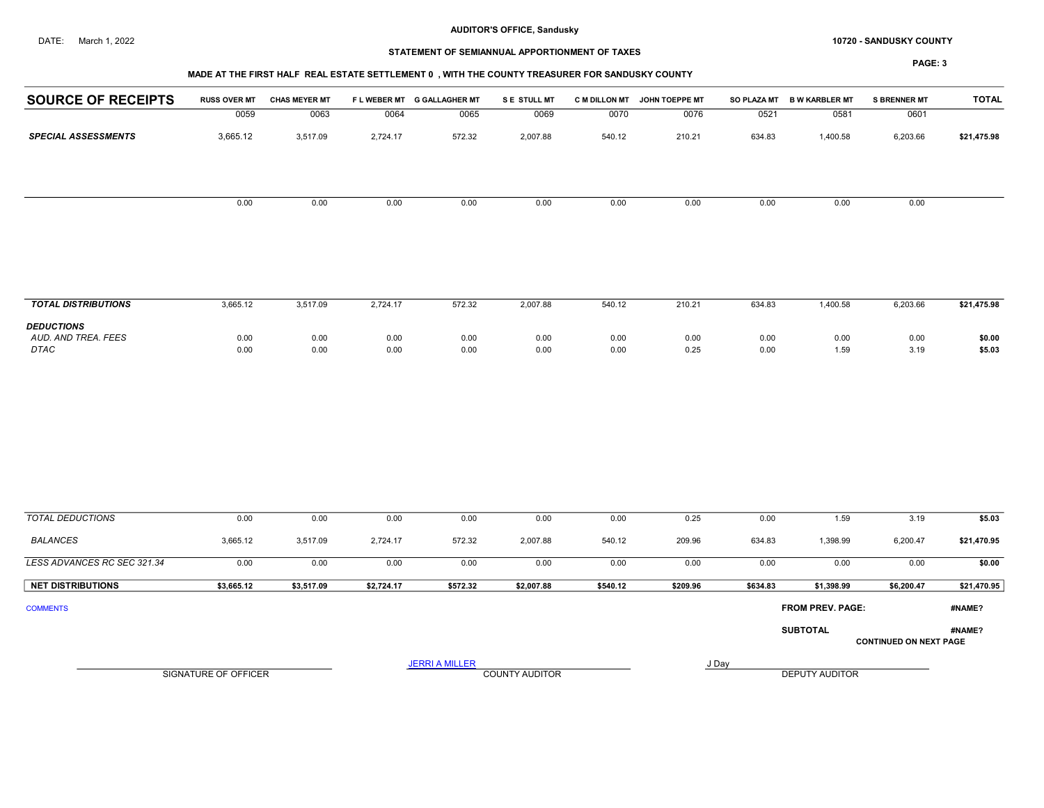AUDITOR'S OFFICE, Sandusky

DATE: March 1, 2022

STATEMENT OF SEMIANNUAL APPORTIONMENT OF TAXES

10720 - SANDUSKY COUNTY

PAGE: 3

MADE AT THE FIRST HALF REAL ESTATE SETTLEMENT 0 , WITH THE COUNTY TREASURER FOR SANDUSKY COUNTY

| SOURCE OF RECEIPTS | RUSS OVER MT | CHAS MEYER MT | F L WEBER MT | G GALLAGHER MT | S E STULL MT | C M DILLON MT | JOHN TOEPPE MT | SO PLAZA MT | B W KARBLER MT | S BRENNER MT | TOTAL |
|---|---|---|---|---|---|---|---|---|---|---|---|
| | 0059 | 0063 | 0064 | 0065 | 0069 | 0070 | 0076 | 0521 | 0581 | 0601 | |
| ***SPECIAL ASSESSMENTS*** | 3,665.12 | 3,517.09 | 2,724.17 | 572.32 | 2,007.88 | 540.12 | 210.21 | 634.83 | 1,400.58 | 6,203.66 | $21,475.98 |
| | 0.00 | 0.00 | 0.00 | 0.00 | 0.00 | 0.00 | 0.00 | 0.00 | 0.00 | 0.00 | |
| ***TOTAL DISTRIBUTIONS*** | 3,665.12 | 3,517.09 | 2,724.17 | 572.32 | 2,007.88 | 540.12 | 210.21 | 634.83 | 1,400.58 | 6,203.66 | $21,475.98 |
| ***DEDUCTIONS*** | | | | | | | | | | | |
| *AUD. AND TREA. FEES* | 0.00 | 0.00 | 0.00 | 0.00 | 0.00 | 0.00 | 0.00 | 0.00 | 0.00 | 0.00 | $0.00 |
| *DTAC* | 0.00 | 0.00 | 0.00 | 0.00 | 0.00 | 0.00 | 0.25 | 0.00 | 1.59 | 3.19 | $5.03 |
| *TOTAL DEDUCTIONS* | 0.00 | 0.00 | 0.00 | 0.00 | 0.00 | 0.00 | 0.25 | 0.00 | 1.59 | 3.19 | $5.03 |
| *BALANCES* | 3,665.12 | 3,517.09 | 2,724.17 | 572.32 | 2,007.88 | 540.12 | 209.96 | 634.83 | 1,398.99 | 6,200.47 | $21,470.95 |
| *LESS ADVANCES RC SEC 321.34* | 0.00 | 0.00 | 0.00 | 0.00 | 0.00 | 0.00 | 0.00 | 0.00 | 0.00 | 0.00 | $0.00 |
| **NET DISTRIBUTIONS** | **$3,665.12** | **$3,517.09** | **$2,724.17** | **$572.32** | **$2,007.88** | **$540.12** | **$209.96** | **$634.83** | **$1,398.99** | **$6,200.47** | **$21,470.95** |

COMMENTS

**FROM PREV. PAGE:** #NAME?

**SUBTOTAL** #NAME?

**CONTINUED ON NEXT PAGE**

SIGNATURE OF OFFICER

JERRI A MILLER
COUNTY AUDITOR

J Day
DEPUTY AUDITOR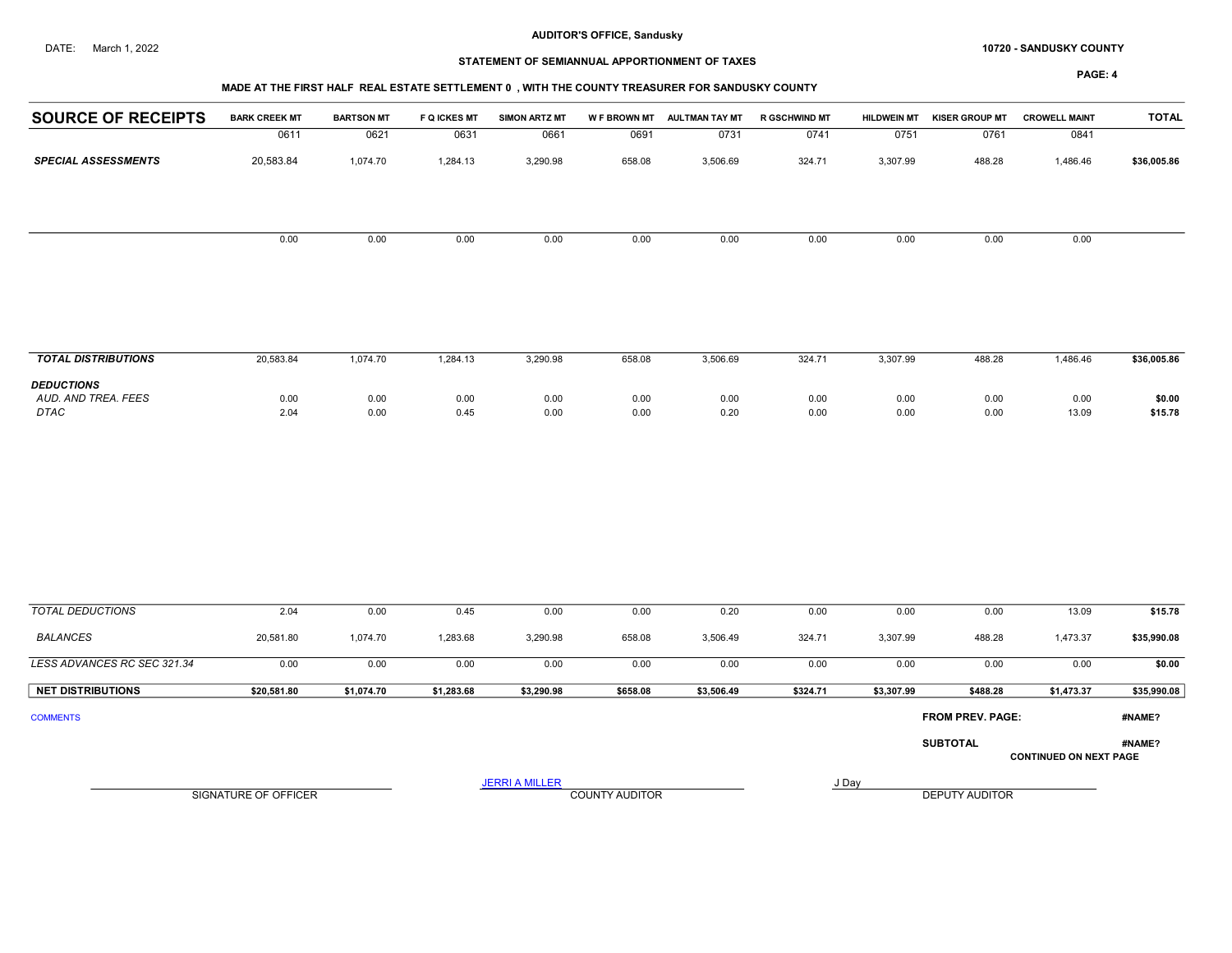**AUDITOR'S OFFICE, Sandusky**

DATE: March 1, 2022

**10720 - SANDUSKY COUNTY**

**STATEMENT OF SEMIANNUAL APPORTIONMENT OF TAXES**

**MADE AT THE FIRST HALF REAL ESTATE SETTLEMENT 0 , WITH THE COUNTY TREASURER FOR SANDUSKY COUNTY**

| SOURCE OF RECEIPTS | BARK CREEK MT | BARTSON MT | F Q ICKES MT | SIMON ARTZ MT | W F BROWN MT | AULTMAN TAY MT | R GSCHWIND MT | HILDWEIN MT | KISER GROUP MT | CROWELL MAINT | TOTAL |
|---|---|---|---|---|---|---|---|---|---|---|---|
| | 0611 | 0621 | 0631 | 0661 | 0691 | 0731 | 0741 | 0751 | 0761 | 0841 | |
| ***SPECIAL ASSESSMENTS*** | 20,583.84 | 1,074.70 | 1,284.13 | 3,290.98 | 658.08 | 3,506.69 | 324.71 | 3,307.99 | 488.28 | 1,486.46 | **$36,005.86** |
| | 0.00 | 0.00 | 0.00 | 0.00 | 0.00 | 0.00 | 0.00 | 0.00 | 0.00 | 0.00 | |
| ***TOTAL DISTRIBUTIONS*** | 20,583.84 | 1,074.70 | 1,284.13 | 3,290.98 | 658.08 | 3,506.69 | 324.71 | 3,307.99 | 488.28 | 1,486.46 | **$36,005.86** |
| ***DEDUCTIONS*** | | | | | | | | | | | |
| *AUD. AND TREA. FEES* | 0.00 | 0.00 | 0.00 | 0.00 | 0.00 | 0.00 | 0.00 | 0.00 | 0.00 | 0.00 | **$0.00** |
| *DTAC* | 2.04 | 0.00 | 0.45 | 0.00 | 0.00 | 0.20 | 0.00 | 0.00 | 0.00 | 13.09 | **$15.78** |
| *TOTAL DEDUCTIONS* | 2.04 | 0.00 | 0.45 | 0.00 | 0.00 | 0.20 | 0.00 | 0.00 | 0.00 | 13.09 | **$15.78** |
| *BALANCES* | 20,581.80 | 1,074.70 | 1,283.68 | 3,290.98 | 658.08 | 3,506.49 | 324.71 | 3,307.99 | 488.28 | 1,473.37 | **$35,990.08** |
| *LESS ADVANCES RC SEC 321.34* | 0.00 | 0.00 | 0.00 | 0.00 | 0.00 | 0.00 | 0.00 | 0.00 | 0.00 | 0.00 | **$0.00** |
| **NET DISTRIBUTIONS** | **$20,581.80** | **$1,074.70** | **$1,283.68** | **$3,290.98** | **$658.08** | **$3,506.49** | **$324.71** | **$3,307.99** | **$488.28** | **$1,473.37** | **$35,990.08** |

COMMENTS

**FROM PREV. PAGE:** **#NAME?**

**SUBTOTAL** **#NAME?**

**CONTINUED ON NEXT PAGE**

SIGNATURE OF OFFICER

JERRI A MILLER
COUNTY AUDITOR

J Day
DEPUTY AUDITOR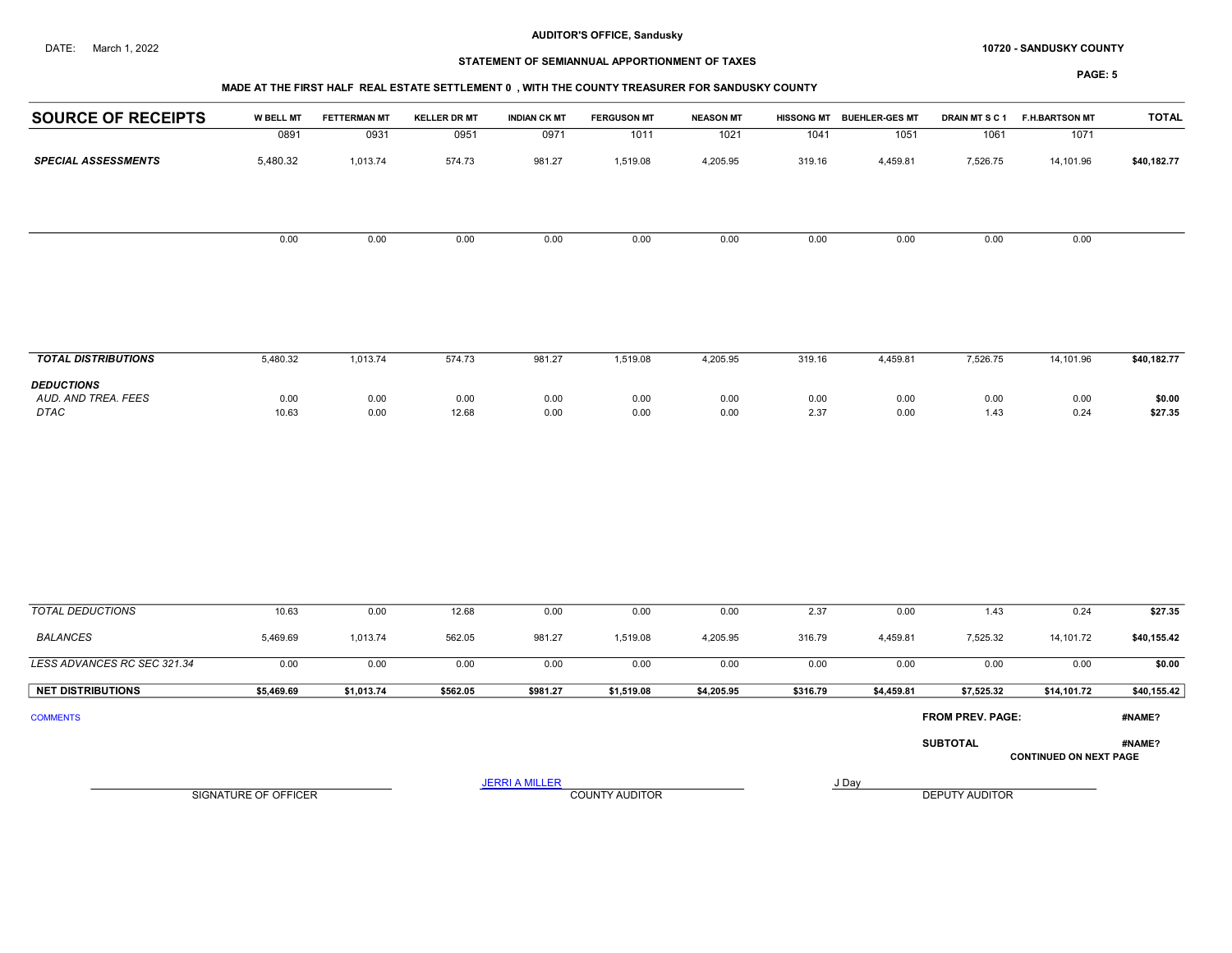DATE: March 1, 2022

**AUDITOR'S OFFICE, Sandusky**

**10720 - SANDUSKY COUNTY**

**STATEMENT OF SEMIANNUAL APPORTIONMENT OF TAXES**

**MADE AT THE FIRST HALF REAL ESTATE SETTLEMENT 0 , WITH THE COUNTY TREASURER FOR SANDUSKY COUNTY**

| SOURCE OF RECEIPTS | W BELL MT | FETTERMAN MT | KELLER DR MT | INDIAN CK MT | FERGUSON MT | NEASON MT | HISSONG MT | BUEHLER-GES MT | DRAIN MT S C 1 | F.H.BARTSON MT | TOTAL |
|---|---|---|---|---|---|---|---|---|---|---|---|
| | 0891 | 0931 | 0951 | 0971 | 1011 | 1021 | 1041 | 1051 | 1061 | 1071 | |
| ***SPECIAL ASSESSMENTS*** | 5,480.32 | 1,013.74 | 574.73 | 981.27 | 1,519.08 | 4,205.95 | 319.16 | 4,459.81 | 7,526.75 | 14,101.96 | **$40,182.77** |
| | 0.00 | 0.00 | 0.00 | 0.00 | 0.00 | 0.00 | 0.00 | 0.00 | 0.00 | 0.00 | |
| ***TOTAL DISTRIBUTIONS*** | 5,480.32 | 1,013.74 | 574.73 | 981.27 | 1,519.08 | 4,205.95 | 319.16 | 4,459.81 | 7,526.75 | 14,101.96 | **$40,182.77** |
| ***DEDUCTIONS*** | | | | | | | | | | | |
| *AUD. AND TREA. FEES* | 0.00 | 0.00 | 0.00 | 0.00 | 0.00 | 0.00 | 0.00 | 0.00 | 0.00 | 0.00 | **$0.00** |
| *DTAC* | 10.63 | 0.00 | 12.68 | 0.00 | 0.00 | 0.00 | 2.37 | 0.00 | 1.43 | 0.24 | **$27.35** |
| *TOTAL DEDUCTIONS* | 10.63 | 0.00 | 12.68 | 0.00 | 0.00 | 0.00 | 2.37 | 0.00 | 1.43 | 0.24 | **$27.35** |
| *BALANCES* | 5,469.69 | 1,013.74 | 562.05 | 981.27 | 1,519.08 | 4,205.95 | 316.79 | 4,459.81 | 7,525.32 | 14,101.72 | **$40,155.42** |
| *LESS ADVANCES RC SEC 321.34* | 0.00 | 0.00 | 0.00 | 0.00 | 0.00 | 0.00 | 0.00 | 0.00 | 0.00 | 0.00 | **$0.00** |
| **NET DISTRIBUTIONS** | **$5,469.69** | **$1,013.74** | **$562.05** | **$981.27** | **$1,519.08** | **$4,205.95** | **$316.79** | **$4,459.81** | **$7,525.32** | **$14,101.72** | **$40,155.42** |

COMMENTS

**FROM PREV. PAGE:** **#NAME?**

**SUBTOTAL** **#NAME?**

**CONTINUED ON NEXT PAGE**

SIGNATURE OF OFFICER

JERRI A MILLER
COUNTY AUDITOR

J Day
DEPUTY AUDITOR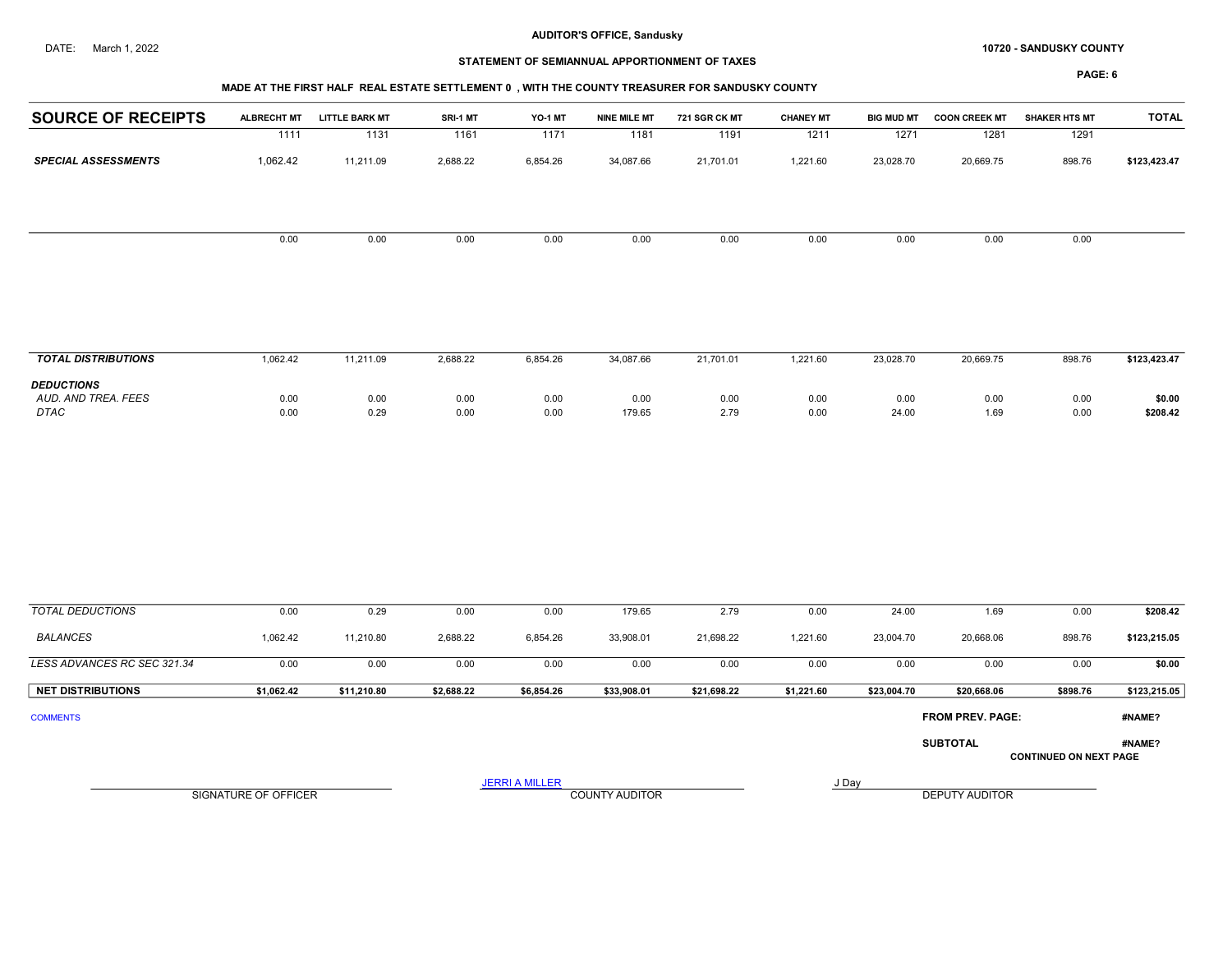**AUDITOR'S OFFICE, Sandusky**

DATE: March 1, 2022

**10720 - SANDUSKY COUNTY**

**STATEMENT OF SEMIANNUAL APPORTIONMENT OF TAXES**

**MADE AT THE FIRST HALF REAL ESTATE SETTLEMENT 0 , WITH THE COUNTY TREASURER FOR SANDUSKY COUNTY**

| SOURCE OF RECEIPTS | ALBRECHT MT | LITTLE BARK MT | SRI-1 MT | YO-1 MT | NINE MILE MT | 721 SGR CK MT | CHANEY MT | BIG MUD MT | COON CREEK MT | SHAKER HTS MT | TOTAL |
|---|---|---|---|---|---|---|---|---|---|---|---|
| | 1111 | 1131 | 1161 | 1171 | 1181 | 1191 | 1211 | 1271 | 1281 | 1291 | |
| ***SPECIAL ASSESSMENTS*** | 1,062.42 | 11,211.09 | 2,688.22 | 6,854.26 | 34,087.66 | 21,701.01 | 1,221.60 | 23,028.70 | 20,669.75 | 898.76 | **$123,423.47** |
| | 0.00 | 0.00 | 0.00 | 0.00 | 0.00 | 0.00 | 0.00 | 0.00 | 0.00 | 0.00 | |
| ***TOTAL DISTRIBUTIONS*** | 1,062.42 | 11,211.09 | 2,688.22 | 6,854.26 | 34,087.66 | 21,701.01 | 1,221.60 | 23,028.70 | 20,669.75 | 898.76 | **$123,423.47** |
| ***DEDUCTIONS*** | | | | | | | | | | | |
| *AUD. AND TREA. FEES* | 0.00 | 0.00 | 0.00 | 0.00 | 0.00 | 0.00 | 0.00 | 0.00 | 0.00 | 0.00 | **$0.00** |
| *DTAC* | 0.00 | 0.29 | 0.00 | 0.00 | 179.65 | 2.79 | 0.00 | 24.00 | 1.69 | 0.00 | **$208.42** |
| *TOTAL DEDUCTIONS* | 0.00 | 0.29 | 0.00 | 0.00 | 179.65 | 2.79 | 0.00 | 24.00 | 1.69 | 0.00 | **$208.42** |
| *BALANCES* | 1,062.42 | 11,210.80 | 2,688.22 | 6,854.26 | 33,908.01 | 21,698.22 | 1,221.60 | 23,004.70 | 20,668.06 | 898.76 | **$123,215.05** |
| *LESS ADVANCES RC SEC 321.34* | 0.00 | 0.00 | 0.00 | 0.00 | 0.00 | 0.00 | 0.00 | 0.00 | 0.00 | 0.00 | **$0.00** |
| **NET DISTRIBUTIONS** | **$1,062.42** | **$11,210.80** | **$2,688.22** | **$6,854.26** | **$33,908.01** | **$21,698.22** | **$1,221.60** | **$23,004.70** | **$20,668.06** | **$898.76** | **$123,215.05** |

COMMENTS

**FROM PREV. PAGE:** **#NAME?**

**SUBTOTAL** **#NAME?**

**CONTINUED ON NEXT PAGE**

SIGNATURE OF OFFICER

JERRI A MILLER
COUNTY AUDITOR

J Day
DEPUTY AUDITOR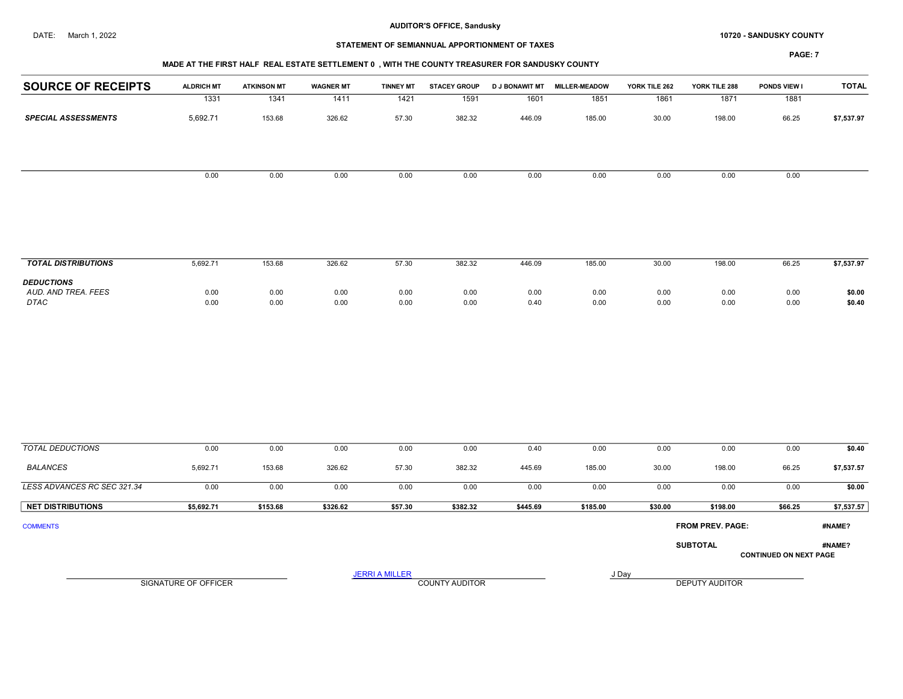DATE: March 1, 2022

**AUDITOR'S OFFICE, Sandusky**

**10720 - SANDUSKY COUNTY**

**STATEMENT OF SEMIANNUAL APPORTIONMENT OF TAXES**

**MADE AT THE FIRST HALF REAL ESTATE SETTLEMENT 0 , WITH THE COUNTY TREASURER FOR SANDUSKY COUNTY**

| SOURCE OF RECEIPTS | ALDRICH MT | ATKINSON MT | WAGNER MT | TINNEY MT | STACEY GROUP | D J BONAWIT MT | MILLER-MEADOW | YORK TILE 262 | YORK TILE 288 | PONDS VIEW I | TOTAL |
|---|---|---|---|---|---|---|---|---|---|---|---|
| | 1331 | 1341 | 1411 | 1421 | 1591 | 1601 | 1851 | 1861 | 1871 | 1881 | |
| ***SPECIAL ASSESSMENTS*** | 5,692.71 | 153.68 | 326.62 | 57.30 | 382.32 | 446.09 | 185.00 | 30.00 | 198.00 | 66.25 | $7,537.97 |
| | 0.00 | 0.00 | 0.00 | 0.00 | 0.00 | 0.00 | 0.00 | 0.00 | 0.00 | 0.00 | |
| ***TOTAL DISTRIBUTIONS*** | 5,692.71 | 153.68 | 326.62 | 57.30 | 382.32 | 446.09 | 185.00 | 30.00 | 198.00 | 66.25 | $7,537.97 |
| ***DEDUCTIONS*** | | | | | | | | | | | |
| *AUD. AND TREA. FEES* | 0.00 | 0.00 | 0.00 | 0.00 | 0.00 | 0.00 | 0.00 | 0.00 | 0.00 | 0.00 | $0.00 |
| *DTAC* | 0.00 | 0.00 | 0.00 | 0.00 | 0.00 | 0.40 | 0.00 | 0.00 | 0.00 | 0.00 | $0.40 |
| *TOTAL DEDUCTIONS* | 0.00 | 0.00 | 0.00 | 0.00 | 0.00 | 0.40 | 0.00 | 0.00 | 0.00 | 0.00 | $0.40 |
| *BALANCES* | 5,692.71 | 153.68 | 326.62 | 57.30 | 382.32 | 445.69 | 185.00 | 30.00 | 198.00 | 66.25 | $7,537.57 |
| *LESS ADVANCES RC SEC 321.34* | 0.00 | 0.00 | 0.00 | 0.00 | 0.00 | 0.00 | 0.00 | 0.00 | 0.00 | 0.00 | $0.00 |
| **NET DISTRIBUTIONS** | $5,692.71 | $153.68 | $326.62 | $57.30 | $382.32 | $445.69 | $185.00 | $30.00 | $198.00 | $66.25 | $7,537.57 |

COMMENTS

**FROM PREV. PAGE:** #NAME?

**SUBTOTAL** #NAME?

**CONTINUED ON NEXT PAGE**

SIGNATURE OF OFFICER

JERRI A MILLER
COUNTY AUDITOR

J Day
DEPUTY AUDITOR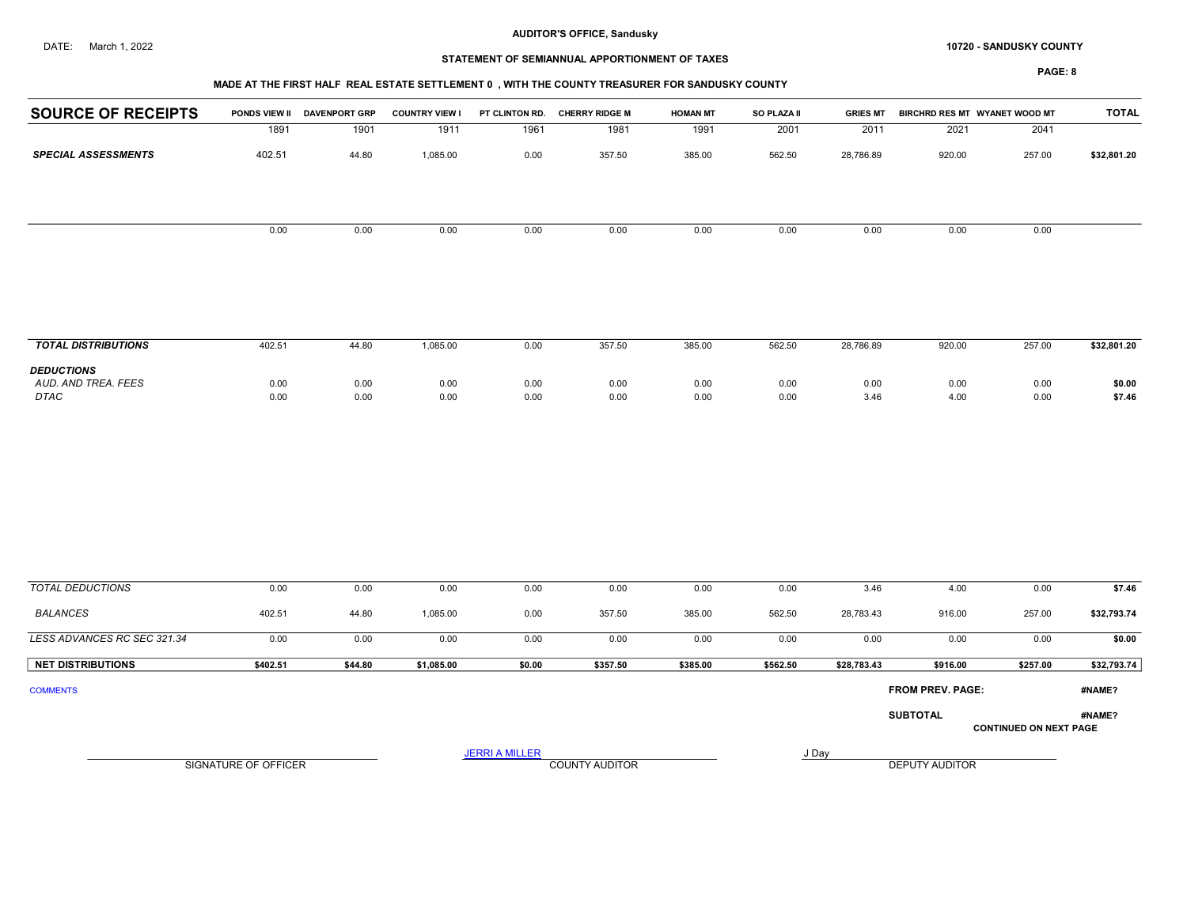**AUDITOR'S OFFICE, Sandusky**

DATE: March 1, 2022

**10720 - SANDUSKY COUNTY**

**STATEMENT OF SEMIANNUAL APPORTIONMENT OF TAXES**

**MADE AT THE FIRST HALF REAL ESTATE SETTLEMENT 0 , WITH THE COUNTY TREASURER FOR SANDUSKY COUNTY**

| SOURCE OF RECEIPTS | PONDS VIEW II | DAVENPORT GRP | COUNTRY VIEW I | PT CLINTON RD. | CHERRY RIDGE M | HOMAN MT | SO PLAZA II | GRIES MT | BIRCHRD RES MT | WYANET WOOD MT | TOTAL |
|---|---|---|---|---|---|---|---|---|---|---|---|
| | 1891 | 1901 | 1911 | 1961 | 1981 | 1991 | 2001 | 2011 | 2021 | 2041 | |
| ***SPECIAL ASSESSMENTS*** | 402.51 | 44.80 | 1,085.00 | 0.00 | 357.50 | 385.00 | 562.50 | 28,786.89 | 920.00 | 257.00 | **$32,801.20** |
| | 0.00 | 0.00 | 0.00 | 0.00 | 0.00 | 0.00 | 0.00 | 0.00 | 0.00 | 0.00 | |
| ***TOTAL DISTRIBUTIONS*** | 402.51 | 44.80 | 1,085.00 | 0.00 | 357.50 | 385.00 | 562.50 | 28,786.89 | 920.00 | 257.00 | **$32,801.20** |
| ***DEDUCTIONS*** | | | | | | | | | | | |
| *AUD. AND TREA. FEES* | 0.00 | 0.00 | 0.00 | 0.00 | 0.00 | 0.00 | 0.00 | 0.00 | 0.00 | 0.00 | **$0.00** |
| *DTAC* | 0.00 | 0.00 | 0.00 | 0.00 | 0.00 | 0.00 | 0.00 | 3.46 | 4.00 | 0.00 | **$7.46** |
| *TOTAL DEDUCTIONS* | 0.00 | 0.00 | 0.00 | 0.00 | 0.00 | 0.00 | 0.00 | 3.46 | 4.00 | 0.00 | **$7.46** |
| *BALANCES* | 402.51 | 44.80 | 1,085.00 | 0.00 | 357.50 | 385.00 | 562.50 | 28,783.43 | 916.00 | 257.00 | **$32,793.74** |
| *LESS ADVANCES RC SEC 321.34* | 0.00 | 0.00 | 0.00 | 0.00 | 0.00 | 0.00 | 0.00 | 0.00 | 0.00 | 0.00 | **$0.00** |
| **NET DISTRIBUTIONS** | **$402.51** | **$44.80** | **$1,085.00** | **$0.00** | **$357.50** | **$385.00** | **$562.50** | **$28,783.43** | **$916.00** | **$257.00** | **$32,793.74** |

COMMENTS

**FROM PREV. PAGE:** **#NAME?**

**SUBTOTAL** **#NAME?**

**CONTINUED ON NEXT PAGE**

SIGNATURE OF OFFICER

JERRI A MILLER
COUNTY AUDITOR

J Day
DEPUTY AUDITOR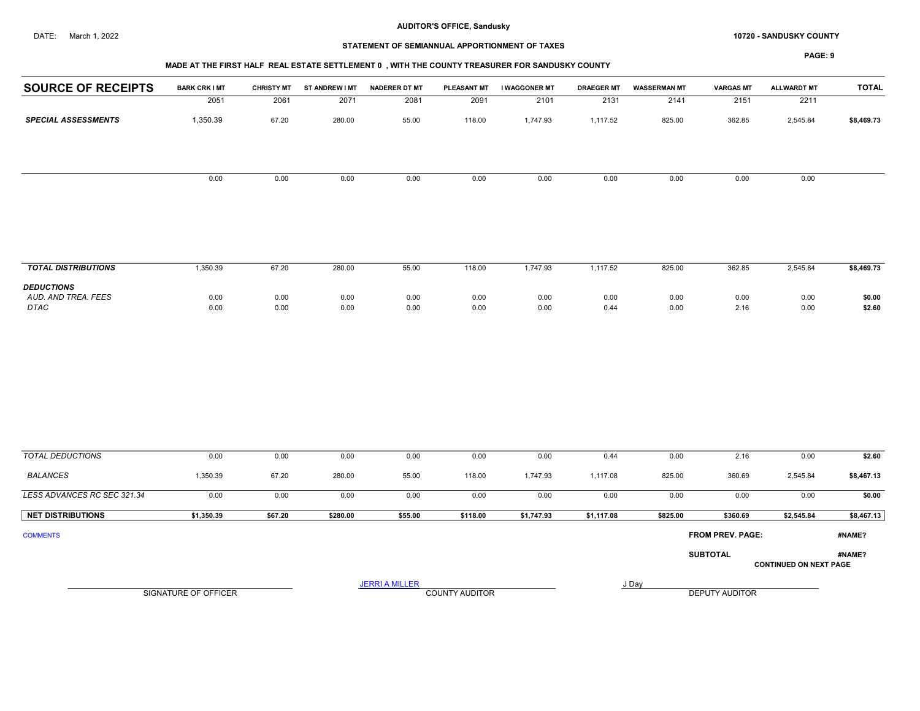DATE: March 1, 2022

**AUDITOR'S OFFICE, Sandusky**

**STATEMENT OF SEMIANNUAL APPORTIONMENT OF TAXES**

**10720 - SANDUSKY COUNTY**

**PAGE: 9**

**MADE AT THE FIRST HALF REAL ESTATE SETTLEMENT 0 , WITH THE COUNTY TREASURER FOR SANDUSKY COUNTY**

| SOURCE OF RECEIPTS | BARK CRK I MT | CHRISTY MT | ST ANDREW I MT | NADERER DT MT | PLEASANT MT | I WAGGONER MT | DRAEGER MT | WASSERMAN MT | VARGAS MT | ALLWARDT MT | TOTAL |
|---|---|---|---|---|---|---|---|---|---|---|---|
| | 2051 | 2061 | 2071 | 2081 | 2091 | 2101 | 2131 | 2141 | 2151 | 2211 | |
| ***SPECIAL ASSESSMENTS*** | 1,350.39 | 67.20 | 280.00 | 55.00 | 118.00 | 1,747.93 | 1,117.52 | 825.00 | 362.85 | 2,545.84 | **$8,469.73** |
| | 0.00 | 0.00 | 0.00 | 0.00 | 0.00 | 0.00 | 0.00 | 0.00 | 0.00 | 0.00 | |
| ***TOTAL DISTRIBUTIONS*** | 1,350.39 | 67.20 | 280.00 | 55.00 | 118.00 | 1,747.93 | 1,117.52 | 825.00 | 362.85 | 2,545.84 | **$8,469.73** |
| ***DEDUCTIONS*** | | | | | | | | | | | |
| *AUD. AND TREA. FEES* | 0.00 | 0.00 | 0.00 | 0.00 | 0.00 | 0.00 | 0.00 | 0.00 | 0.00 | 0.00 | **$0.00** |
| *DTAC* | 0.00 | 0.00 | 0.00 | 0.00 | 0.00 | 0.00 | 0.44 | 0.00 | 2.16 | 0.00 | **$2.60** |
| *TOTAL DEDUCTIONS* | 0.00 | 0.00 | 0.00 | 0.00 | 0.00 | 0.00 | 0.44 | 0.00 | 2.16 | 0.00 | **$2.60** |
| *BALANCES* | 1,350.39 | 67.20 | 280.00 | 55.00 | 118.00 | 1,747.93 | 1,117.08 | 825.00 | 360.69 | 2,545.84 | **$8,467.13** |
| *LESS ADVANCES RC SEC 321.34* | 0.00 | 0.00 | 0.00 | 0.00 | 0.00 | 0.00 | 0.00 | 0.00 | 0.00 | 0.00 | **$0.00** |
| **NET DISTRIBUTIONS** | **$1,350.39** | **$67.20** | **$280.00** | **$55.00** | **$118.00** | **$1,747.93** | **$1,117.08** | **$825.00** | **$360.69** | **$2,545.84** | **$8,467.13** |

COMMENTS

**FROM PREV. PAGE:** **#NAME?**

**SUBTOTAL** **#NAME?**

**CONTINUED ON NEXT PAGE**

SIGNATURE OF OFFICER

JERRI A MILLER
COUNTY AUDITOR

J Day
DEPUTY AUDITOR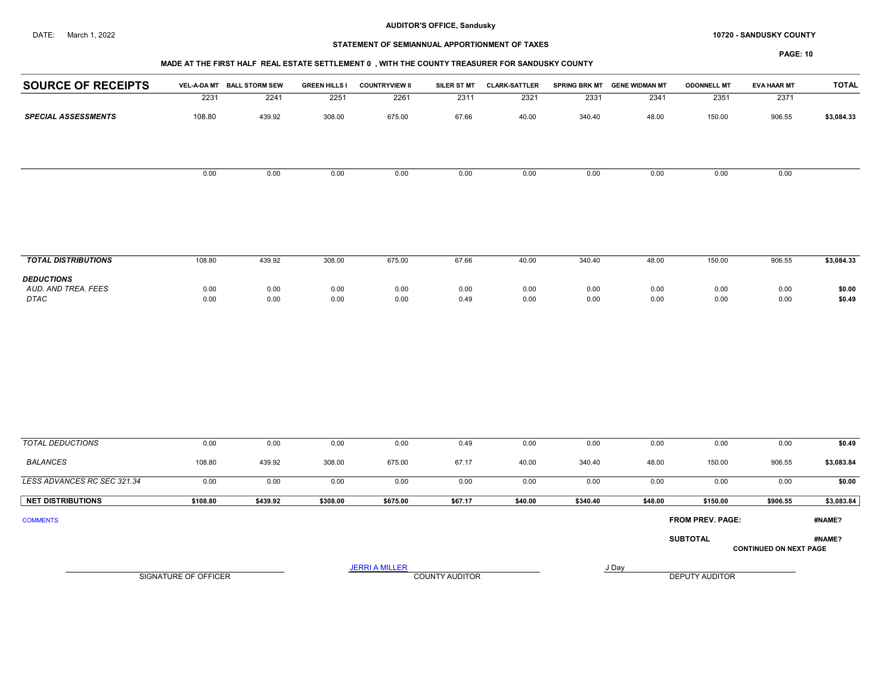AUDITOR'S OFFICE, Sandusky

DATE: March 1, 2022

10720 - SANDUSKY COUNTY

STATEMENT OF SEMIANNUAL APPORTIONMENT OF TAXES

MADE AT THE FIRST HALF REAL ESTATE SETTLEMENT 0 , WITH THE COUNTY TREASURER FOR SANDUSKY COUNTY

| SOURCE OF RECEIPTS | VEL-A-DA MT | BALL STORM SEW | GREEN HILLS I | COUNTRYVIEW II | SILER ST MT | CLARK-SATTLER | SPRING BRK MT | GENE WIDMAN MT | ODONNELL MT | EVA HAAR MT | TOTAL |
|---|---|---|---|---|---|---|---|---|---|---|---|
| | 2231 | 2241 | 2251 | 2261 | 2311 | 2321 | 2331 | 2341 | 2351 | 2371 | |
| ***SPECIAL ASSESSMENTS*** | 108.80 | 439.92 | 308.00 | 675.00 | 67.66 | 40.00 | 340.40 | 48.00 | 150.00 | 906.55 | $3,084.33 |
| | 0.00 | 0.00 | 0.00 | 0.00 | 0.00 | 0.00 | 0.00 | 0.00 | 0.00 | 0.00 | |
| ***TOTAL DISTRIBUTIONS*** | 108.80 | 439.92 | 308.00 | 675.00 | 67.66 | 40.00 | 340.40 | 48.00 | 150.00 | 906.55 | $3,084.33 |
| ***DEDUCTIONS*** | | | | | | | | | | | |
| *AUD. AND TREA. FEES* | 0.00 | 0.00 | 0.00 | 0.00 | 0.00 | 0.00 | 0.00 | 0.00 | 0.00 | 0.00 | $0.00 |
| *DTAC* | 0.00 | 0.00 | 0.00 | 0.00 | 0.49 | 0.00 | 0.00 | 0.00 | 0.00 | 0.00 | $0.49 |
| *TOTAL DEDUCTIONS* | 0.00 | 0.00 | 0.00 | 0.00 | 0.49 | 0.00 | 0.00 | 0.00 | 0.00 | 0.00 | $0.49 |
| *BALANCES* | 108.80 | 439.92 | 308.00 | 675.00 | 67.17 | 40.00 | 340.40 | 48.00 | 150.00 | 906.55 | $3,083.84 |
| *LESS ADVANCES RC SEC 321.34* | 0.00 | 0.00 | 0.00 | 0.00 | 0.00 | 0.00 | 0.00 | 0.00 | 0.00 | 0.00 | $0.00 |
| **NET DISTRIBUTIONS** | $108.80 | $439.92 | $308.00 | $675.00 | $67.17 | $40.00 | $340.40 | $48.00 | $150.00 | $906.55 | $3,083.84 |

COMMENTS

**FROM PREV. PAGE:** #NAME?

**SUBTOTAL** #NAME?

**CONTINUED ON NEXT PAGE**

SIGNATURE OF OFFICER

JERRI A MILLER
COUNTY AUDITOR

J Day
DEPUTY AUDITOR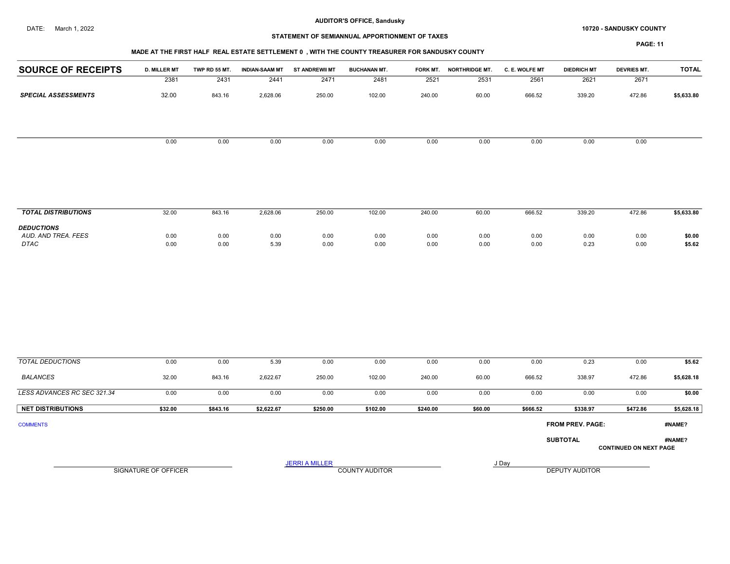AUDITOR'S OFFICE, Sandusky

DATE: March 1, 2022

10720 - SANDUSKY COUNTY

## STATEMENT OF SEMIANNUAL APPORTIONMENT OF TAXES

### MADE AT THE FIRST HALF REAL ESTATE SETTLEMENT 0 , WITH THE COUNTY TREASURER FOR SANDUSKY COUNTY

| SOURCE OF RECEIPTS | D. MILLER MT | TWP RD 55 MT. | INDIAN-SAAM MT | ST ANDREWII MT | BUCHANAN MT. | FORK MT. | NORTHRIDGE MT. | C. E. WOLFE MT | DIEDRICH MT | DEVRIES MT. | TOTAL |
|---|---|---|---|---|---|---|---|---|---|---|---|
| | 2381 | 2431 | 2441 | 2471 | 2481 | 2521 | 2531 | 2561 | 2621 | 2671 | |
| ***SPECIAL ASSESSMENTS*** | 32.00 | 843.16 | 2,628.06 | 250.00 | 102.00 | 240.00 | 60.00 | 666.52 | 339.20 | 472.86 | **$5,633.80** |
| | 0.00 | 0.00 | 0.00 | 0.00 | 0.00 | 0.00 | 0.00 | 0.00 | 0.00 | 0.00 | |
| ***TOTAL DISTRIBUTIONS*** | 32.00 | 843.16 | 2,628.06 | 250.00 | 102.00 | 240.00 | 60.00 | 666.52 | 339.20 | 472.86 | **$5,633.80** |
| ***DEDUCTIONS*** | | | | | | | | | | | |
| *AUD. AND TREA. FEES* | 0.00 | 0.00 | 0.00 | 0.00 | 0.00 | 0.00 | 0.00 | 0.00 | 0.00 | 0.00 | **$0.00** |
| *DTAC* | 0.00 | 0.00 | 5.39 | 0.00 | 0.00 | 0.00 | 0.00 | 0.00 | 0.23 | 0.00 | **$5.62** |
| *TOTAL DEDUCTIONS* | 0.00 | 0.00 | 5.39 | 0.00 | 0.00 | 0.00 | 0.00 | 0.00 | 0.23 | 0.00 | **$5.62** |
| *BALANCES* | 32.00 | 843.16 | 2,622.67 | 250.00 | 102.00 | 240.00 | 60.00 | 666.52 | 338.97 | 472.86 | **$5,628.18** |
| *LESS ADVANCES RC SEC 321.34* | 0.00 | 0.00 | 0.00 | 0.00 | 0.00 | 0.00 | 0.00 | 0.00 | 0.00 | 0.00 | **$0.00** |
| **NET DISTRIBUTIONS** | **$32.00** | **$843.16** | **$2,622.67** | **$250.00** | **$102.00** | **$240.00** | **$60.00** | **$666.52** | **$338.97** | **$472.86** | **$5,628.18** |

COMMENTS

**FROM PREV. PAGE:** **#NAME?**

**SUBTOTAL** **#NAME?**

**CONTINUED ON NEXT PAGE**

SIGNATURE OF OFFICER

JERRI A MILLER
COUNTY AUDITOR

J Day
DEPUTY AUDITOR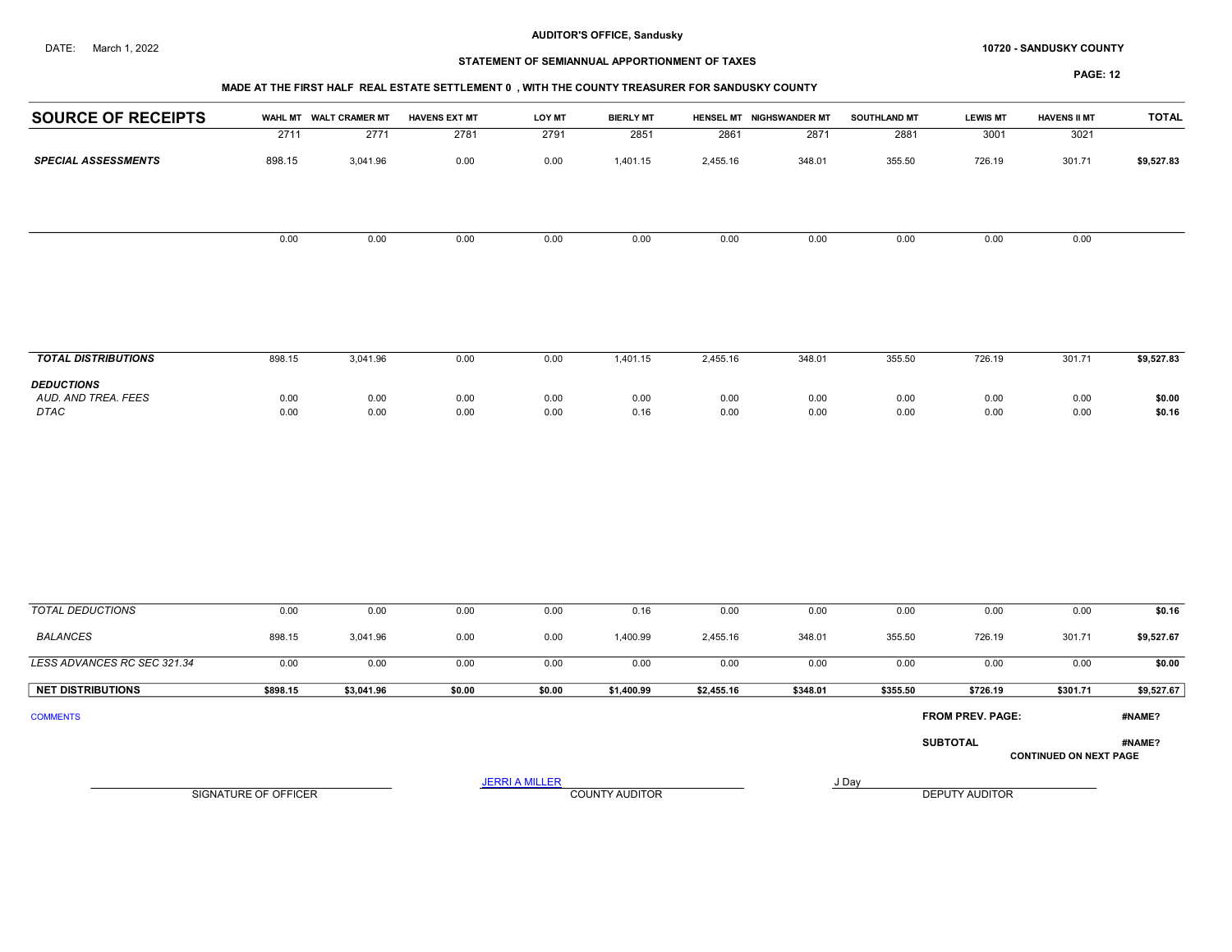AUDITOR'S OFFICE, Sandusky

DATE: March 1, 2022

10720 - SANDUSKY COUNTY

STATEMENT OF SEMIANNUAL APPORTIONMENT OF TAXES

MADE AT THE FIRST HALF REAL ESTATE SETTLEMENT 0 , WITH THE COUNTY TREASURER FOR SANDUSKY COUNTY

| SOURCE OF RECEIPTS | WAHL MT | WALT CRAMER MT | HAVENS EXT MT | LOY MT | BIERLY MT | HENSEL MT | NIGHSWANDER MT | SOUTHLAND MT | LEWIS MT | HAVENS II MT | TOTAL |
|---|---|---|---|---|---|---|---|---|---|---|---|
| | 2711 | 2771 | 2781 | 2791 | 2851 | 2861 | 2871 | 2881 | 3001 | 3021 | |
| ***SPECIAL ASSESSMENTS*** | 898.15 | 3,041.96 | 0.00 | 0.00 | 1,401.15 | 2,455.16 | 348.01 | 355.50 | 726.19 | 301.71 | **$9,527.83** |
| | 0.00 | 0.00 | 0.00 | 0.00 | 0.00 | 0.00 | 0.00 | 0.00 | 0.00 | 0.00 | |
| ***TOTAL DISTRIBUTIONS*** | 898.15 | 3,041.96 | 0.00 | 0.00 | 1,401.15 | 2,455.16 | 348.01 | 355.50 | 726.19 | 301.71 | **$9,527.83** |
| ***DEDUCTIONS*** | | | | | | | | | | | |
| *AUD. AND TREA. FEES* | 0.00 | 0.00 | 0.00 | 0.00 | 0.00 | 0.00 | 0.00 | 0.00 | 0.00 | 0.00 | **$0.00** |
| *DTAC* | 0.00 | 0.00 | 0.00 | 0.00 | 0.16 | 0.00 | 0.00 | 0.00 | 0.00 | 0.00 | **$0.16** |
| *TOTAL DEDUCTIONS* | 0.00 | 0.00 | 0.00 | 0.00 | 0.16 | 0.00 | 0.00 | 0.00 | 0.00 | 0.00 | **$0.16** |
| *BALANCES* | 898.15 | 3,041.96 | 0.00 | 0.00 | 1,400.99 | 2,455.16 | 348.01 | 355.50 | 726.19 | 301.71 | **$9,527.67** |
| *LESS ADVANCES RC SEC 321.34* | 0.00 | 0.00 | 0.00 | 0.00 | 0.00 | 0.00 | 0.00 | 0.00 | 0.00 | 0.00 | **$0.00** |
| **NET DISTRIBUTIONS** | **$898.15** | **$3,041.96** | **$0.00** | **$0.00** | **$1,400.99** | **$2,455.16** | **$348.01** | **$355.50** | **$726.19** | **$301.71** | **$9,527.67** |

COMMENTS

**FROM PREV. PAGE:** **#NAME?**

**SUBTOTAL** **#NAME?**

**CONTINUED ON NEXT PAGE**

SIGNATURE OF OFFICER

JERRI A MILLER
COUNTY AUDITOR

J Day
DEPUTY AUDITOR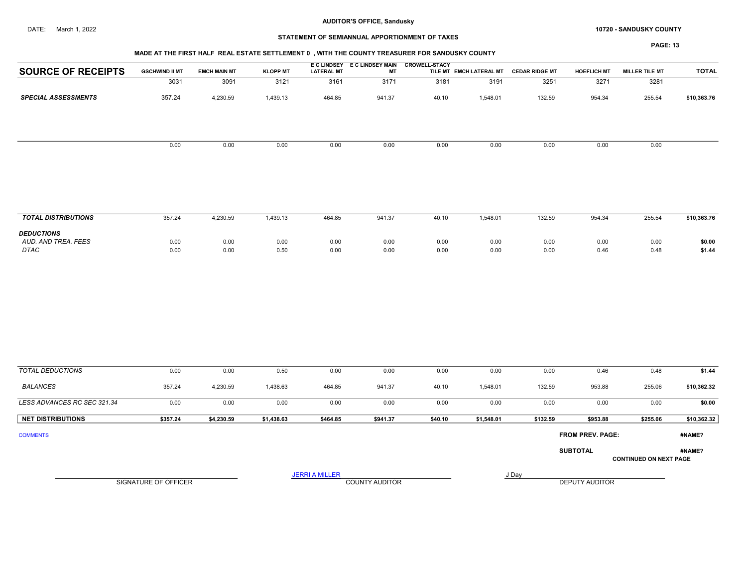DATE: March 1, 2022

**AUDITOR'S OFFICE, Sandusky**

**10720 - SANDUSKY COUNTY**

**STATEMENT OF SEMIANNUAL APPORTIONMENT OF TAXES**

**MADE AT THE FIRST HALF REAL ESTATE SETTLEMENT 0 , WITH THE COUNTY TREASURER FOR SANDUSKY COUNTY**

| SOURCE OF RECEIPTS | GSCHWIND II MT | EMCH MAIN MT | KLOPP MT | E C LINDSEY LATERAL MT | E C LINDSEY MAIN MT | CROWELL-STACY TILE MT | EMCH LATERAL MT | CEDAR RIDGE MT | HOEFLICH MT | MILLER TILE MT | TOTAL |
|---|---|---|---|---|---|---|---|---|---|---|---|
| | 3031 | 3091 | 3121 | 3161 | 3171 | 3181 | 3191 | 3251 | 3271 | 3281 | |
| ***SPECIAL ASSESSMENTS*** | 357.24 | 4,230.59 | 1,439.13 | 464.85 | 941.37 | 40.10 | 1,548.01 | 132.59 | 954.34 | 255.54 | **$10,363.76** |
| | 0.00 | 0.00 | 0.00 | 0.00 | 0.00 | 0.00 | 0.00 | 0.00 | 0.00 | 0.00 | |
| ***TOTAL DISTRIBUTIONS*** | 357.24 | 4,230.59 | 1,439.13 | 464.85 | 941.37 | 40.10 | 1,548.01 | 132.59 | 954.34 | 255.54 | **$10,363.76** |
| ***DEDUCTIONS*** | | | | | | | | | | | |
| *AUD. AND TREA. FEES* | 0.00 | 0.00 | 0.00 | 0.00 | 0.00 | 0.00 | 0.00 | 0.00 | 0.00 | 0.00 | **$0.00** |
| *DTAC* | 0.00 | 0.00 | 0.50 | 0.00 | 0.00 | 0.00 | 0.00 | 0.00 | 0.46 | 0.48 | **$1.44** |
| *TOTAL DEDUCTIONS* | 0.00 | 0.00 | 0.50 | 0.00 | 0.00 | 0.00 | 0.00 | 0.00 | 0.46 | 0.48 | **$1.44** |
| *BALANCES* | 357.24 | 4,230.59 | 1,438.63 | 464.85 | 941.37 | 40.10 | 1,548.01 | 132.59 | 953.88 | 255.06 | **$10,362.32** |
| *LESS ADVANCES RC SEC 321.34* | 0.00 | 0.00 | 0.00 | 0.00 | 0.00 | 0.00 | 0.00 | 0.00 | 0.00 | 0.00 | **$0.00** |
| **NET DISTRIBUTIONS** | **$357.24** | **$4,230.59** | **$1,438.63** | **$464.85** | **$941.37** | **$40.10** | **$1,548.01** | **$132.59** | **$953.88** | **$255.06** | **$10,362.32** |

COMMENTS

**FROM PREV. PAGE:** **#NAME?**

**SUBTOTAL** **#NAME?**

**CONTINUED ON NEXT PAGE**

SIGNATURE OF OFFICER

JERRI A MILLER
COUNTY AUDITOR

J Day
DEPUTY AUDITOR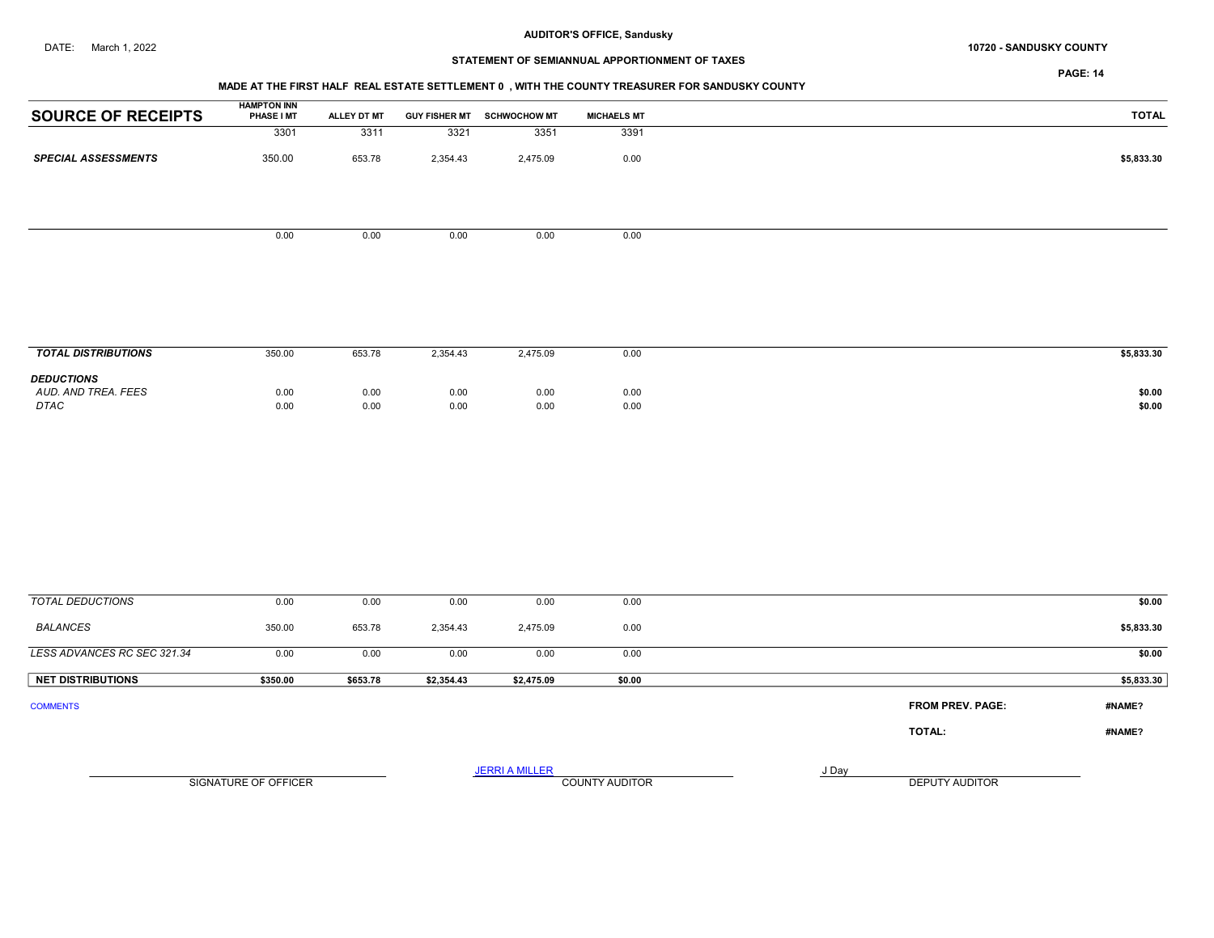AUDITOR'S OFFICE, Sandusky

DATE: March 1, 2022

10720 - SANDUSKY COUNTY

STATEMENT OF SEMIANNUAL APPORTIONMENT OF TAXES

MADE AT THE FIRST HALF REAL ESTATE SETTLEMENT 0 , WITH THE COUNTY TREASURER FOR SANDUSKY COUNTY

| SOURCE OF RECEIPTS | HAMPTON INN PHASE I MT | ALLEY DT MT | GUY FISHER MT | SCHWOCHOW MT | MICHAELS MT | TOTAL |
|---|---|---|---|---|---|---|
| | 3301 | 3311 | 3321 | 3351 | 3391 | |
| ***SPECIAL ASSESSMENTS*** | 350.00 | 653.78 | 2,354.43 | 2,475.09 | 0.00 | $5,833.30 |
| | 0.00 | 0.00 | 0.00 | 0.00 | 0.00 | |
| ***TOTAL DISTRIBUTIONS*** | 350.00 | 653.78 | 2,354.43 | 2,475.09 | 0.00 | $5,833.30 |
| ***DEDUCTIONS*** | | | | | | |
| *AUD. AND TREA. FEES* | 0.00 | 0.00 | 0.00 | 0.00 | 0.00 | $0.00 |
| *DTAC* | 0.00 | 0.00 | 0.00 | 0.00 | 0.00 | $0.00 |
| *TOTAL DEDUCTIONS* | 0.00 | 0.00 | 0.00 | 0.00 | 0.00 | $0.00 |
| *BALANCES* | 350.00 | 653.78 | 2,354.43 | 2,475.09 | 0.00 | $5,833.30 |
| *LESS ADVANCES RC SEC 321.34* | 0.00 | 0.00 | 0.00 | 0.00 | 0.00 | $0.00 |
| **NET DISTRIBUTIONS** | **$350.00** | **$653.78** | **$2,354.43** | **$2,475.09** | **$0.00** | $5,833.30 |

COMMENTS

**FROM PREV. PAGE:** #NAME?

**TOTAL:** #NAME?

SIGNATURE OF OFFICER

JERRI A MILLER
COUNTY AUDITOR

J Day
DEPUTY AUDITOR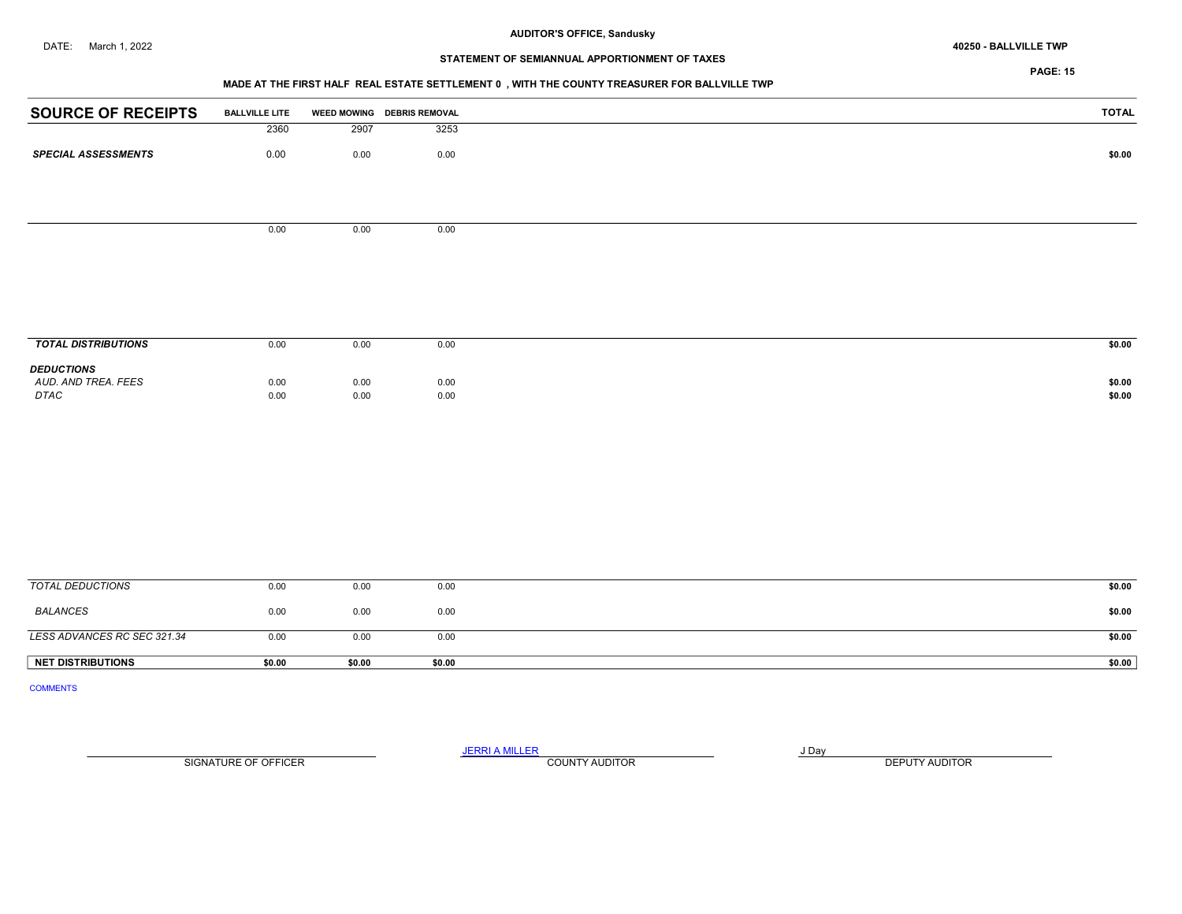AUDITOR'S OFFICE, Sandusky

DATE: March 1, 2022

40250 - BALLVILLE TWP

## STATEMENT OF SEMIANNUAL APPORTIONMENT OF TAXES

### MADE AT THE FIRST HALF REAL ESTATE SETTLEMENT 0 , WITH THE COUNTY TREASURER FOR BALLVILLE TWP

| SOURCE OF RECEIPTS | BALLVILLE LITE | WEED MOWING | DEBRIS REMOVAL | TOTAL |
|---|---|---|---|---|
| | 2360 | 2907 | 3253 | |
| ***SPECIAL ASSESSMENTS*** | 0.00 | 0.00 | 0.00 | $0.00 |
| | 0.00 | 0.00 | 0.00 | |
| ***TOTAL DISTRIBUTIONS*** | 0.00 | 0.00 | 0.00 | $0.00 |
| ***DEDUCTIONS*** | | | | |
| *AUD. AND TREA. FEES* | 0.00 | 0.00 | 0.00 | $0.00 |
| *DTAC* | 0.00 | 0.00 | 0.00 | $0.00 |
| *TOTAL DEDUCTIONS* | 0.00 | 0.00 | 0.00 | $0.00 |
| *BALANCES* | 0.00 | 0.00 | 0.00 | $0.00 |
| *LESS ADVANCES RC SEC 321.34* | 0.00 | 0.00 | 0.00 | $0.00 |
| **NET DISTRIBUTIONS** | **$0.00** | **$0.00** | **$0.00** | **$0.00** |

COMMENTS

SIGNATURE OF OFFICER

JERRI A MILLER
COUNTY AUDITOR

J Day
DEPUTY AUDITOR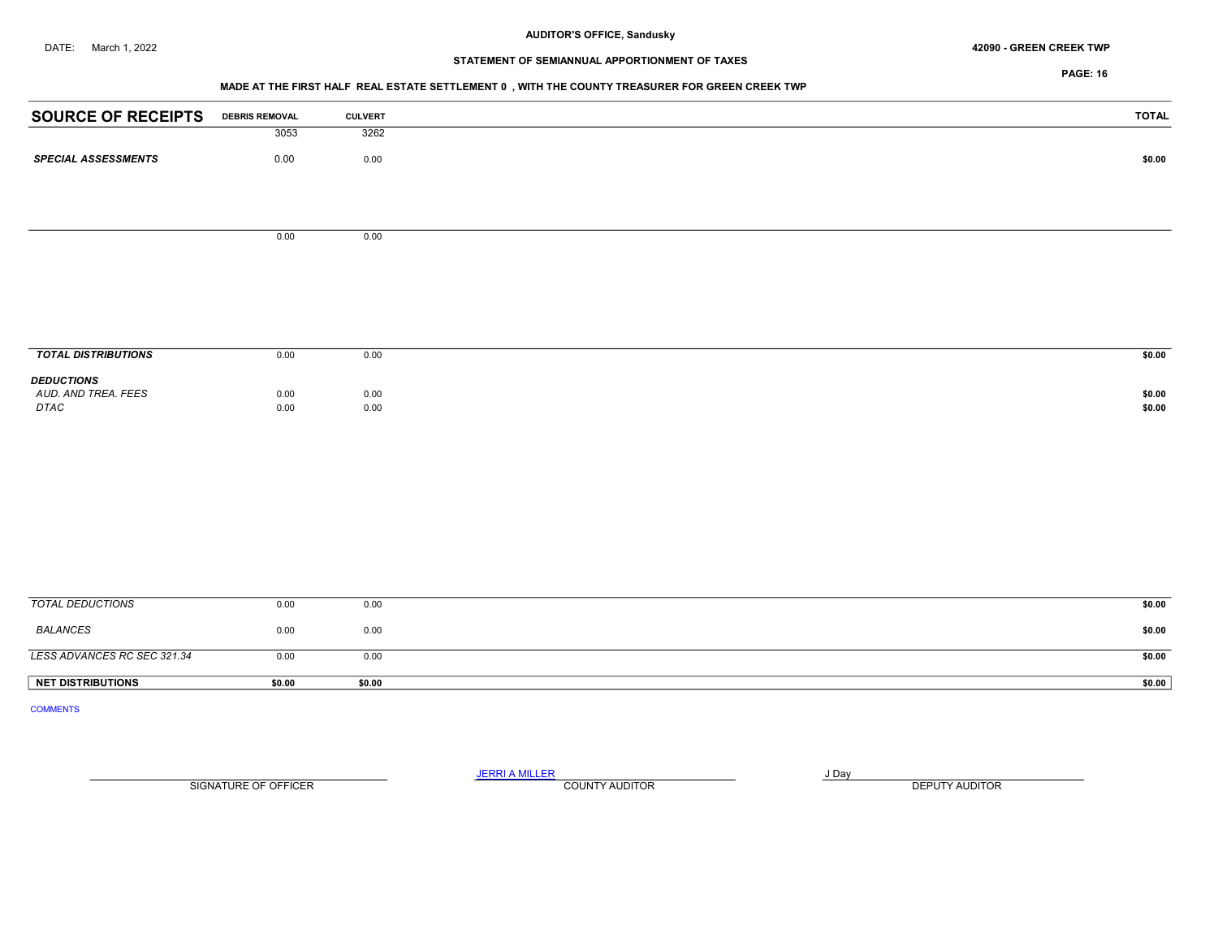**AUDITOR'S OFFICE, Sandusky**

DATE: March 1, 2022

**42090 - GREEN CREEK TWP**

**STATEMENT OF SEMIANNUAL APPORTIONMENT OF TAXES**

**MADE AT THE FIRST HALF REAL ESTATE SETTLEMENT 0 , WITH THE COUNTY TREASURER FOR GREEN CREEK TWP**

| SOURCE OF RECEIPTS | DEBRIS REMOVAL | CULVERT | TOTAL |
|---|---|---|---|
| | 3053 | 3262 | |
| ***SPECIAL ASSESSMENTS*** | 0.00 | 0.00 | **$0.00** |
| | 0.00 | 0.00 | |
| ***TOTAL DISTRIBUTIONS*** | 0.00 | 0.00 | **$0.00** |
| ***DEDUCTIONS*** | | | |
| *AUD. AND TREA. FEES* | 0.00 | 0.00 | **$0.00** |
| *DTAC* | 0.00 | 0.00 | **$0.00** |
| *TOTAL DEDUCTIONS* | 0.00 | 0.00 | **$0.00** |
| *BALANCES* | 0.00 | 0.00 | **$0.00** |
| *LESS ADVANCES RC SEC 321.34* | 0.00 | 0.00 | **$0.00** |
| **NET DISTRIBUTIONS** | **$0.00** | **$0.00** | **$0.00** |

COMMENTS

SIGNATURE OF OFFICER

JERRI A MILLER
COUNTY AUDITOR

J Day
DEPUTY AUDITOR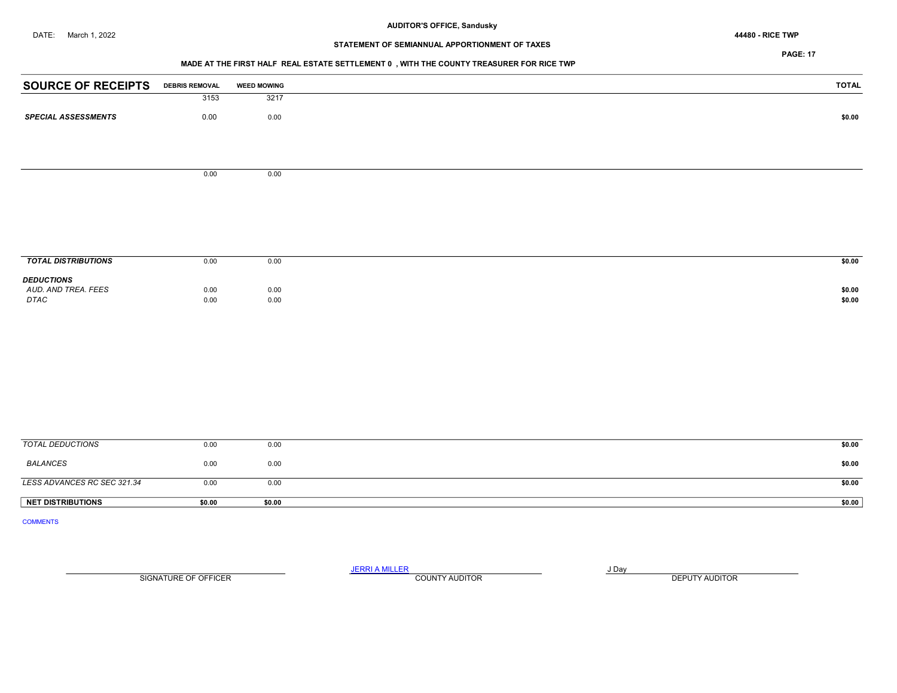**AUDITOR'S OFFICE, Sandusky**

DATE: March 1, 2022

**44480 - RICE TWP**

**STATEMENT OF SEMIANNUAL APPORTIONMENT OF TAXES**

**PAGE: 17**

**MADE AT THE FIRST HALF REAL ESTATE SETTLEMENT 0 , WITH THE COUNTY TREASURER FOR RICE TWP**

| SOURCE OF RECEIPTS | DEBRIS REMOVAL | WEED MOWING | TOTAL |
|---|---|---|---|
| | 3153 | 3217 | |
| ***SPECIAL ASSESSMENTS*** | 0.00 | 0.00 | **$0.00** |
| | 0.00 | 0.00 | |
| ***TOTAL DISTRIBUTIONS*** | 0.00 | 0.00 | **$0.00** |
| ***DEDUCTIONS*** | | | |
| *AUD. AND TREA. FEES* | 0.00 | 0.00 | **$0.00** |
| *DTAC* | 0.00 | 0.00 | **$0.00** |
| *TOTAL DEDUCTIONS* | 0.00 | 0.00 | **$0.00** |
| *BALANCES* | 0.00 | 0.00 | **$0.00** |
| *LESS ADVANCES RC SEC 321.34* | 0.00 | 0.00 | **$0.00** |
| **NET DISTRIBUTIONS** | **$0.00** | **$0.00** | **$0.00** |

COMMENTS

| SIGNATURE OF OFFICER | JERRI A MILLER<br>COUNTY AUDITOR | J Day<br>DEPUTY AUDITOR |
|---|---|---|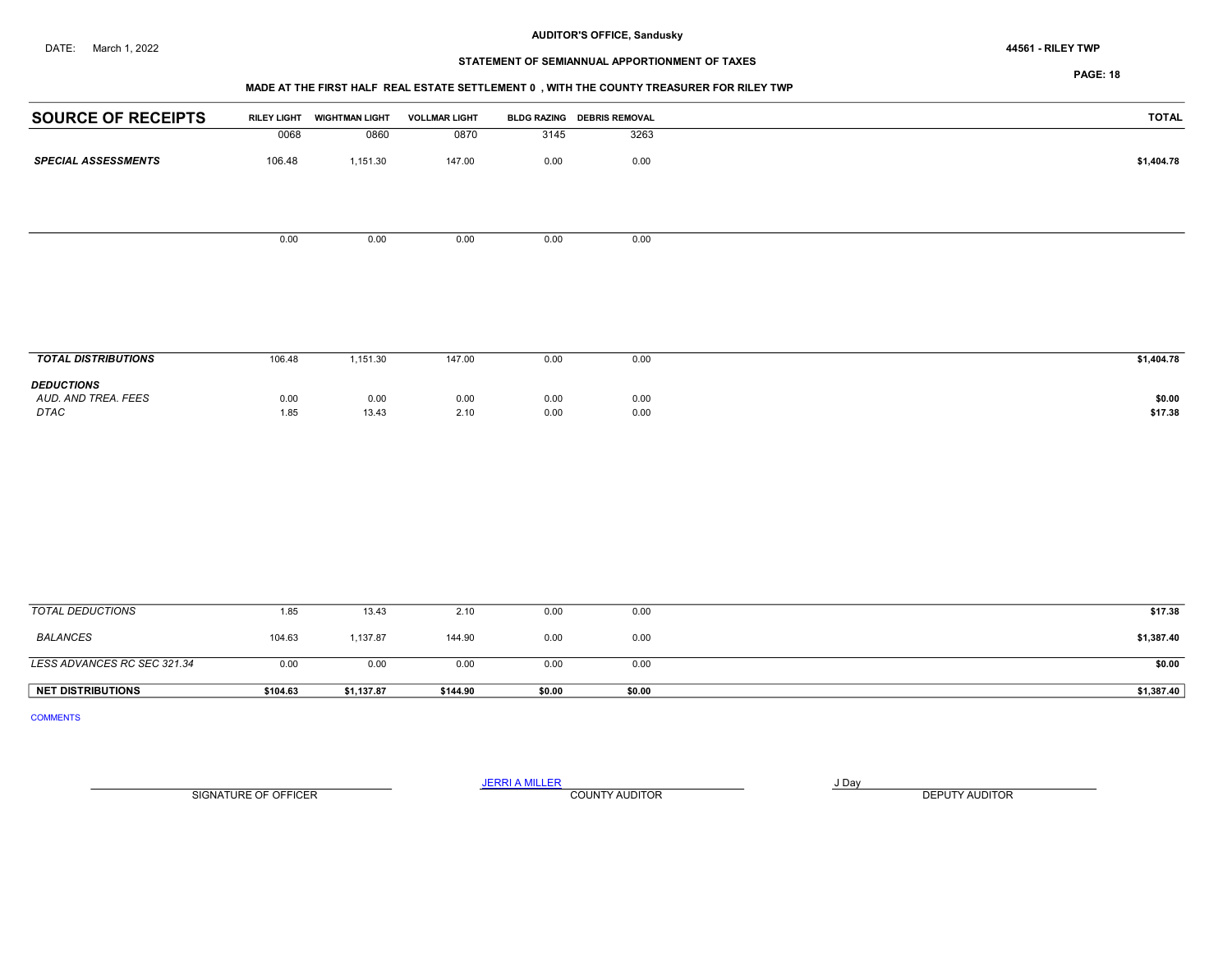DATE: March 1, 2022

**AUDITOR'S OFFICE, Sandusky**

**44561 - RILEY TWP**

**STATEMENT OF SEMIANNUAL APPORTIONMENT OF TAXES**

**MADE AT THE FIRST HALF REAL ESTATE SETTLEMENT 0 , WITH THE COUNTY TREASURER FOR RILEY TWP**

| SOURCE OF RECEIPTS | RILEY LIGHT | WIGHTMAN LIGHT | VOLLMAR LIGHT | BLDG RAZING | DEBRIS REMOVAL | TOTAL |
|---|---|---|---|---|---|---|
| | 0068 | 0860 | 0870 | 3145 | 3263 | |
| ***SPECIAL ASSESSMENTS*** | 106.48 | 1,151.30 | 147.00 | 0.00 | 0.00 | **$1,404.78** |
| | 0.00 | 0.00 | 0.00 | 0.00 | 0.00 | |
| ***TOTAL DISTRIBUTIONS*** | 106.48 | 1,151.30 | 147.00 | 0.00 | 0.00 | **$1,404.78** |
| ***DEDUCTIONS*** | | | | | | |
| *AUD. AND TREA. FEES* | 0.00 | 0.00 | 0.00 | 0.00 | 0.00 | **$0.00** |
| *DTAC* | 1.85 | 13.43 | 2.10 | 0.00 | 0.00 | **$17.38** |
| *TOTAL DEDUCTIONS* | 1.85 | 13.43 | 2.10 | 0.00 | 0.00 | **$17.38** |
| *BALANCES* | 104.63 | 1,137.87 | 144.90 | 0.00 | 0.00 | **$1,387.40** |
| *LESS ADVANCES RC SEC 321.34* | 0.00 | 0.00 | 0.00 | 0.00 | 0.00 | **$0.00** |
| **NET DISTRIBUTIONS** | **$104.63** | **$1,137.87** | **$144.90** | **$0.00** | **$0.00** | **$1,387.40** |

COMMENTS

| SIGNATURE OF OFFICER | JERRI A MILLER<br>COUNTY AUDITOR | J Day<br>DEPUTY AUDITOR |
|---|---|---|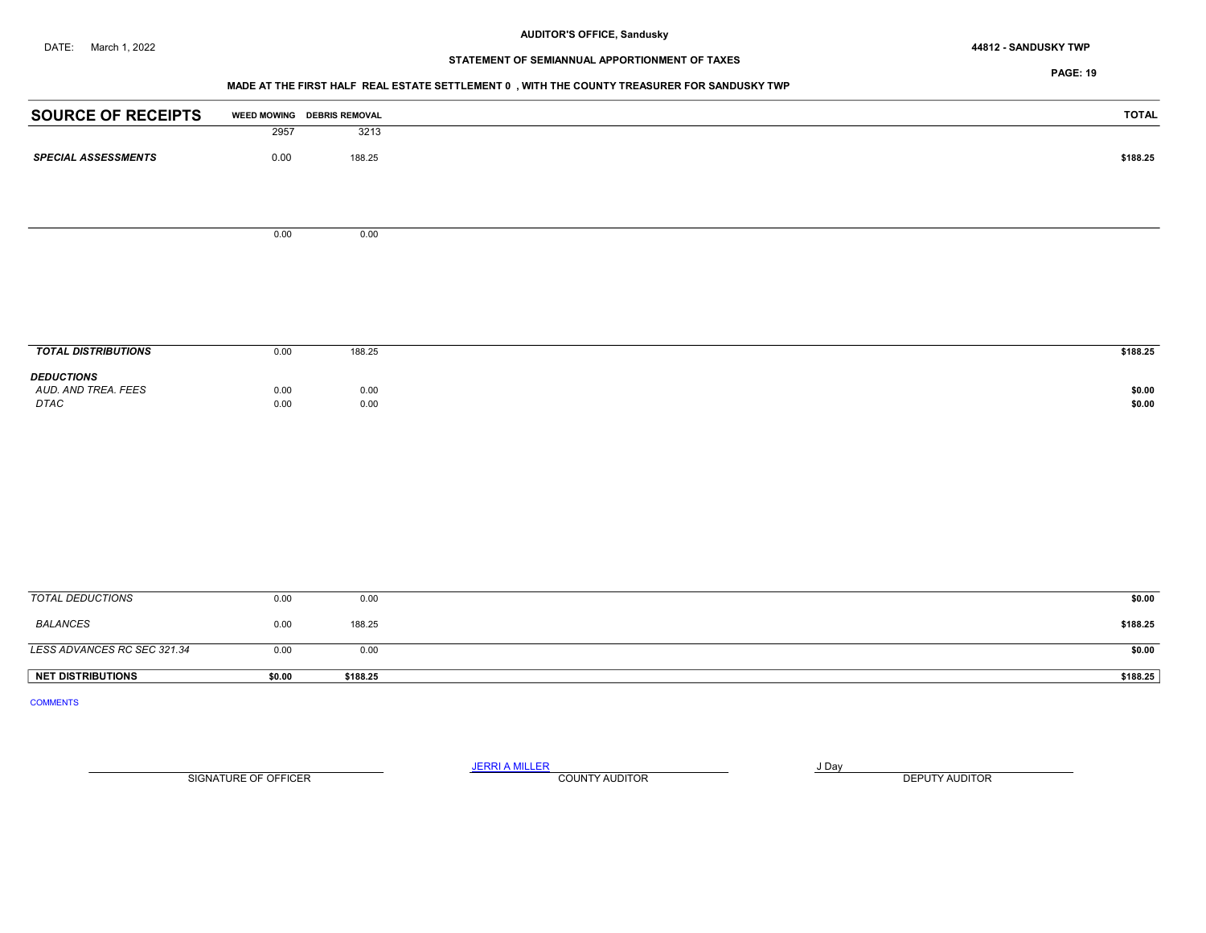AUDITOR'S OFFICE, Sandusky

DATE: March 1, 2022

**44812 - SANDUSKY TWP**

**STATEMENT OF SEMIANNUAL APPORTIONMENT OF TAXES**

**MADE AT THE FIRST HALF REAL ESTATE SETTLEMENT 0 , WITH THE COUNTY TREASURER FOR SANDUSKY TWP**

| SOURCE OF RECEIPTS | WEED MOWING | DEBRIS REMOVAL | TOTAL |
|---|---|---|---|
| | 2957 | 3213 | |
| ***SPECIAL ASSESSMENTS*** | 0.00 | 188.25 | $188.25 |
| | 0.00 | 0.00 | |
| ***TOTAL DISTRIBUTIONS*** | 0.00 | 188.25 | $188.25 |
| ***DEDUCTIONS*** | | | |
| *AUD. AND TREA. FEES* | 0.00 | 0.00 | $0.00 |
| *DTAC* | 0.00 | 0.00 | $0.00 |
| *TOTAL DEDUCTIONS* | 0.00 | 0.00 | $0.00 |
| *BALANCES* | 0.00 | 188.25 | $188.25 |
| *LESS ADVANCES RC SEC 321.34* | 0.00 | 0.00 | $0.00 |
| **NET DISTRIBUTIONS** | **$0.00** | **$188.25** | **$188.25** |

COMMENTS

SIGNATURE OF OFFICER

JERRI A MILLER
COUNTY AUDITOR

J Day
DEPUTY AUDITOR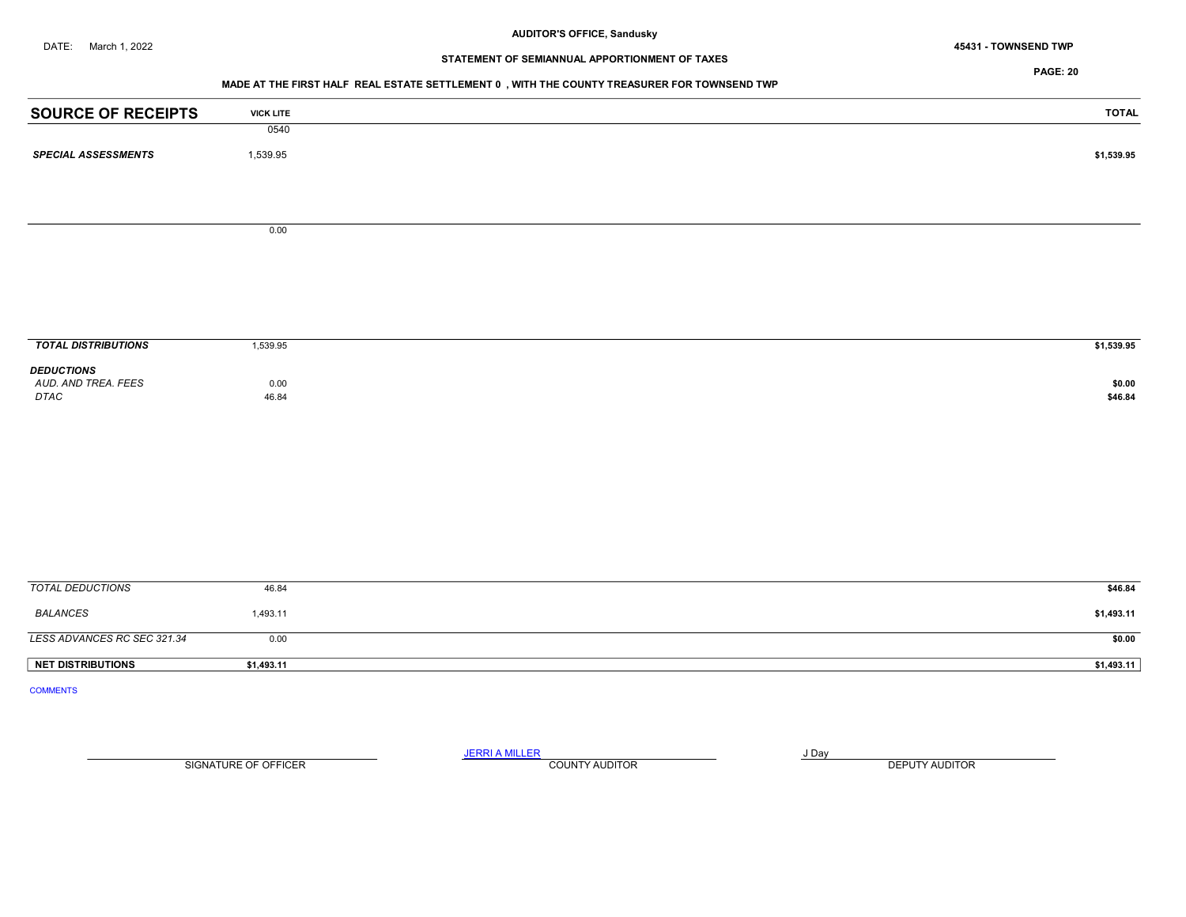DATE: March 1, 2022

**AUDITOR'S OFFICE, Sandusky**

**STATEMENT OF SEMIANNUAL APPORTIONMENT OF TAXES**

**45431 - TOWNSEND TWP**

**MADE AT THE FIRST HALF REAL ESTATE SETTLEMENT 0 , WITH THE COUNTY TREASURER FOR TOWNSEND TWP**

| SOURCE OF RECEIPTS | VICK LITE | TOTAL |
|---|---|---|
| | 0540 | |
| *SPECIAL ASSESSMENTS* | 1,539.95 | $1,539.95 |
| | 0.00 | |
| *TOTAL DISTRIBUTIONS* | 1,539.95 | $1,539.95 |
| *DEDUCTIONS* | | |
| *AUD. AND TREA. FEES* | 0.00 | $0.00 |
| *DTAC* | 46.84 | $46.84 |
| *TOTAL DEDUCTIONS* | 46.84 | $46.84 |
| *BALANCES* | 1,493.11 | $1,493.11 |
| *LESS ADVANCES RC SEC 321.34* | 0.00 | $0.00 |
| **NET DISTRIBUTIONS** | **$1,493.11** | **$1,493.11** |

COMMENTS

| SIGNATURE OF OFFICER | JERRI A MILLER<br>COUNTY AUDITOR | J Day<br>DEPUTY AUDITOR |
|---|---|---|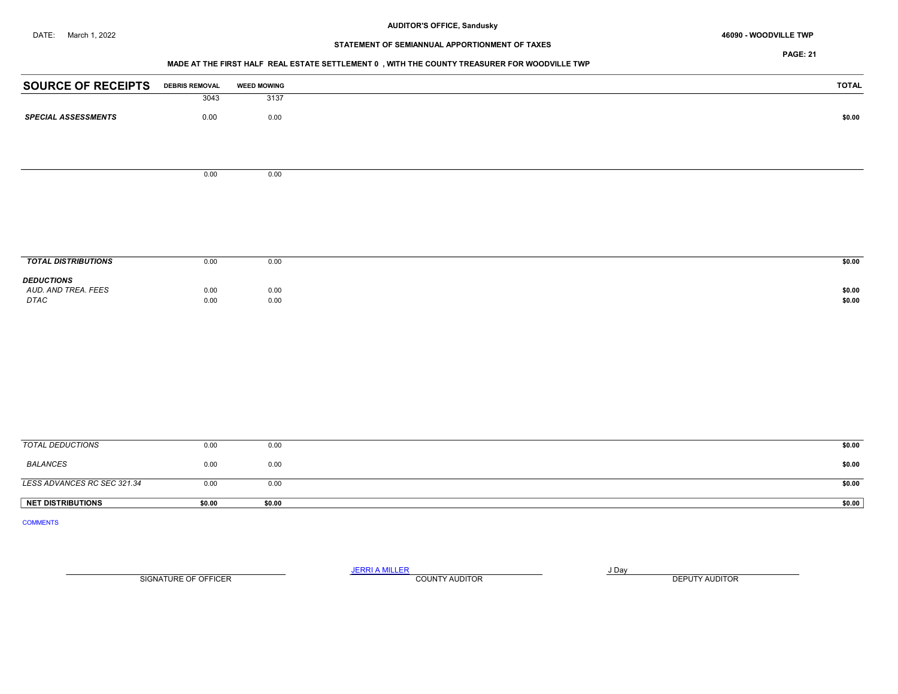**AUDITOR'S OFFICE, Sandusky**

DATE: March 1, 2022

**46090 - WOODVILLE TWP**

**STATEMENT OF SEMIANNUAL APPORTIONMENT OF TAXES**

**MADE AT THE FIRST HALF REAL ESTATE SETTLEMENT 0 , WITH THE COUNTY TREASURER FOR WOODVILLE TWP**

| SOURCE OF RECEIPTS | DEBRIS REMOVAL | WEED MOWING | TOTAL |
|---|---|---|---|
| | 3043 | 3137 | |
| ***SPECIAL ASSESSMENTS*** | 0.00 | 0.00 | **$0.00** |
| | 0.00 | 0.00 | |
| ***TOTAL DISTRIBUTIONS*** | 0.00 | 0.00 | **$0.00** |
| ***DEDUCTIONS*** | | | |
| *AUD. AND TREA. FEES* | 0.00 | 0.00 | **$0.00** |
| *DTAC* | 0.00 | 0.00 | **$0.00** |
| *TOTAL DEDUCTIONS* | 0.00 | 0.00 | **$0.00** |
| *BALANCES* | 0.00 | 0.00 | **$0.00** |
| *LESS ADVANCES RC SEC 321.34* | 0.00 | 0.00 | **$0.00** |
| **NET DISTRIBUTIONS** | **$0.00** | **$0.00** | **$0.00** |

COMMENTS

SIGNATURE OF OFFICER

JERRI A MILLER
COUNTY AUDITOR

J Day
DEPUTY AUDITOR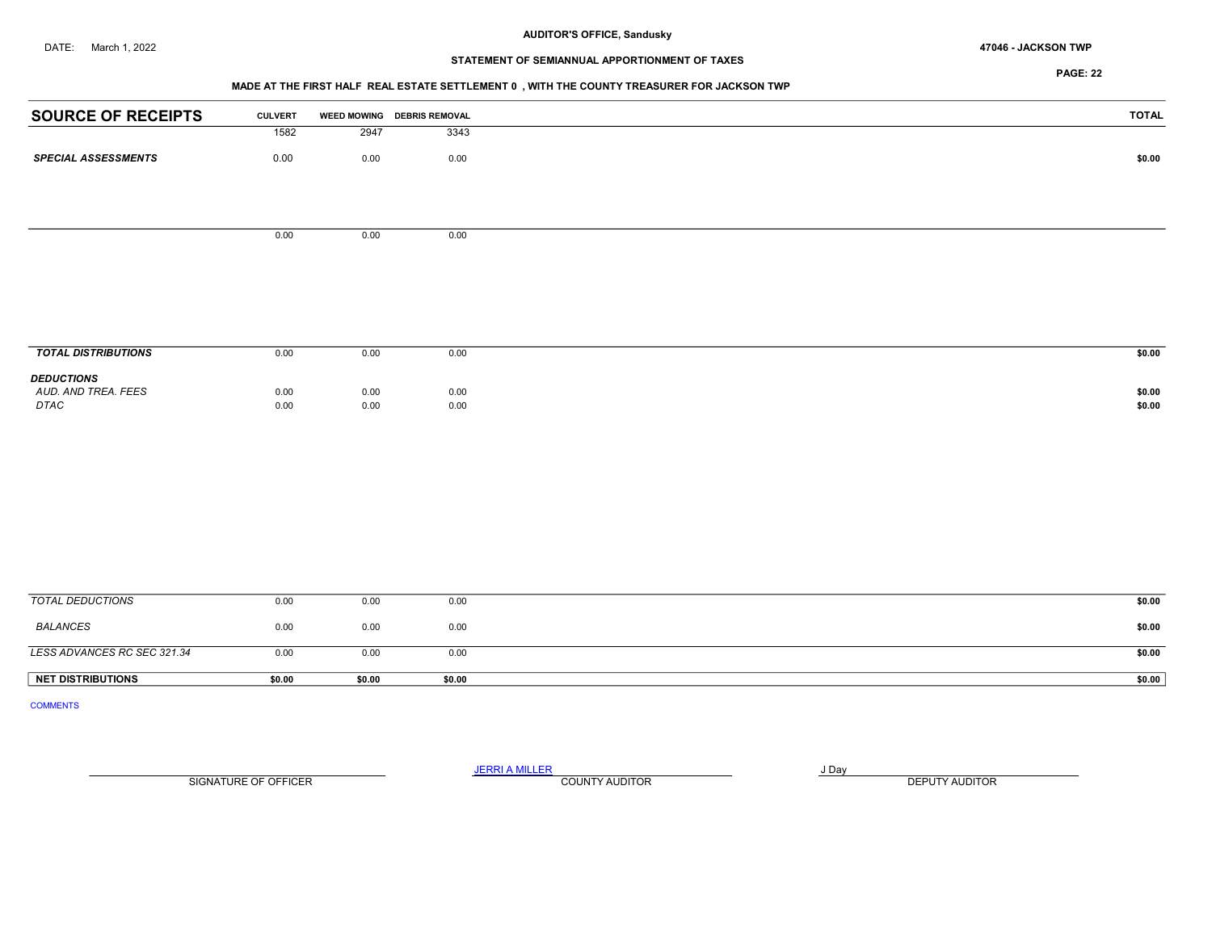AUDITOR'S OFFICE, Sandusky

DATE: March 1, 2022

47046 - JACKSON TWP

STATEMENT OF SEMIANNUAL APPORTIONMENT OF TAXES

MADE AT THE FIRST HALF REAL ESTATE SETTLEMENT 0 , WITH THE COUNTY TREASURER FOR JACKSON TWP

| SOURCE OF RECEIPTS | CULVERT | WEED MOWING | DEBRIS REMOVAL | TOTAL |
|---|---|---|---|---|
| | 1582 | 2947 | 3343 | |
| ***SPECIAL ASSESSMENTS*** | 0.00 | 0.00 | 0.00 | **$0.00** |
| | 0.00 | 0.00 | 0.00 | |
| ***TOTAL DISTRIBUTIONS*** | 0.00 | 0.00 | 0.00 | **$0.00** |
| ***DEDUCTIONS*** | | | | |
| *AUD. AND TREA. FEES* | 0.00 | 0.00 | 0.00 | **$0.00** |
| *DTAC* | 0.00 | 0.00 | 0.00 | **$0.00** |
| *TOTAL DEDUCTIONS* | 0.00 | 0.00 | 0.00 | **$0.00** |
| *BALANCES* | 0.00 | 0.00 | 0.00 | **$0.00** |
| *LESS ADVANCES RC SEC 321.34* | 0.00 | 0.00 | 0.00 | **$0.00** |
| **NET DISTRIBUTIONS** | **$0.00** | **$0.00** | **$0.00** | **$0.00** |

COMMENTS

SIGNATURE OF OFFICER

JERRI A MILLER
COUNTY AUDITOR

J Day
DEPUTY AUDITOR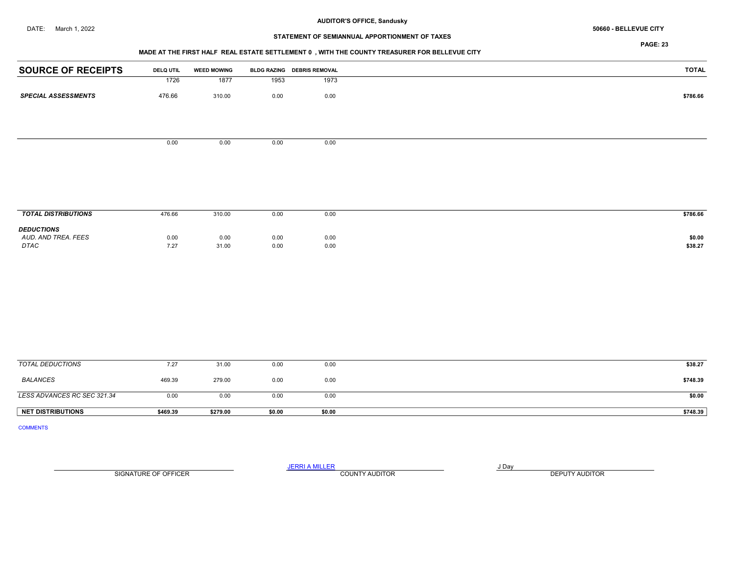**AUDITOR'S OFFICE, Sandusky**

DATE: March 1, 2022

**50660 - BELLEVUE CITY**

**STATEMENT OF SEMIANNUAL APPORTIONMENT OF TAXES**

**MADE AT THE FIRST HALF REAL ESTATE SETTLEMENT 0 , WITH THE COUNTY TREASURER FOR BELLEVUE CITY**

| SOURCE OF RECEIPTS | DELQ UTIL | WEED MOWING | BLDG RAZING | DEBRIS REMOVAL | TOTAL |
|---|---|---|---|---|---|
| | 1726 | 1877 | 1953 | 1973 | |
| ***SPECIAL ASSESSMENTS*** | 476.66 | 310.00 | 0.00 | 0.00 | **$786.66** |
| | 0.00 | 0.00 | 0.00 | 0.00 | |
| ***TOTAL DISTRIBUTIONS*** | 476.66 | 310.00 | 0.00 | 0.00 | **$786.66** |
| ***DEDUCTIONS*** | | | | | |
| *AUD. AND TREA. FEES* | 0.00 | 0.00 | 0.00 | 0.00 | **$0.00** |
| *DTAC* | 7.27 | 31.00 | 0.00 | 0.00 | **$38.27** |
| *TOTAL DEDUCTIONS* | 7.27 | 31.00 | 0.00 | 0.00 | **$38.27** |
| *BALANCES* | 469.39 | 279.00 | 0.00 | 0.00 | **$748.39** |
| *LESS ADVANCES RC SEC 321.34* | 0.00 | 0.00 | 0.00 | 0.00 | **$0.00** |
| **NET DISTRIBUTIONS** | **$469.39** | **$279.00** | **$0.00** | **$0.00** | **$748.39** |

COMMENTS

SIGNATURE OF OFFICER

JERRI A MILLER
COUNTY AUDITOR

J Day
DEPUTY AUDITOR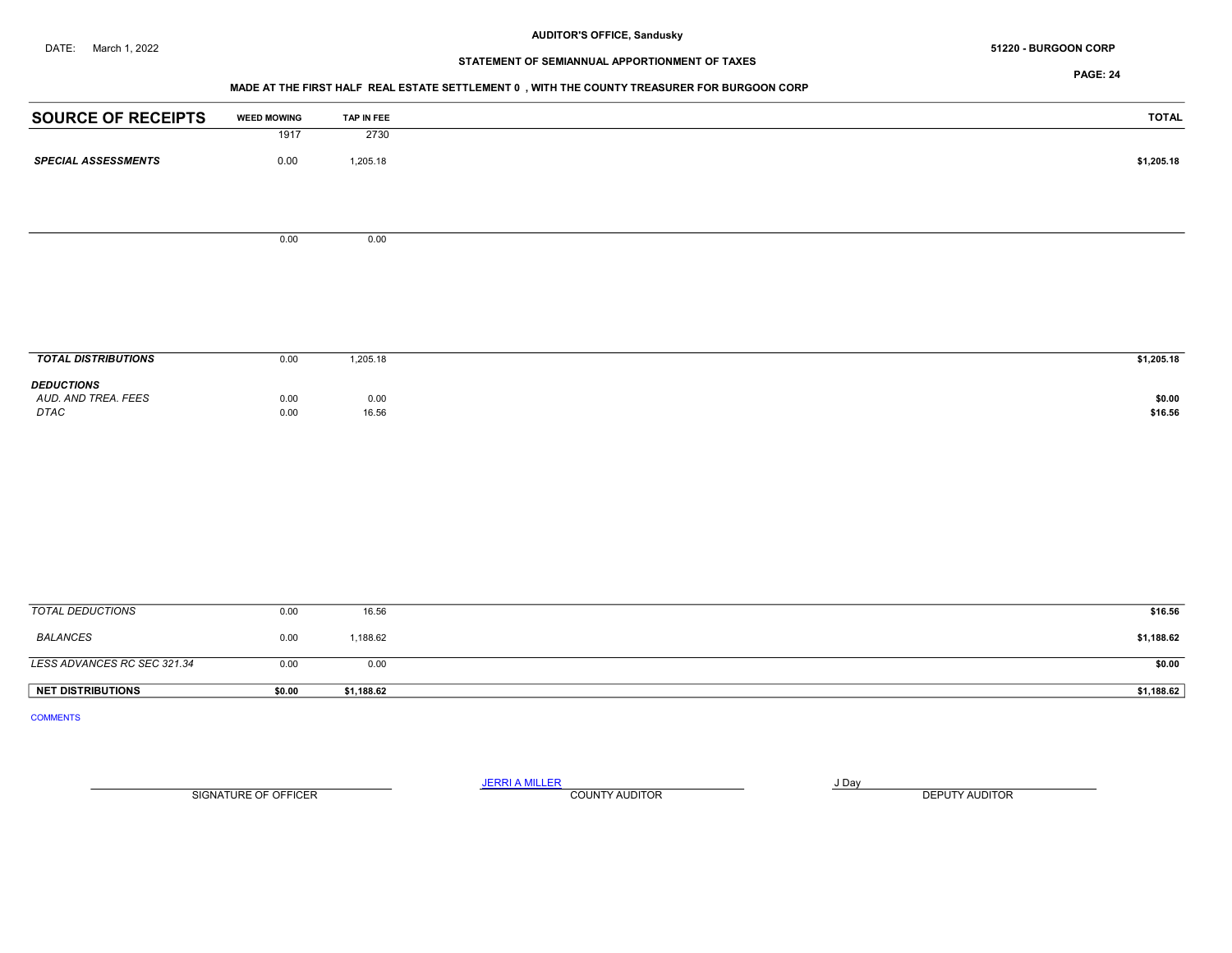AUDITOR'S OFFICE, Sandusky

DATE: March 1, 2022

51220 - BURGOON CORP

STATEMENT OF SEMIANNUAL APPORTIONMENT OF TAXES

MADE AT THE FIRST HALF REAL ESTATE SETTLEMENT 0 , WITH THE COUNTY TREASURER FOR BURGOON CORP

| SOURCE OF RECEIPTS | WEED MOWING | TAP IN FEE | TOTAL |
|---|---|---|---|
| | 1917 | 2730 | |
| ***SPECIAL ASSESSMENTS*** | 0.00 | 1,205.18 | **$1,205.18** |
| | 0.00 | 0.00 | |
| ***TOTAL DISTRIBUTIONS*** | 0.00 | 1,205.18 | **$1,205.18** |
| ***DEDUCTIONS*** | | | |
| *AUD. AND TREA. FEES* | 0.00 | 0.00 | **$0.00** |
| *DTAC* | 0.00 | 16.56 | **$16.56** |
| *TOTAL DEDUCTIONS* | 0.00 | 16.56 | **$16.56** |
| *BALANCES* | 0.00 | 1,188.62 | **$1,188.62** |
| *LESS ADVANCES RC SEC 321.34* | 0.00 | 0.00 | **$0.00** |
| **NET DISTRIBUTIONS** | **$0.00** | **$1,188.62** | **$1,188.62** |

COMMENTS

SIGNATURE OF OFFICER

JERRI A MILLER
COUNTY AUDITOR

J Day
DEPUTY AUDITOR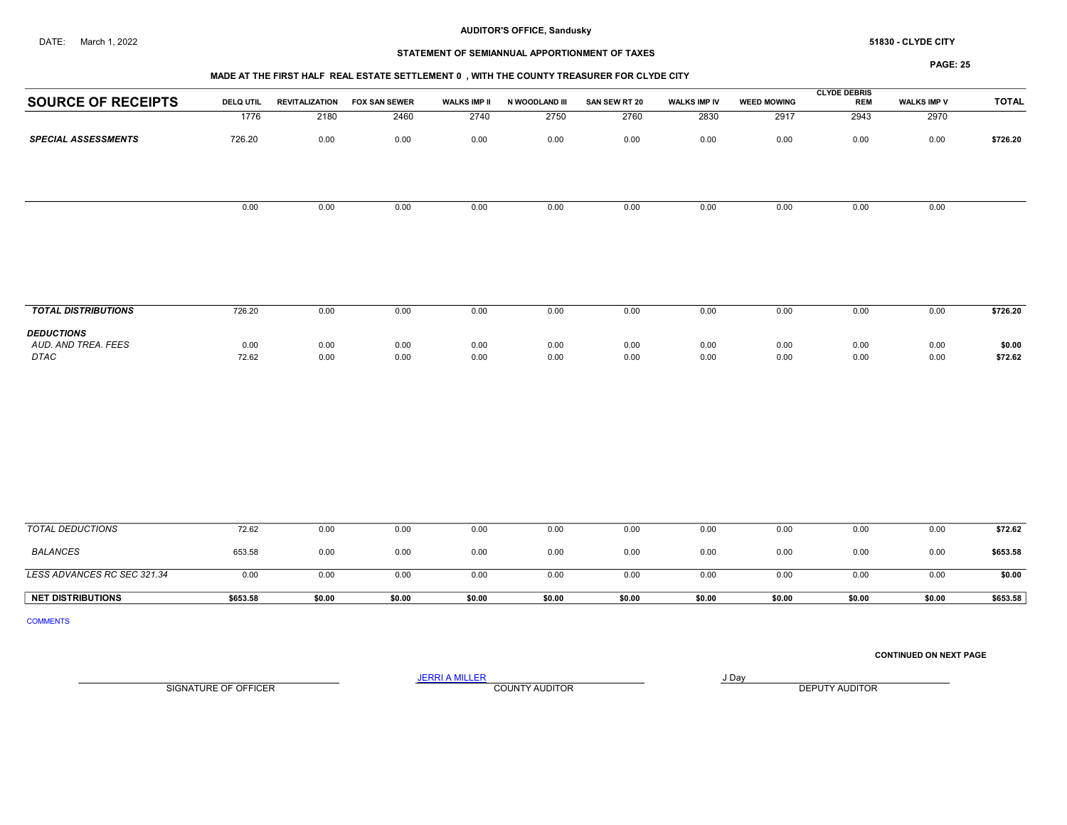DATE: March 1, 2022

**AUDITOR'S OFFICE, Sandusky**

**51830 - CLYDE CITY**

**STATEMENT OF SEMIANNUAL APPORTIONMENT OF TAXES**

**MADE AT THE FIRST HALF REAL ESTATE SETTLEMENT 0 , WITH THE COUNTY TREASURER FOR CLYDE CITY**

| SOURCE OF RECEIPTS | DELQ UTIL | REVITALIZATION | FOX SAN SEWER | WALKS IMP II | N WOODLAND III | SAN SEW RT 20 | WALKS IMP IV | WEED MOWING | CLYDE DEBRIS REM | WALKS IMP V | TOTAL |
|---|---|---|---|---|---|---|---|---|---|---|---|
| | 1776 | 2180 | 2460 | 2740 | 2750 | 2760 | 2830 | 2917 | 2943 | 2970 | |
| ***SPECIAL ASSESSMENTS*** | 726.20 | 0.00 | 0.00 | 0.00 | 0.00 | 0.00 | 0.00 | 0.00 | 0.00 | 0.00 | **$726.20** |
| | 0.00 | 0.00 | 0.00 | 0.00 | 0.00 | 0.00 | 0.00 | 0.00 | 0.00 | 0.00 | |
| ***TOTAL DISTRIBUTIONS*** | 726.20 | 0.00 | 0.00 | 0.00 | 0.00 | 0.00 | 0.00 | 0.00 | 0.00 | 0.00 | **$726.20** |
| ***DEDUCTIONS*** | | | | | | | | | | | |
| *AUD. AND TREA. FEES* | 0.00 | 0.00 | 0.00 | 0.00 | 0.00 | 0.00 | 0.00 | 0.00 | 0.00 | 0.00 | **$0.00** |
| *DTAC* | 72.62 | 0.00 | 0.00 | 0.00 | 0.00 | 0.00 | 0.00 | 0.00 | 0.00 | 0.00 | **$72.62** |
| *TOTAL DEDUCTIONS* | 72.62 | 0.00 | 0.00 | 0.00 | 0.00 | 0.00 | 0.00 | 0.00 | 0.00 | 0.00 | **$72.62** |
| *BALANCES* | 653.58 | 0.00 | 0.00 | 0.00 | 0.00 | 0.00 | 0.00 | 0.00 | 0.00 | 0.00 | **$653.58** |
| *LESS ADVANCES RC SEC 321.34* | 0.00 | 0.00 | 0.00 | 0.00 | 0.00 | 0.00 | 0.00 | 0.00 | 0.00 | 0.00 | **$0.00** |
| **NET DISTRIBUTIONS** | **$653.58** | **$0.00** | **$0.00** | **$0.00** | **$0.00** | **$0.00** | **$0.00** | **$0.00** | **$0.00** | **$0.00** | **$653.58** |

COMMENTS

**CONTINUED ON NEXT PAGE**

SIGNATURE OF OFFICER

JERRI A MILLER
COUNTY AUDITOR

J Day
DEPUTY AUDITOR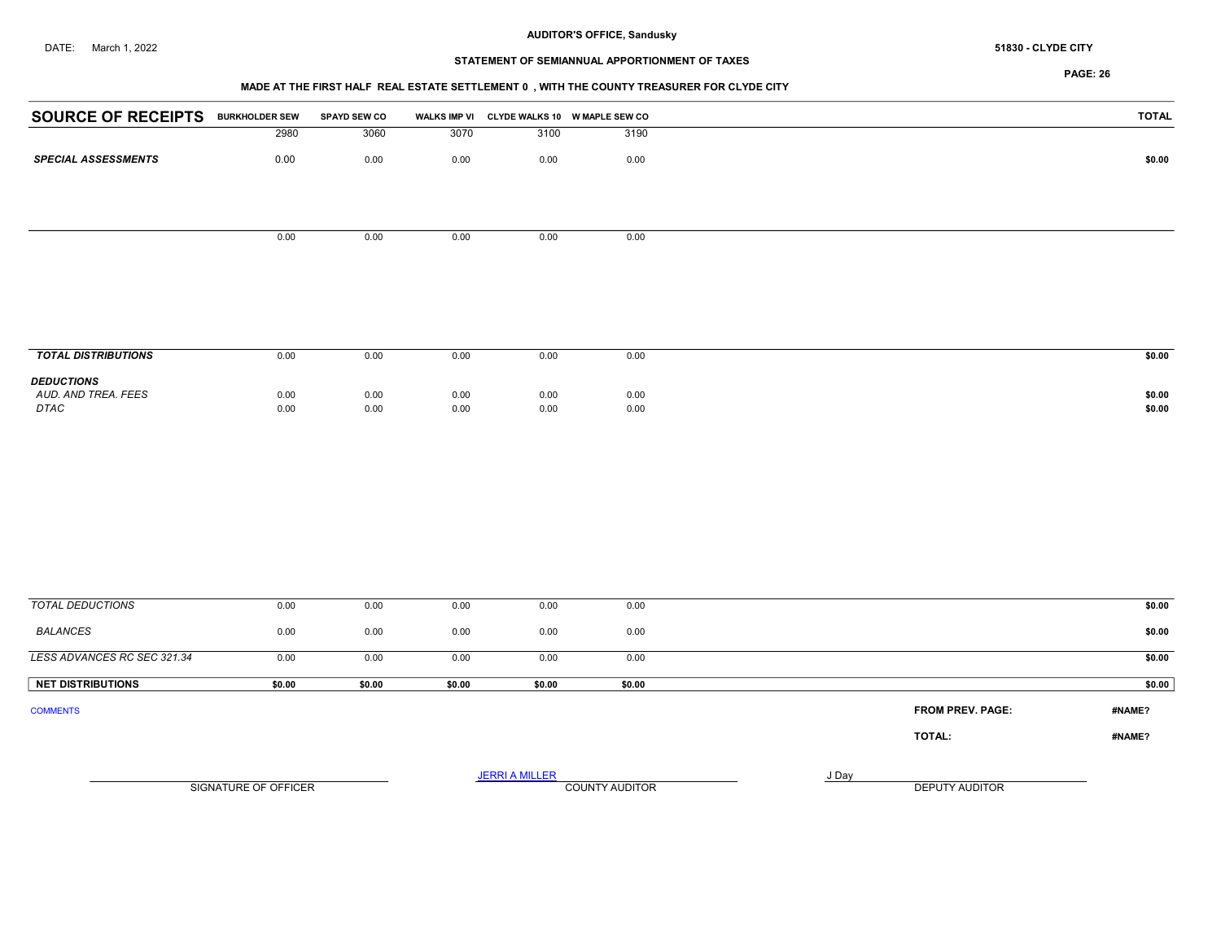AUDITOR'S OFFICE, Sandusky

DATE: March 1, 2022

51830 - CLYDE CITY

STATEMENT OF SEMIANNUAL APPORTIONMENT OF TAXES

MADE AT THE FIRST HALF REAL ESTATE SETTLEMENT 0 , WITH THE COUNTY TREASURER FOR CLYDE CITY

| SOURCE OF RECEIPTS | BURKHOLDER SEW | SPAYD SEW CO | WALKS IMP VI | CLYDE WALKS 10 | W MAPLE SEW CO | TOTAL |
|---|---|---|---|---|---|---|
| | 2980 | 3060 | 3070 | 3100 | 3190 | |
| ***SPECIAL ASSESSMENTS*** | 0.00 | 0.00 | 0.00 | 0.00 | 0.00 | $0.00 |
| | 0.00 | 0.00 | 0.00 | 0.00 | 0.00 | |
| ***TOTAL DISTRIBUTIONS*** | 0.00 | 0.00 | 0.00 | 0.00 | 0.00 | $0.00 |
| ***DEDUCTIONS*** | | | | | | |
| *AUD. AND TREA. FEES* | 0.00 | 0.00 | 0.00 | 0.00 | 0.00 | $0.00 |
| *DTAC* | 0.00 | 0.00 | 0.00 | 0.00 | 0.00 | $0.00 |
| *TOTAL DEDUCTIONS* | 0.00 | 0.00 | 0.00 | 0.00 | 0.00 | $0.00 |
| *BALANCES* | 0.00 | 0.00 | 0.00 | 0.00 | 0.00 | $0.00 |
| *LESS ADVANCES RC SEC 321.34* | 0.00 | 0.00 | 0.00 | 0.00 | 0.00 | $0.00 |
| **NET DISTRIBUTIONS** | **$0.00** | **$0.00** | **$0.00** | **$0.00** | **$0.00** | **$0.00** |

COMMENTS

**FROM PREV. PAGE:** **#NAME?**

**TOTAL:** **#NAME?**

SIGNATURE OF OFFICER

JERRI A MILLER
COUNTY AUDITOR

J Day
DEPUTY AUDITOR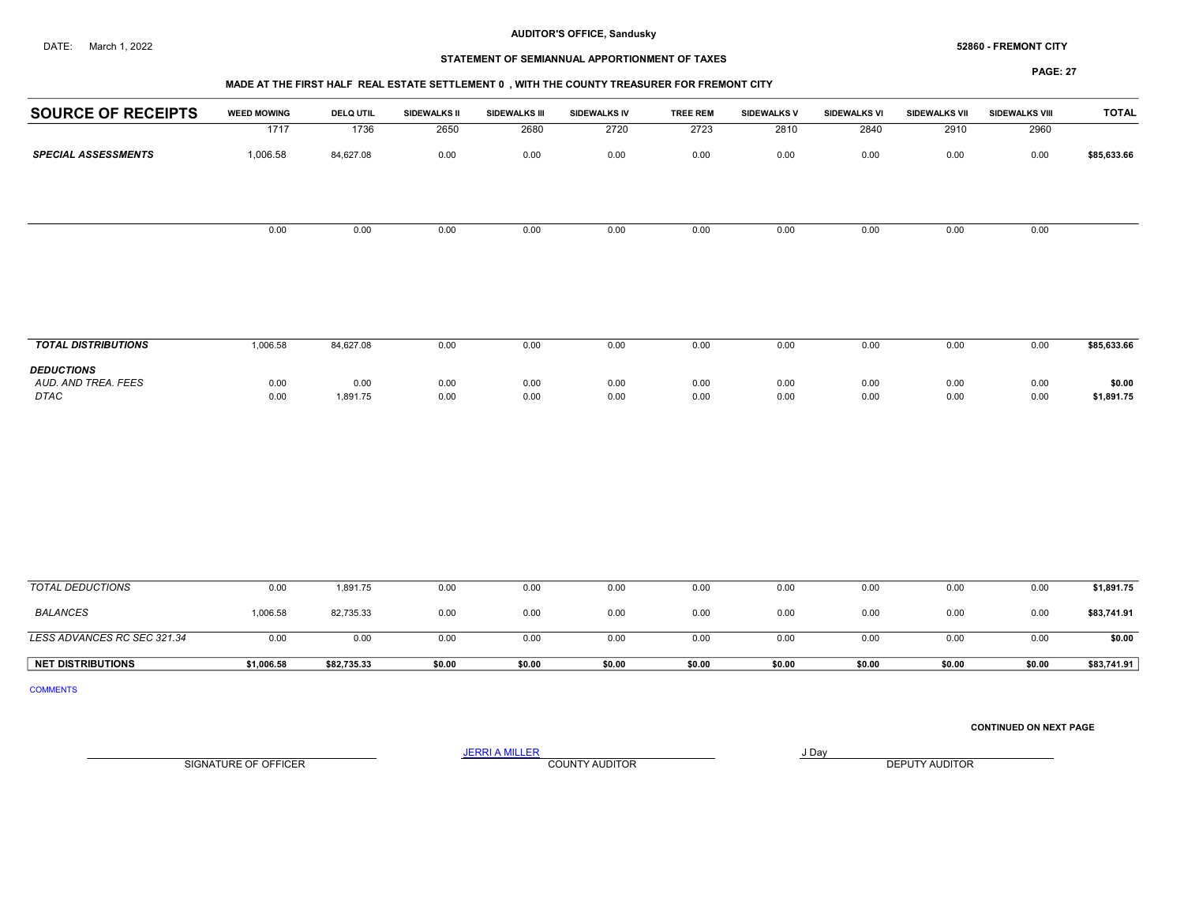AUDITOR'S OFFICE, Sandusky

DATE: March 1, 2022

52860 - FREMONT CITY

STATEMENT OF SEMIANNUAL APPORTIONMENT OF TAXES

MADE AT THE FIRST HALF REAL ESTATE SETTLEMENT 0 , WITH THE COUNTY TREASURER FOR FREMONT CITY

| SOURCE OF RECEIPTS | WEED MOWING | DELQ UTIL | SIDEWALKS II | SIDEWALKS III | SIDEWALKS IV | TREE REM | SIDEWALKS V | SIDEWALKS VI | SIDEWALKS VII | SIDEWALKS VIII | TOTAL |
|---|---|---|---|---|---|---|---|---|---|---|---|
| | 1717 | 1736 | 2650 | 2680 | 2720 | 2723 | 2810 | 2840 | 2910 | 2960 | |
| ***SPECIAL ASSESSMENTS*** | 1,006.58 | 84,627.08 | 0.00 | 0.00 | 0.00 | 0.00 | 0.00 | 0.00 | 0.00 | 0.00 | **$85,633.66** |
| | 0.00 | 0.00 | 0.00 | 0.00 | 0.00 | 0.00 | 0.00 | 0.00 | 0.00 | 0.00 | |
| ***TOTAL DISTRIBUTIONS*** | 1,006.58 | 84,627.08 | 0.00 | 0.00 | 0.00 | 0.00 | 0.00 | 0.00 | 0.00 | 0.00 | **$85,633.66** |
| ***DEDUCTIONS*** | | | | | | | | | | | |
| *AUD. AND TREA. FEES* | 0.00 | 0.00 | 0.00 | 0.00 | 0.00 | 0.00 | 0.00 | 0.00 | 0.00 | 0.00 | **$0.00** |
| *DTAC* | 0.00 | 1,891.75 | 0.00 | 0.00 | 0.00 | 0.00 | 0.00 | 0.00 | 0.00 | 0.00 | **$1,891.75** |
| *TOTAL DEDUCTIONS* | 0.00 | 1,891.75 | 0.00 | 0.00 | 0.00 | 0.00 | 0.00 | 0.00 | 0.00 | 0.00 | **$1,891.75** |
| *BALANCES* | 1,006.58 | 82,735.33 | 0.00 | 0.00 | 0.00 | 0.00 | 0.00 | 0.00 | 0.00 | 0.00 | **$83,741.91** |
| *LESS ADVANCES RC SEC 321.34* | 0.00 | 0.00 | 0.00 | 0.00 | 0.00 | 0.00 | 0.00 | 0.00 | 0.00 | 0.00 | **$0.00** |
| **NET DISTRIBUTIONS** | **$1,006.58** | **$82,735.33** | **$0.00** | **$0.00** | **$0.00** | **$0.00** | **$0.00** | **$0.00** | **$0.00** | **$0.00** | **$83,741.91** |

COMMENTS

**CONTINUED ON NEXT PAGE**

SIGNATURE OF OFFICER

JERRI A MILLER
COUNTY AUDITOR

J Day
DEPUTY AUDITOR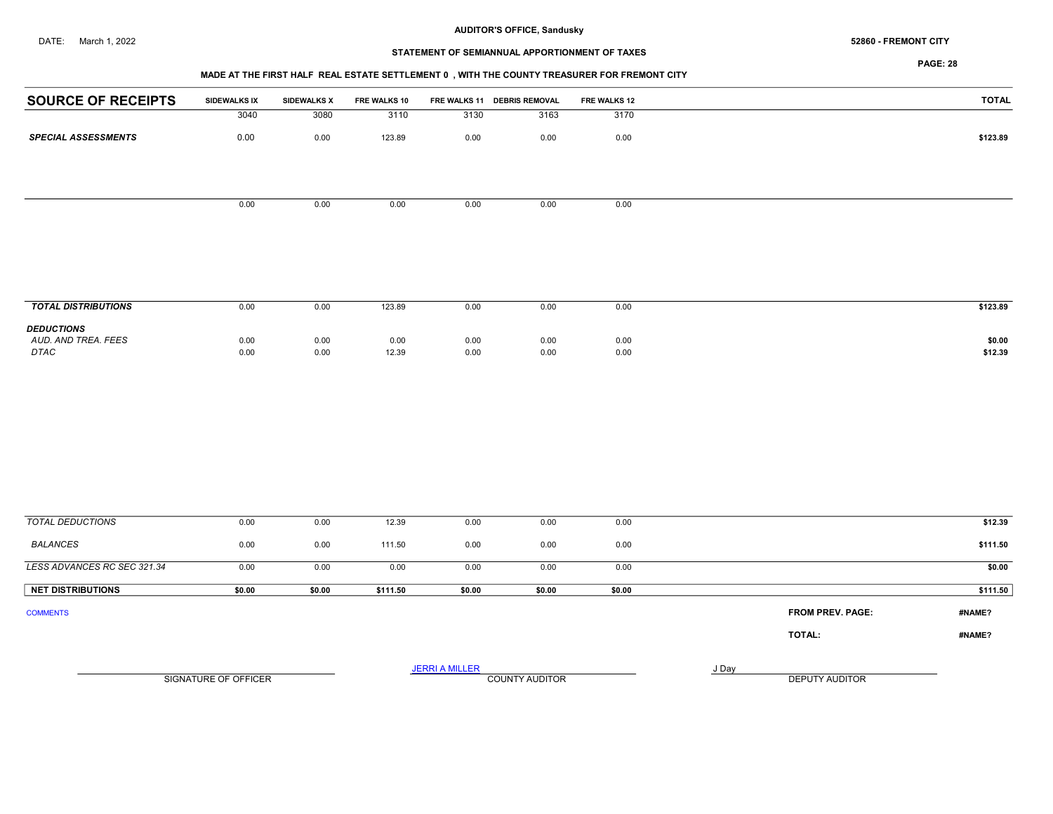AUDITOR'S OFFICE, Sandusky

DATE: March 1, 2022

52860 - FREMONT CITY

STATEMENT OF SEMIANNUAL APPORTIONMENT OF TAXES

MADE AT THE FIRST HALF REAL ESTATE SETTLEMENT 0 , WITH THE COUNTY TREASURER FOR FREMONT CITY

| SOURCE OF RECEIPTS | SIDEWALKS IX | SIDEWALKS X | FRE WALKS 10 | FRE WALKS 11 | DEBRIS REMOVAL | FRE WALKS 12 | TOTAL |
|---|---|---|---|---|---|---|---|
| | 3040 | 3080 | 3110 | 3130 | 3163 | 3170 | |
| ***SPECIAL ASSESSMENTS*** | 0.00 | 0.00 | 123.89 | 0.00 | 0.00 | 0.00 | $123.89 |
| | 0.00 | 0.00 | 0.00 | 0.00 | 0.00 | 0.00 | |
| ***TOTAL DISTRIBUTIONS*** | 0.00 | 0.00 | 123.89 | 0.00 | 0.00 | 0.00 | $123.89 |
| ***DEDUCTIONS*** | | | | | | | |
| *AUD. AND TREA. FEES* | 0.00 | 0.00 | 0.00 | 0.00 | 0.00 | 0.00 | $0.00 |
| *DTAC* | 0.00 | 0.00 | 12.39 | 0.00 | 0.00 | 0.00 | $12.39 |
| *TOTAL DEDUCTIONS* | 0.00 | 0.00 | 12.39 | 0.00 | 0.00 | 0.00 | $12.39 |
| *BALANCES* | 0.00 | 0.00 | 111.50 | 0.00 | 0.00 | 0.00 | $111.50 |
| *LESS ADVANCES RC SEC 321.34* | 0.00 | 0.00 | 0.00 | 0.00 | 0.00 | 0.00 | $0.00 |
| **NET DISTRIBUTIONS** | **$0.00** | **$0.00** | **$111.50** | **$0.00** | **$0.00** | **$0.00** | **$111.50** |

COMMENTS

**FROM PREV. PAGE:** #NAME?

**TOTAL:** #NAME?

SIGNATURE OF OFFICER

JERRI A MILLER
COUNTY AUDITOR

J Day
DEPUTY AUDITOR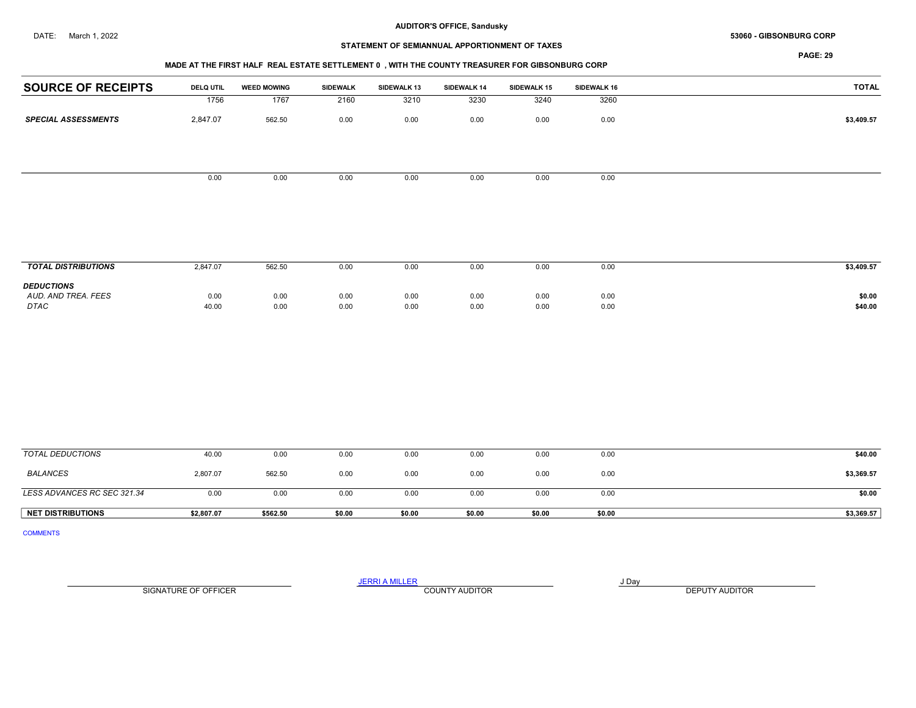**AUDITOR'S OFFICE, Sandusky**

DATE: March 1, 2022

**53060 - GIBSONBURG CORP**

**STATEMENT OF SEMIANNUAL APPORTIONMENT OF TAXES**

**MADE AT THE FIRST HALF REAL ESTATE SETTLEMENT 0 , WITH THE COUNTY TREASURER FOR GIBSONBURG CORP**

| SOURCE OF RECEIPTS | DELQ UTIL | WEED MOWING | SIDEWALK | SIDEWALK 13 | SIDEWALK 14 | SIDEWALK 15 | SIDEWALK 16 | TOTAL |
|---|---|---|---|---|---|---|---|---|
| | 1756 | 1767 | 2160 | 3210 | 3230 | 3240 | 3260 | |
| ***SPECIAL ASSESSMENTS*** | 2,847.07 | 562.50 | 0.00 | 0.00 | 0.00 | 0.00 | 0.00 | **$3,409.57** |
| | 0.00 | 0.00 | 0.00 | 0.00 | 0.00 | 0.00 | 0.00 | |
| ***TOTAL DISTRIBUTIONS*** | 2,847.07 | 562.50 | 0.00 | 0.00 | 0.00 | 0.00 | 0.00 | **$3,409.57** |
| ***DEDUCTIONS*** | | | | | | | | |
| *AUD. AND TREA. FEES* | 0.00 | 0.00 | 0.00 | 0.00 | 0.00 | 0.00 | 0.00 | **$0.00** |
| *DTAC* | 40.00 | 0.00 | 0.00 | 0.00 | 0.00 | 0.00 | 0.00 | **$40.00** |
| *TOTAL DEDUCTIONS* | 40.00 | 0.00 | 0.00 | 0.00 | 0.00 | 0.00 | 0.00 | **$40.00** |
| *BALANCES* | 2,807.07 | 562.50 | 0.00 | 0.00 | 0.00 | 0.00 | 0.00 | **$3,369.57** |
| *LESS ADVANCES RC SEC 321.34* | 0.00 | 0.00 | 0.00 | 0.00 | 0.00 | 0.00 | 0.00 | **$0.00** |
| **NET DISTRIBUTIONS** | **$2,807.07** | **$562.50** | **$0.00** | **$0.00** | **$0.00** | **$0.00** | **$0.00** | **$3,369.57** |

COMMENTS

SIGNATURE OF OFFICER

JERRI A MILLER
COUNTY AUDITOR

J Day
DEPUTY AUDITOR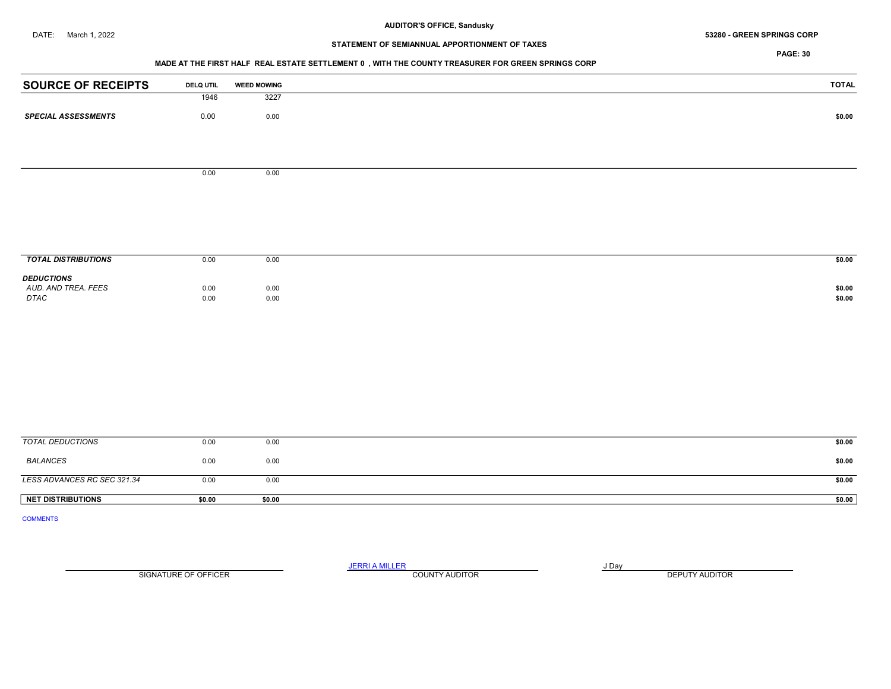DATE: March 1, 2022

**AUDITOR'S OFFICE, Sandusky**

**STATEMENT OF SEMIANNUAL APPORTIONMENT OF TAXES**

**53280 - GREEN SPRINGS CORP**

**MADE AT THE FIRST HALF REAL ESTATE SETTLEMENT 0 , WITH THE COUNTY TREASURER FOR GREEN SPRINGS CORP**

| SOURCE OF RECEIPTS | DELQ UTIL | WEED MOWING | TOTAL |
|---|---|---|---|
| | 1946 | 3227 | |
| ***SPECIAL ASSESSMENTS*** | 0.00 | 0.00 | **$0.00** |
| | 0.00 | 0.00 | |
| ***TOTAL DISTRIBUTIONS*** | 0.00 | 0.00 | **$0.00** |
| ***DEDUCTIONS*** | | | |
| *AUD. AND TREA. FEES* | 0.00 | 0.00 | **$0.00** |
| *DTAC* | 0.00 | 0.00 | **$0.00** |
| *TOTAL DEDUCTIONS* | 0.00 | 0.00 | **$0.00** |
| *BALANCES* | 0.00 | 0.00 | **$0.00** |
| *LESS ADVANCES RC SEC 321.34* | 0.00 | 0.00 | **$0.00** |
| **NET DISTRIBUTIONS** | **$0.00** | **$0.00** | **$0.00** |

COMMENTS

SIGNATURE OF OFFICER

JERRI A MILLER
COUNTY AUDITOR

J Day
DEPUTY AUDITOR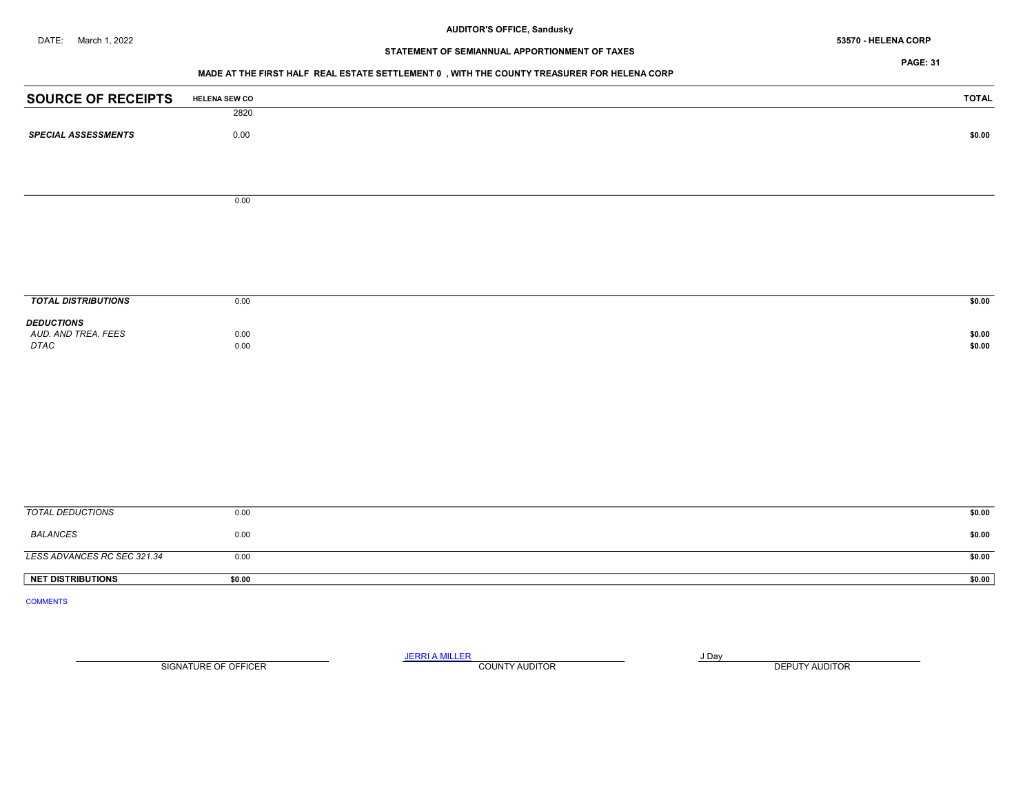DATE: March 1, 2022

**AUDITOR'S OFFICE, Sandusky**

**STATEMENT OF SEMIANNUAL APPORTIONMENT OF TAXES**

**53570 - HELENA CORP**

**MADE AT THE FIRST HALF REAL ESTATE SETTLEMENT 0 , WITH THE COUNTY TREASURER FOR HELENA CORP**

| SOURCE OF RECEIPTS | HELENA SEW CO | TOTAL |
|---|---|---|
| | 2820 | |
| ***SPECIAL ASSESSMENTS*** | 0.00 | **$0.00** |
| | 0.00 | |
| ***TOTAL DISTRIBUTIONS*** | 0.00 | **$0.00** |
| ***DEDUCTIONS*** | | |
| *AUD. AND TREA. FEES* | 0.00 | **$0.00** |
| *DTAC* | 0.00 | **$0.00** |
| *TOTAL DEDUCTIONS* | 0.00 | **$0.00** |
| *BALANCES* | 0.00 | **$0.00** |
| *LESS ADVANCES RC SEC 321.34* | 0.00 | **$0.00** |
| **NET DISTRIBUTIONS** | **$0.00** | **$0.00** |

COMMENTS

| SIGNATURE OF OFFICER | JERRI A MILLER<br>COUNTY AUDITOR | J Day<br>DEPUTY AUDITOR |
|---|---|---|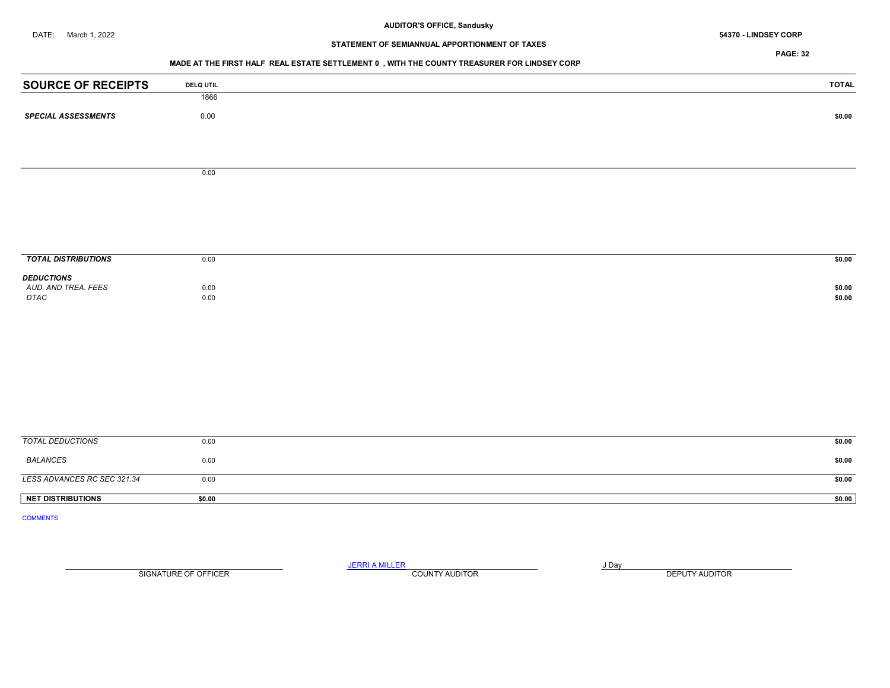**AUDITOR'S OFFICE, Sandusky**

DATE: March 1, 2022

**54370 - LINDSEY CORP**

**STATEMENT OF SEMIANNUAL APPORTIONMENT OF TAXES**

**MADE AT THE FIRST HALF REAL ESTATE SETTLEMENT 0 , WITH THE COUNTY TREASURER FOR LINDSEY CORP**

| SOURCE OF RECEIPTS | DELQ UTIL | TOTAL |
|---|---|---|
| | 1866 | |
| ***SPECIAL ASSESSMENTS*** | 0.00 | $0.00 |
| | 0.00 | |
| ***TOTAL DISTRIBUTIONS*** | 0.00 | $0.00 |
| ***DEDUCTIONS*** | | |
| *AUD. AND TREA. FEES* | 0.00 | $0.00 |
| *DTAC* | 0.00 | $0.00 |
| *TOTAL DEDUCTIONS* | 0.00 | $0.00 |
| *BALANCES* | 0.00 | $0.00 |
| *LESS ADVANCES RC SEC 321.34* | 0.00 | $0.00 |
| **NET DISTRIBUTIONS** | $0.00 | $0.00 |

COMMENTS

SIGNATURE OF OFFICER

JERRI A MILLER
COUNTY AUDITOR

J Day
DEPUTY AUDITOR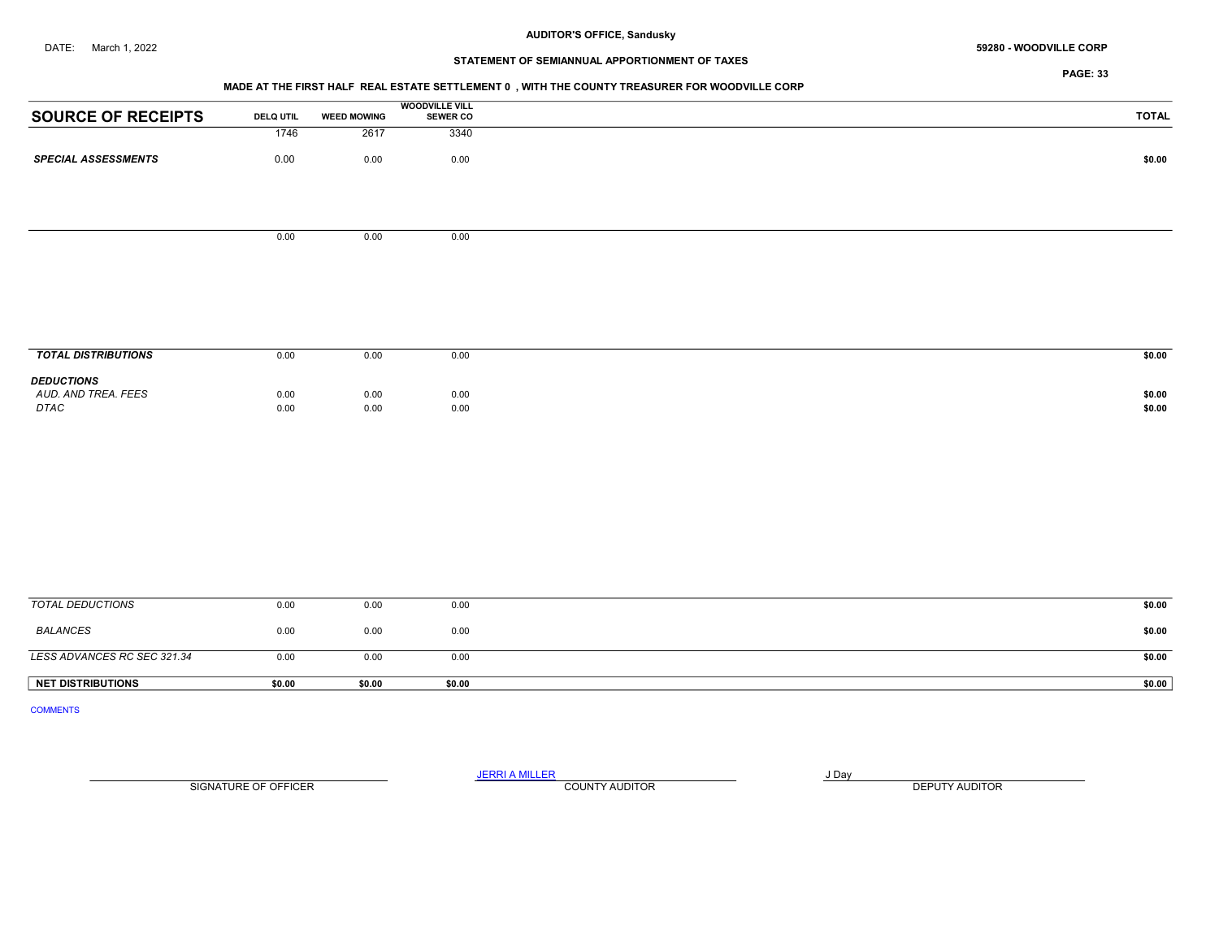AUDITOR'S OFFICE, Sandusky

DATE: March 1, 2022

59280 - WOODVILLE CORP

STATEMENT OF SEMIANNUAL APPORTIONMENT OF TAXES

MADE AT THE FIRST HALF REAL ESTATE SETTLEMENT 0 , WITH THE COUNTY TREASURER FOR WOODVILLE CORP

| SOURCE OF RECEIPTS | DELQ UTIL | WEED MOWING | WOODVILLE VILL SEWER CO | TOTAL |
|---|---|---|---|---|
| | 1746 | 2617 | 3340 | |
| ***SPECIAL ASSESSMENTS*** | 0.00 | 0.00 | 0.00 | $0.00 |
| | 0.00 | 0.00 | 0.00 | |
| ***TOTAL DISTRIBUTIONS*** | 0.00 | 0.00 | 0.00 | $0.00 |
| ***DEDUCTIONS*** | | | | |
| *AUD. AND TREA. FEES* | 0.00 | 0.00 | 0.00 | $0.00 |
| *DTAC* | 0.00 | 0.00 | 0.00 | $0.00 |
| *TOTAL DEDUCTIONS* | 0.00 | 0.00 | 0.00 | $0.00 |
| *BALANCES* | 0.00 | 0.00 | 0.00 | $0.00 |
| *LESS ADVANCES RC SEC 321.34* | 0.00 | 0.00 | 0.00 | $0.00 |
| **NET DISTRIBUTIONS** | **$0.00** | **$0.00** | **$0.00** | **$0.00** |

COMMENTS

| | JERRI A MILLER | J Day |
|---|---|---|
| SIGNATURE OF OFFICER | COUNTY AUDITOR | DEPUTY AUDITOR |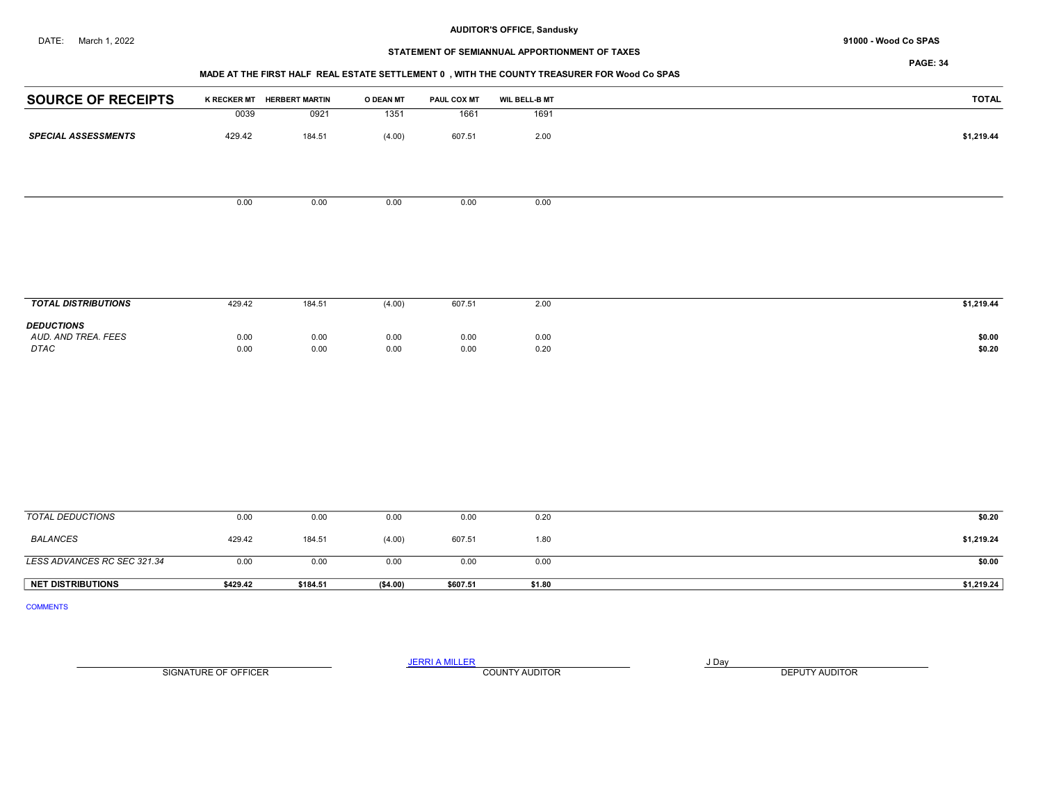**AUDITOR'S OFFICE, Sandusky**

DATE: March 1, 2022

**91000 - Wood Co SPAS**

**STATEMENT OF SEMIANNUAL APPORTIONMENT OF TAXES**

**MADE AT THE FIRST HALF REAL ESTATE SETTLEMENT 0 , WITH THE COUNTY TREASURER FOR Wood Co SPAS**

| SOURCE OF RECEIPTS | K RECKER MT | HERBERT MARTIN | O DEAN MT | PAUL COX MT | WIL BELL-B MT | TOTAL |
|---|---|---|---|---|---|---|
| | 0039 | 0921 | 1351 | 1661 | 1691 | |
| ***SPECIAL ASSESSMENTS*** | 429.42 | 184.51 | (4.00) | 607.51 | 2.00 | **$1,219.44** |
| | 0.00 | 0.00 | 0.00 | 0.00 | 0.00 | |
| ***TOTAL DISTRIBUTIONS*** | 429.42 | 184.51 | (4.00) | 607.51 | 2.00 | **$1,219.44** |
| ***DEDUCTIONS*** | | | | | | |
| *AUD. AND TREA. FEES* | 0.00 | 0.00 | 0.00 | 0.00 | 0.00 | **$0.00** |
| *DTAC* | 0.00 | 0.00 | 0.00 | 0.00 | 0.20 | **$0.20** |
| *TOTAL DEDUCTIONS* | 0.00 | 0.00 | 0.00 | 0.00 | 0.20 | **$0.20** |
| *BALANCES* | 429.42 | 184.51 | (4.00) | 607.51 | 1.80 | **$1,219.24** |
| *LESS ADVANCES RC SEC 321.34* | 0.00 | 0.00 | 0.00 | 0.00 | 0.00 | **$0.00** |
| **NET DISTRIBUTIONS** | **$429.42** | **$184.51** | **($4.00)** | **$607.51** | **$1.80** | **$1,219.24** |

COMMENTS

SIGNATURE OF OFFICER

JERRI A MILLER
COUNTY AUDITOR

J Day
DEPUTY AUDITOR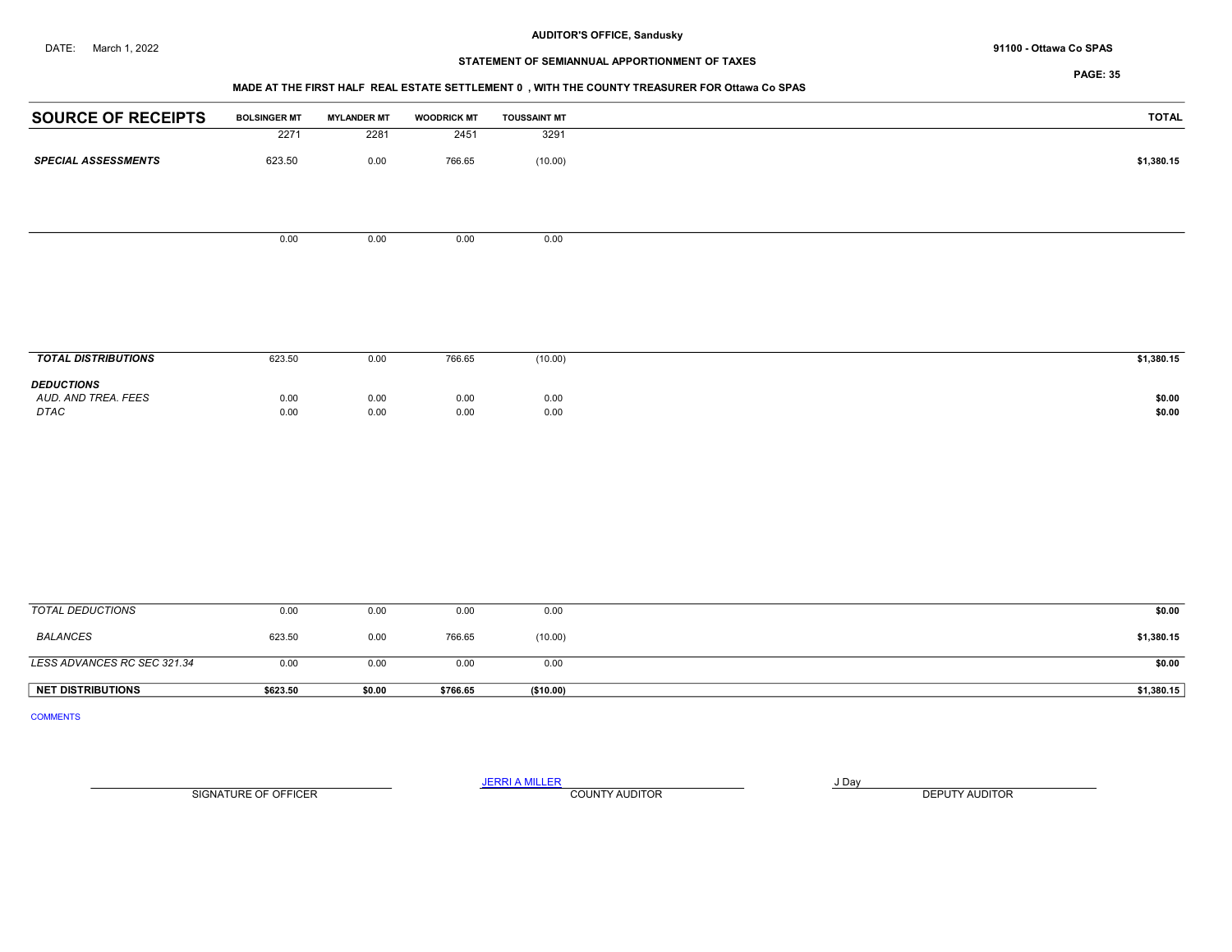AUDITOR'S OFFICE, Sandusky

DATE: March 1, 2022

91100 - Ottawa Co SPAS

**STATEMENT OF SEMIANNUAL APPORTIONMENT OF TAXES**

**MADE AT THE FIRST HALF REAL ESTATE SETTLEMENT 0 , WITH THE COUNTY TREASURER FOR Ottawa Co SPAS**

| SOURCE OF RECEIPTS | BOLSINGER MT | MYLANDER MT | WOODRICK MT | TOUSSAINT MT | TOTAL |
|---|---|---|---|---|---|
| | 2271 | 2281 | 2451 | 3291 | |
| ***SPECIAL ASSESSMENTS*** | 623.50 | 0.00 | 766.65 | (10.00) | **$1,380.15** |
| | 0.00 | 0.00 | 0.00 | 0.00 | |
| ***TOTAL DISTRIBUTIONS*** | 623.50 | 0.00 | 766.65 | (10.00) | **$1,380.15** |
| ***DEDUCTIONS*** | | | | | |
| *AUD. AND TREA. FEES* | 0.00 | 0.00 | 0.00 | 0.00 | **$0.00** |
| *DTAC* | 0.00 | 0.00 | 0.00 | 0.00 | **$0.00** |
| *TOTAL DEDUCTIONS* | 0.00 | 0.00 | 0.00 | 0.00 | **$0.00** |
| *BALANCES* | 623.50 | 0.00 | 766.65 | (10.00) | **$1,380.15** |
| *LESS ADVANCES RC SEC 321.34* | 0.00 | 0.00 | 0.00 | 0.00 | **$0.00** |
| **NET DISTRIBUTIONS** | **$623.50** | **$0.00** | **$766.65** | **($10.00)** | **$1,380.15** |

COMMENTS

SIGNATURE OF OFFICER

JERRI A MILLER
COUNTY AUDITOR

J Day
DEPUTY AUDITOR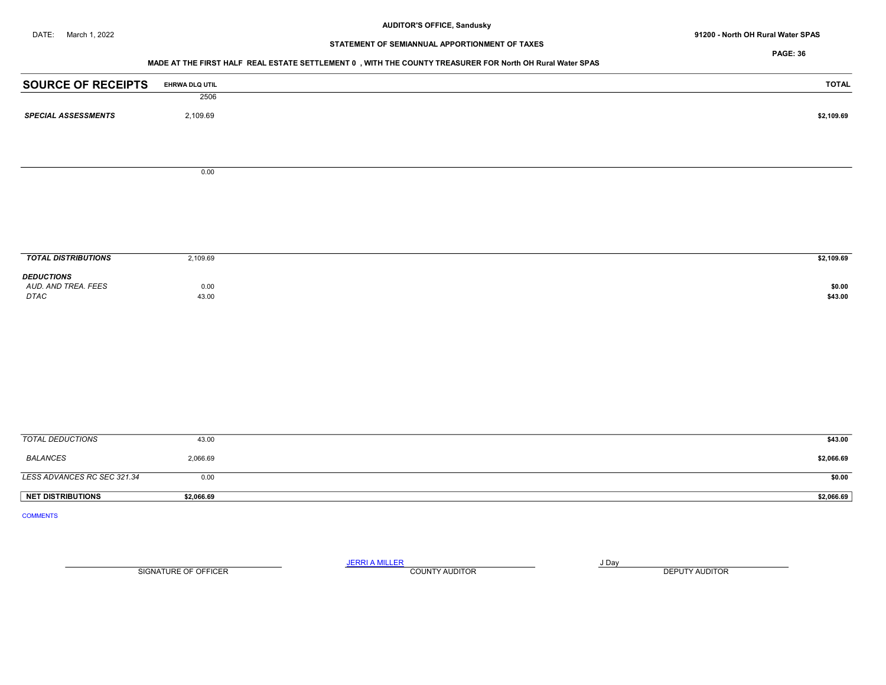AUDITOR'S OFFICE, Sandusky

DATE: March 1, 2022

91200 - North OH Rural Water SPAS

**STATEMENT OF SEMIANNUAL APPORTIONMENT OF TAXES**

**MADE AT THE FIRST HALF REAL ESTATE SETTLEMENT 0 , WITH THE COUNTY TREASURER FOR North OH Rural Water SPAS**

| SOURCE OF RECEIPTS | EHRWA DLQ UTIL | TOTAL |
|---|---|---|
| | 2506 | |
| ***SPECIAL ASSESSMENTS*** | 2,109.69 | **$2,109.69** |
| | 0.00 | |
| ***TOTAL DISTRIBUTIONS*** | 2,109.69 | **$2,109.69** |
| ***DEDUCTIONS*** | | |
| *AUD. AND TREA. FEES* | 0.00 | **$0.00** |
| *DTAC* | 43.00 | **$43.00** |
| *TOTAL DEDUCTIONS* | 43.00 | **$43.00** |
| *BALANCES* | 2,066.69 | **$2,066.69** |
| *LESS ADVANCES RC SEC 321.34* | 0.00 | **$0.00** |
| **NET DISTRIBUTIONS** | **$2,066.69** | **$2,066.69** |

COMMENTS

SIGNATURE OF OFFICER

JERRI A MILLER
COUNTY AUDITOR

J Day
DEPUTY AUDITOR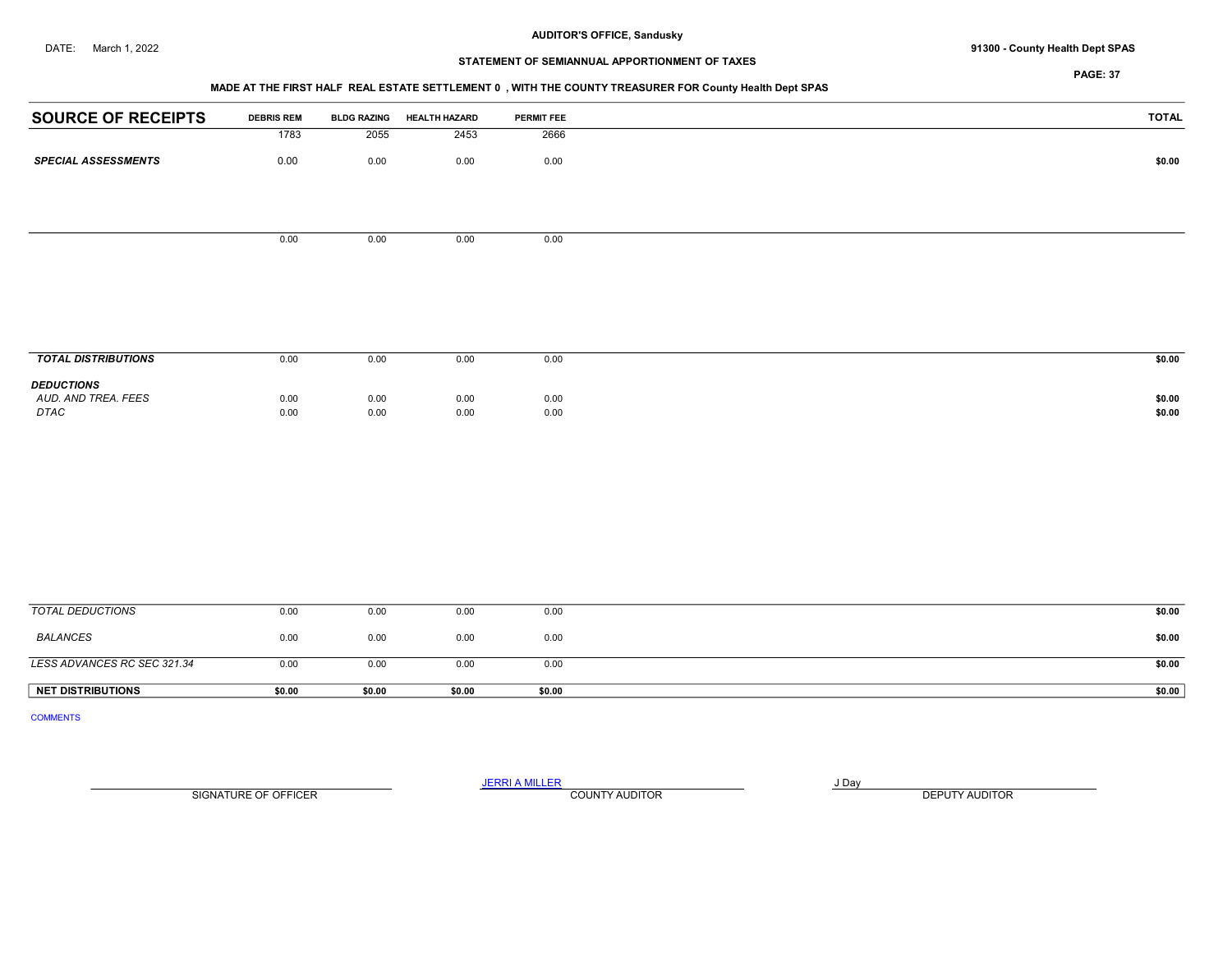DATE: March 1, 2022

**AUDITOR'S OFFICE, Sandusky**

**STATEMENT OF SEMIANNUAL APPORTIONMENT OF TAXES**

**91300 - County Health Dept SPAS**

**MADE AT THE FIRST HALF REAL ESTATE SETTLEMENT 0 , WITH THE COUNTY TREASURER FOR County Health Dept SPAS**

| SOURCE OF RECEIPTS | DEBRIS REM | BLDG RAZING | HEALTH HAZARD | PERMIT FEE | TOTAL |
|---|---|---|---|---|---|
| | 1783 | 2055 | 2453 | 2666 | |
| ***SPECIAL ASSESSMENTS*** | 0.00 | 0.00 | 0.00 | 0.00 | $0.00 |
| | 0.00 | 0.00 | 0.00 | 0.00 | |
| ***TOTAL DISTRIBUTIONS*** | 0.00 | 0.00 | 0.00 | 0.00 | $0.00 |
| ***DEDUCTIONS*** | | | | | |
| *AUD. AND TREA. FEES* | 0.00 | 0.00 | 0.00 | 0.00 | $0.00 |
| *DTAC* | 0.00 | 0.00 | 0.00 | 0.00 | $0.00 |
| *TOTAL DEDUCTIONS* | 0.00 | 0.00 | 0.00 | 0.00 | $0.00 |
| *BALANCES* | 0.00 | 0.00 | 0.00 | 0.00 | $0.00 |
| *LESS ADVANCES RC SEC 321.34* | 0.00 | 0.00 | 0.00 | 0.00 | $0.00 |
| **NET DISTRIBUTIONS** | **$0.00** | **$0.00** | **$0.00** | **$0.00** | **$0.00** |

COMMENTS

SIGNATURE OF OFFICER

JERRI A MILLER
COUNTY AUDITOR

J Day
DEPUTY AUDITOR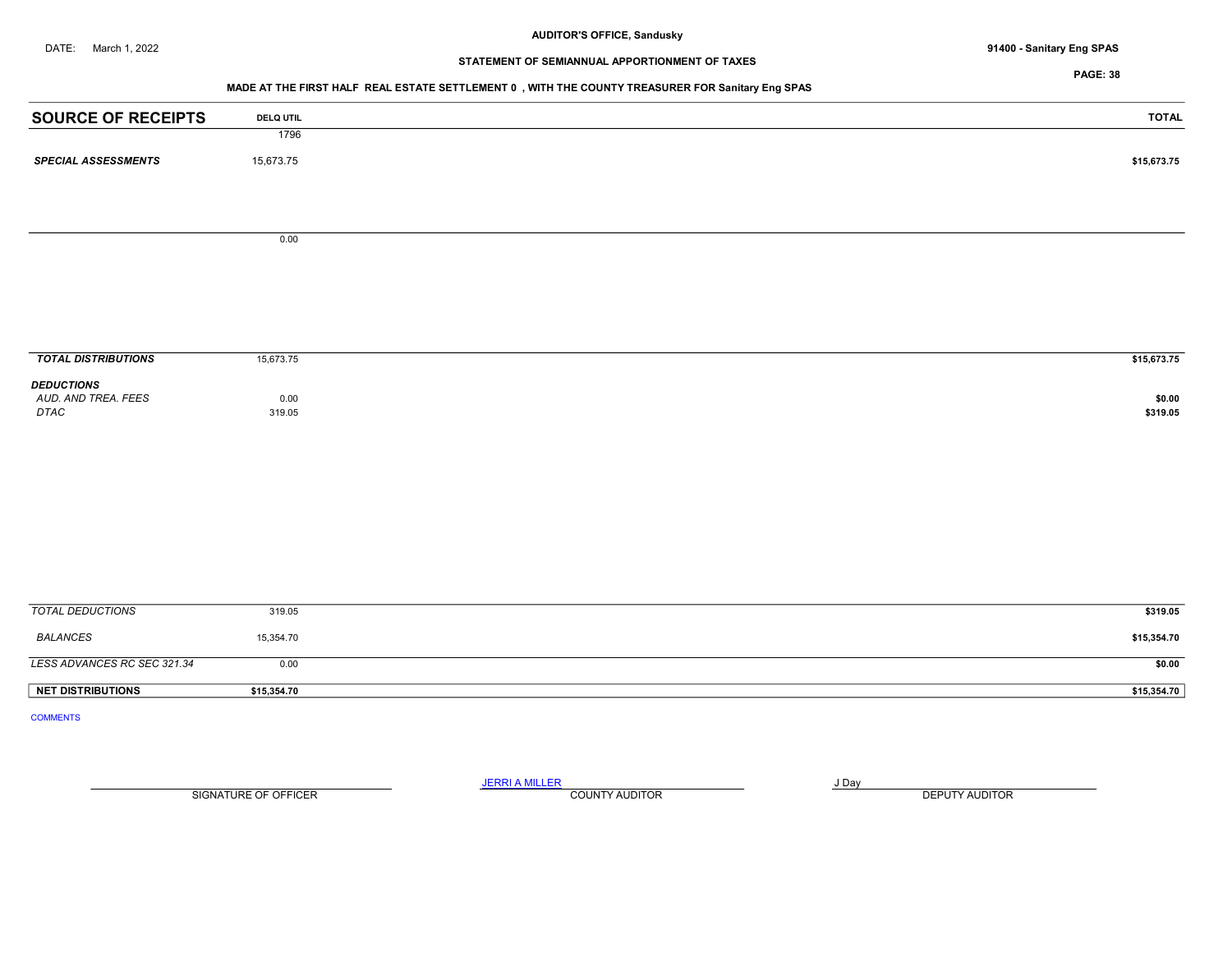**AUDITOR'S OFFICE, Sandusky**

DATE: March 1, 2022

**91400 - Sanitary Eng SPAS**

**STATEMENT OF SEMIANNUAL APPORTIONMENT OF TAXES**

**PAGE: 38**

**MADE AT THE FIRST HALF REAL ESTATE SETTLEMENT 0 , WITH THE COUNTY TREASURER FOR Sanitary Eng SPAS**

| SOURCE OF RECEIPTS | DELQ UTIL | TOTAL |
|---|---|---|
| | 1796 | |
| ***SPECIAL ASSESSMENTS*** | 15,673.75 | $15,673.75 |
| | 0.00 | |
| ***TOTAL DISTRIBUTIONS*** | 15,673.75 | $15,673.75 |
| ***DEDUCTIONS*** | | |
| *AUD. AND TREA. FEES* | 0.00 | $0.00 |
| *DTAC* | 319.05 | $319.05 |
| *TOTAL DEDUCTIONS* | 319.05 | $319.05 |
| *BALANCES* | 15,354.70 | $15,354.70 |
| *LESS ADVANCES RC SEC 321.34* | 0.00 | $0.00 |
| **NET DISTRIBUTIONS** | **$15,354.70** | **$15,354.70** |

COMMENTS

SIGNATURE OF OFFICER

JERRI A MILLER
COUNTY AUDITOR

J Day
DEPUTY AUDITOR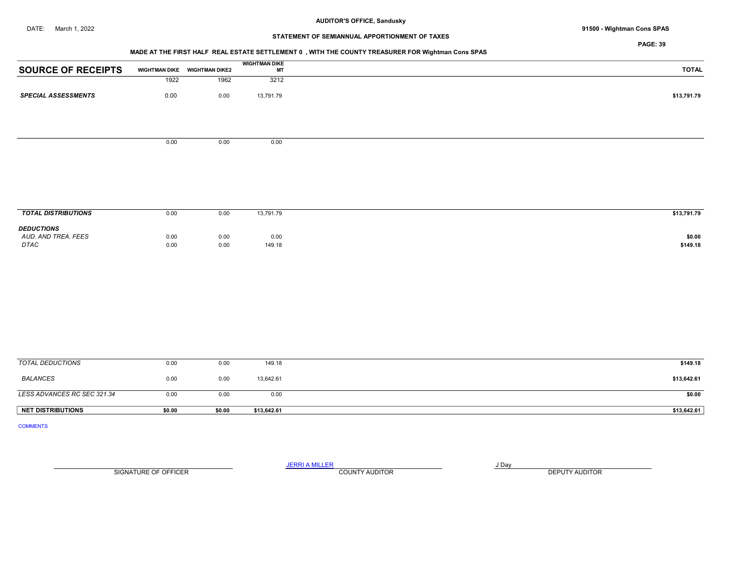AUDITOR'S OFFICE, Sandusky

DATE: March 1, 2022

91500 - Wightman Cons SPAS

STATEMENT OF SEMIANNUAL APPORTIONMENT OF TAXES

MADE AT THE FIRST HALF REAL ESTATE SETTLEMENT 0 , WITH THE COUNTY TREASURER FOR Wightman Cons SPAS

| SOURCE OF RECEIPTS | WIGHTMAN DIKE | WIGHTMAN DIKE2 | WIGHTMAN DIKE MT | TOTAL |
|---|---|---|---|---|
| | 1922 | 1962 | 3212 | |
| *SPECIAL ASSESSMENTS* | 0.00 | 0.00 | 13,791.79 | $13,791.79 |
| | 0.00 | 0.00 | 0.00 | |
| *TOTAL DISTRIBUTIONS* | 0.00 | 0.00 | 13,791.79 | $13,791.79 |
| *DEDUCTIONS* | | | | |
| *AUD. AND TREA. FEES* | 0.00 | 0.00 | 0.00 | $0.00 |
| *DTAC* | 0.00 | 0.00 | 149.18 | $149.18 |
| *TOTAL DEDUCTIONS* | 0.00 | 0.00 | 149.18 | $149.18 |
| *BALANCES* | 0.00 | 0.00 | 13,642.61 | $13,642.61 |
| *LESS ADVANCES RC SEC 321.34* | 0.00 | 0.00 | 0.00 | $0.00 |
| **NET DISTRIBUTIONS** | **$0.00** | **$0.00** | **$13,642.61** | **$13,642.61** |

COMMENTS

SIGNATURE OF OFFICER

JERRI A MILLER
COUNTY AUDITOR

J Day
DEPUTY AUDITOR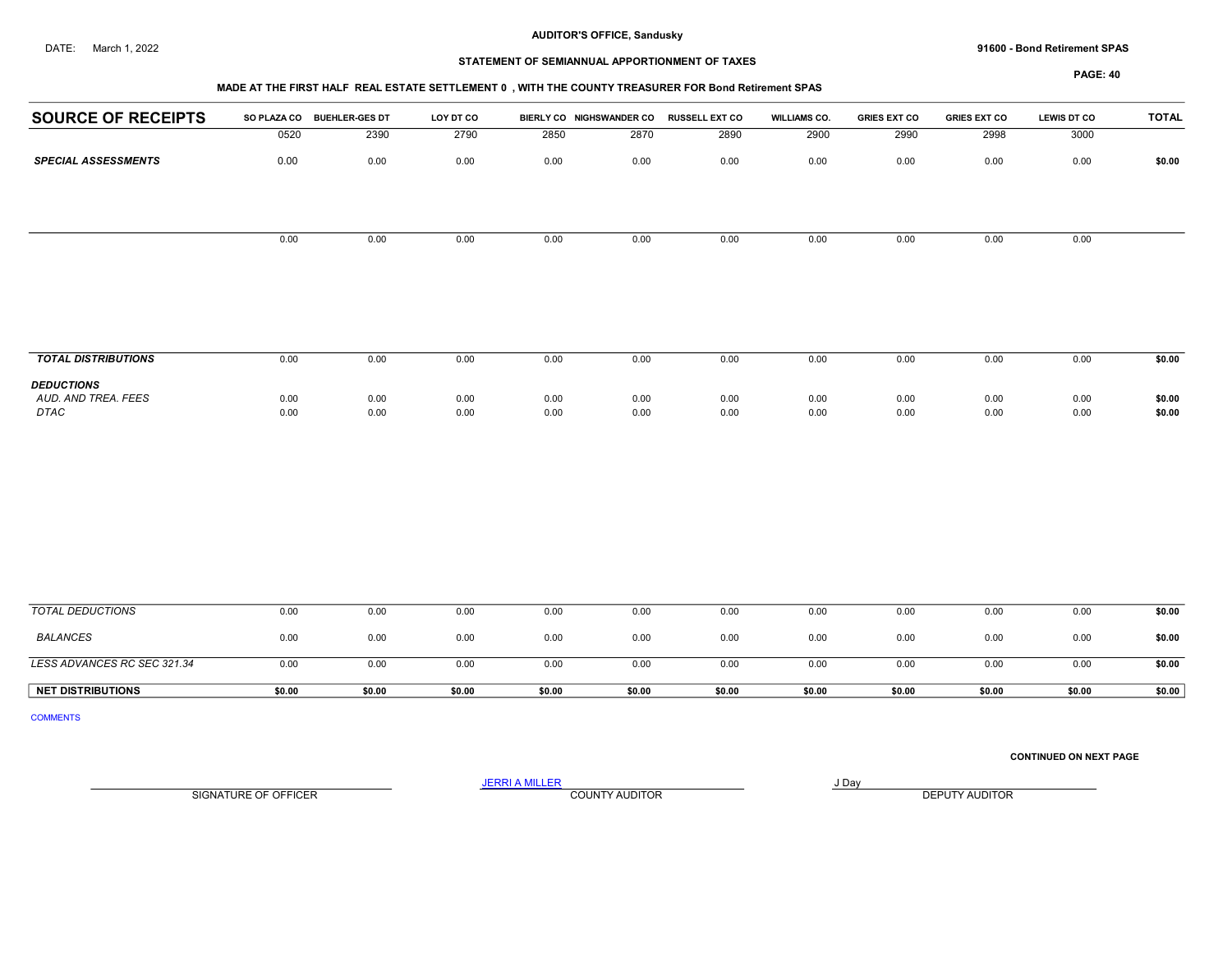**AUDITOR'S OFFICE, Sandusky**

DATE: March 1, 2022

**91600 - Bond Retirement SPAS**

**STATEMENT OF SEMIANNUAL APPORTIONMENT OF TAXES**

**MADE AT THE FIRST HALF REAL ESTATE SETTLEMENT 0 , WITH THE COUNTY TREASURER FOR Bond Retirement SPAS**

| SOURCE OF RECEIPTS | SO PLAZA CO | BUEHLER-GES DT | LOY DT CO | BIERLY CO | NIGHSWANDER CO | RUSSELL EXT CO | WILLIAMS CO. | GRIES EXT CO | GRIES EXT CO | LEWIS DT CO | TOTAL |
|---|---|---|---|---|---|---|---|---|---|---|---|
| | 0520 | 2390 | 2790 | 2850 | 2870 | 2890 | 2900 | 2990 | 2998 | 3000 | |
| ***SPECIAL ASSESSMENTS*** | 0.00 | 0.00 | 0.00 | 0.00 | 0.00 | 0.00 | 0.00 | 0.00 | 0.00 | 0.00 | **$0.00** |
| | 0.00 | 0.00 | 0.00 | 0.00 | 0.00 | 0.00 | 0.00 | 0.00 | 0.00 | 0.00 | |
| ***TOTAL DISTRIBUTIONS*** | 0.00 | 0.00 | 0.00 | 0.00 | 0.00 | 0.00 | 0.00 | 0.00 | 0.00 | 0.00 | **$0.00** |
| ***DEDUCTIONS*** | | | | | | | | | | | |
| *AUD. AND TREA. FEES* | 0.00 | 0.00 | 0.00 | 0.00 | 0.00 | 0.00 | 0.00 | 0.00 | 0.00 | 0.00 | **$0.00** |
| *DTAC* | 0.00 | 0.00 | 0.00 | 0.00 | 0.00 | 0.00 | 0.00 | 0.00 | 0.00 | 0.00 | **$0.00** |
| *TOTAL DEDUCTIONS* | 0.00 | 0.00 | 0.00 | 0.00 | 0.00 | 0.00 | 0.00 | 0.00 | 0.00 | 0.00 | **$0.00** |
| *BALANCES* | 0.00 | 0.00 | 0.00 | 0.00 | 0.00 | 0.00 | 0.00 | 0.00 | 0.00 | 0.00 | **$0.00** |
| *LESS ADVANCES RC SEC 321.34* | 0.00 | 0.00 | 0.00 | 0.00 | 0.00 | 0.00 | 0.00 | 0.00 | 0.00 | 0.00 | **$0.00** |
| **NET DISTRIBUTIONS** | **$0.00** | **$0.00** | **$0.00** | **$0.00** | **$0.00** | **$0.00** | **$0.00** | **$0.00** | **$0.00** | **$0.00** | **$0.00** |

COMMENTS

**CONTINUED ON NEXT PAGE**

SIGNATURE OF OFFICER

JERRI A MILLER
COUNTY AUDITOR

J Day
DEPUTY AUDITOR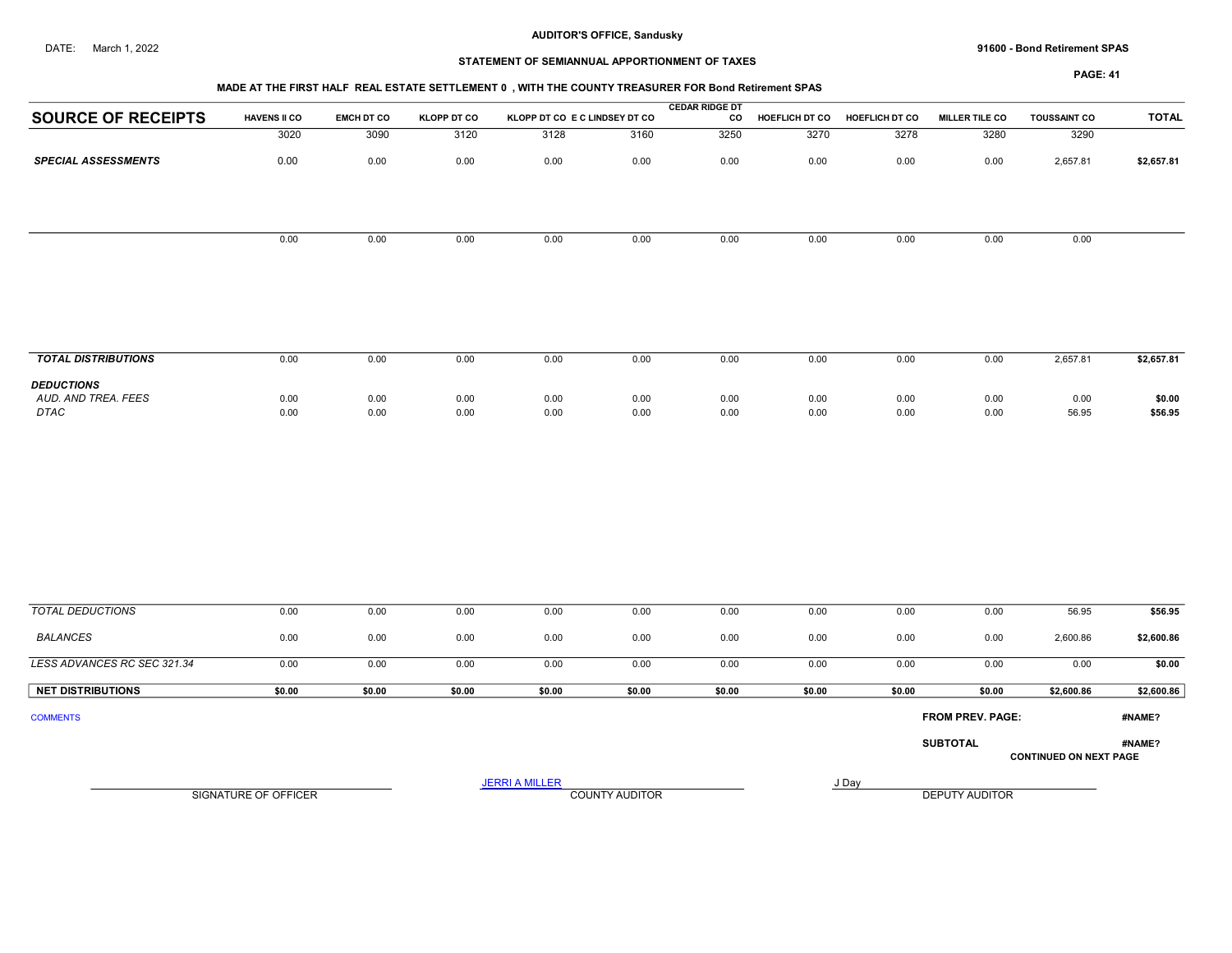AUDITOR'S OFFICE, Sandusky

DATE: March 1, 2022

91600 - Bond Retirement SPAS

STATEMENT OF SEMIANNUAL APPORTIONMENT OF TAXES

MADE AT THE FIRST HALF REAL ESTATE SETTLEMENT 0 , WITH THE COUNTY TREASURER FOR Bond Retirement SPAS

| SOURCE OF RECEIPTS | HAVENS II CO | EMCH DT CO | KLOPP DT CO | KLOPP DT CO | E C LINDSEY DT CO | CEDAR RIDGE DT CO | HOEFLICH DT CO | HOEFLICH DT CO | MILLER TILE CO | TOUSSAINT CO | TOTAL |
|---|---|---|---|---|---|---|---|---|---|---|---|
| | 3020 | 3090 | 3120 | 3128 | 3160 | 3250 | 3270 | 3278 | 3280 | 3290 | |
| ***SPECIAL ASSESSMENTS*** | 0.00 | 0.00 | 0.00 | 0.00 | 0.00 | 0.00 | 0.00 | 0.00 | 0.00 | 2,657.81 | **$2,657.81** |
| | 0.00 | 0.00 | 0.00 | 0.00 | 0.00 | 0.00 | 0.00 | 0.00 | 0.00 | 0.00 | |
| ***TOTAL DISTRIBUTIONS*** | 0.00 | 0.00 | 0.00 | 0.00 | 0.00 | 0.00 | 0.00 | 0.00 | 0.00 | 2,657.81 | **$2,657.81** |
| ***DEDUCTIONS*** | | | | | | | | | | | |
| *AUD. AND TREA. FEES* | 0.00 | 0.00 | 0.00 | 0.00 | 0.00 | 0.00 | 0.00 | 0.00 | 0.00 | 0.00 | **$0.00** |
| *DTAC* | 0.00 | 0.00 | 0.00 | 0.00 | 0.00 | 0.00 | 0.00 | 0.00 | 0.00 | 56.95 | **$56.95** |
| *TOTAL DEDUCTIONS* | 0.00 | 0.00 | 0.00 | 0.00 | 0.00 | 0.00 | 0.00 | 0.00 | 0.00 | 56.95 | **$56.95** |
| *BALANCES* | 0.00 | 0.00 | 0.00 | 0.00 | 0.00 | 0.00 | 0.00 | 0.00 | 0.00 | 2,600.86 | **$2,600.86** |
| *LESS ADVANCES RC SEC 321.34* | 0.00 | 0.00 | 0.00 | 0.00 | 0.00 | 0.00 | 0.00 | 0.00 | 0.00 | 0.00 | **$0.00** |
| **NET DISTRIBUTIONS** | **$0.00** | **$0.00** | **$0.00** | **$0.00** | **$0.00** | **$0.00** | **$0.00** | **$0.00** | **$0.00** | **$2,600.86** | **$2,600.86** |

COMMENTS

**FROM PREV. PAGE:** **#NAME?**

**SUBTOTAL** **#NAME?**

**CONTINUED ON NEXT PAGE**

SIGNATURE OF OFFICER

JERRI A MILLER
COUNTY AUDITOR

J Day
DEPUTY AUDITOR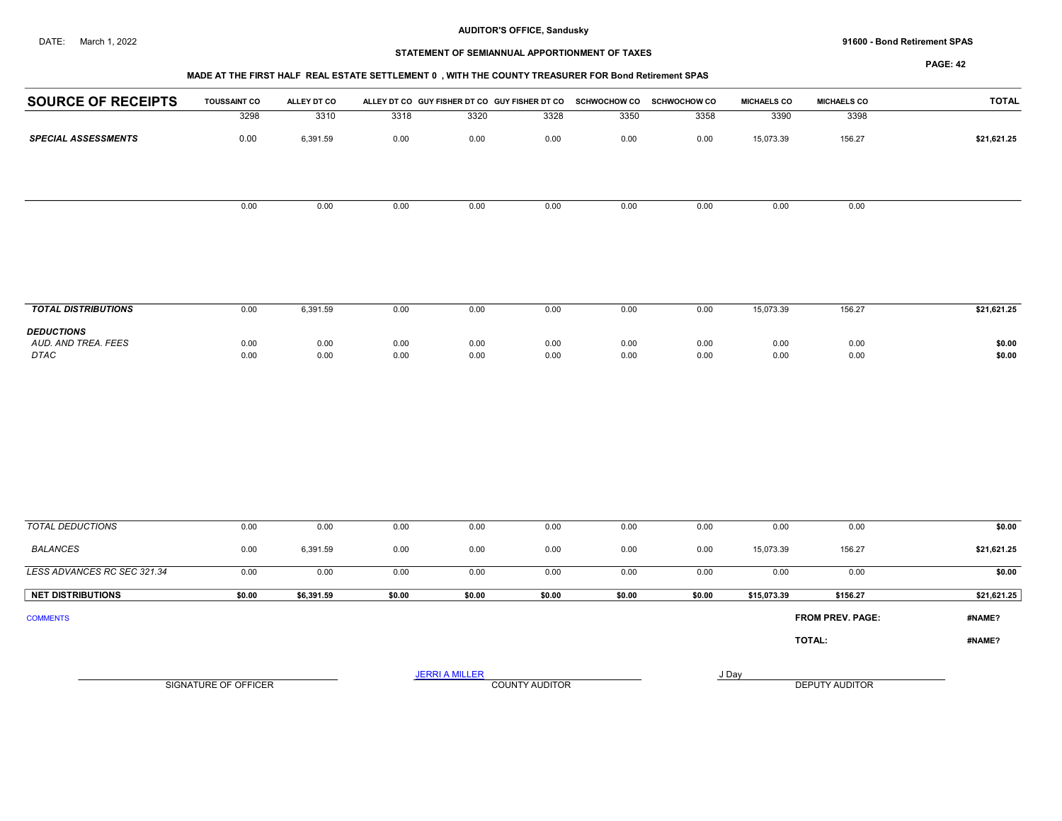**AUDITOR'S OFFICE, Sandusky**

DATE: March 1, 2022

**91600 - Bond Retirement SPAS**

**STATEMENT OF SEMIANNUAL APPORTIONMENT OF TAXES**

**MADE AT THE FIRST HALF REAL ESTATE SETTLEMENT 0 , WITH THE COUNTY TREASURER FOR Bond Retirement SPAS**

| SOURCE OF RECEIPTS | TOUSSAINT CO | ALLEY DT CO | ALLEY DT CO | GUY FISHER DT CO | GUY FISHER DT CO | SCHWOCHOW CO | SCHWOCHOW CO | MICHAELS CO | MICHAELS CO | TOTAL |
|---|---|---|---|---|---|---|---|---|---|---|
| | 3298 | 3310 | 3318 | 3320 | 3328 | 3350 | 3358 | 3390 | 3398 | |
| ***SPECIAL ASSESSMENTS*** | 0.00 | 6,391.59 | 0.00 | 0.00 | 0.00 | 0.00 | 0.00 | 15,073.39 | 156.27 | **$21,621.25** |
| | 0.00 | 0.00 | 0.00 | 0.00 | 0.00 | 0.00 | 0.00 | 0.00 | 0.00 | |
| ***TOTAL DISTRIBUTIONS*** | 0.00 | 6,391.59 | 0.00 | 0.00 | 0.00 | 0.00 | 0.00 | 15,073.39 | 156.27 | **$21,621.25** |
| ***DEDUCTIONS*** | | | | | | | | | | |
| *AUD. AND TREA. FEES* | 0.00 | 0.00 | 0.00 | 0.00 | 0.00 | 0.00 | 0.00 | 0.00 | 0.00 | **$0.00** |
| *DTAC* | 0.00 | 0.00 | 0.00 | 0.00 | 0.00 | 0.00 | 0.00 | 0.00 | 0.00 | **$0.00** |
| *TOTAL DEDUCTIONS* | 0.00 | 0.00 | 0.00 | 0.00 | 0.00 | 0.00 | 0.00 | 0.00 | 0.00 | **$0.00** |
| *BALANCES* | 0.00 | 6,391.59 | 0.00 | 0.00 | 0.00 | 0.00 | 0.00 | 15,073.39 | 156.27 | **$21,621.25** |
| *LESS ADVANCES RC SEC 321.34* | 0.00 | 0.00 | 0.00 | 0.00 | 0.00 | 0.00 | 0.00 | 0.00 | 0.00 | **$0.00** |
| **NET DISTRIBUTIONS** | **$0.00** | **$6,391.59** | **$0.00** | **$0.00** | **$0.00** | **$0.00** | **$0.00** | **$15,073.39** | **$156.27** | **$21,621.25** |

COMMENTS

**FROM PREV. PAGE:** **#NAME?**

**TOTAL:** **#NAME?**

SIGNATURE OF OFFICER

JERRI A MILLER
COUNTY AUDITOR

J Day
DEPUTY AUDITOR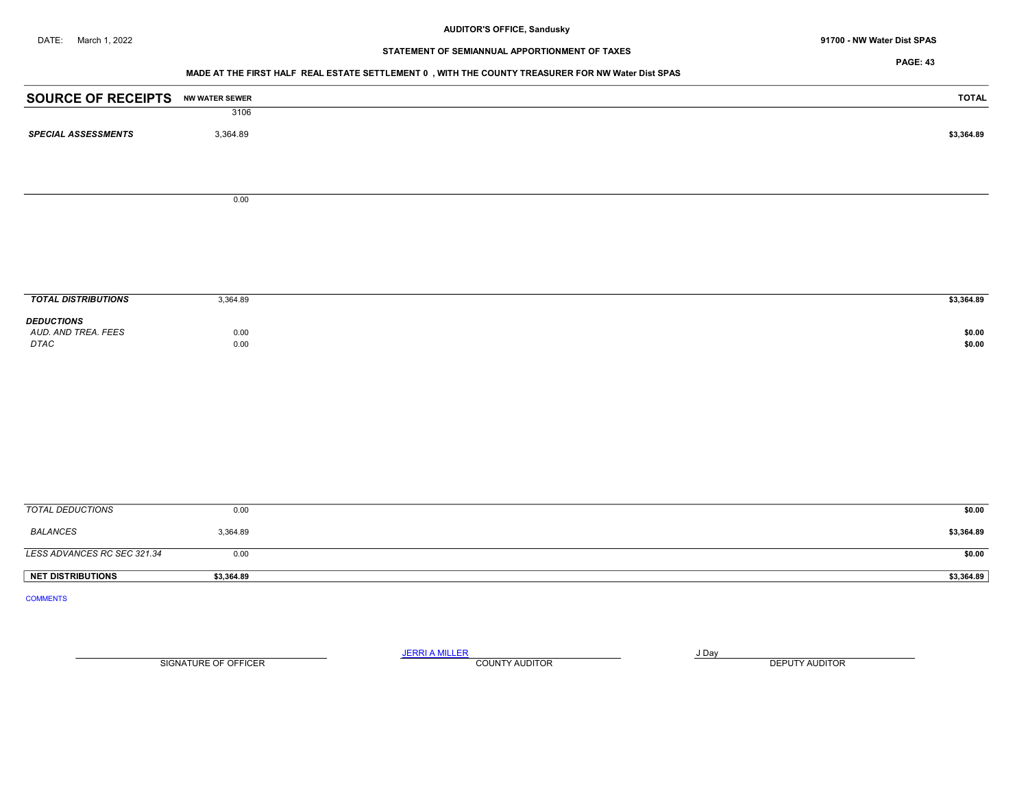AUDITOR'S OFFICE, Sandusky

DATE: March 1, 2022

91700 - NW Water Dist SPAS

STATEMENT OF SEMIANNUAL APPORTIONMENT OF TAXES

MADE AT THE FIRST HALF REAL ESTATE SETTLEMENT 0 , WITH THE COUNTY TREASURER FOR NW Water Dist SPAS

| SOURCE OF RECEIPTS | NW WATER SEWER | TOTAL |
|---|---|---|
| | 3106 | |
| ***SPECIAL ASSESSMENTS*** | 3,364.89 | **$3,364.89** |
| | 0.00 | |
| ***TOTAL DISTRIBUTIONS*** | 3,364.89 | **$3,364.89** |
| ***DEDUCTIONS*** | | |
| *AUD. AND TREA. FEES* | 0.00 | **$0.00** |
| *DTAC* | 0.00 | **$0.00** |
| *TOTAL DEDUCTIONS* | 0.00 | **$0.00** |
| *BALANCES* | 3,364.89 | **$3,364.89** |
| *LESS ADVANCES RC SEC 321.34* | 0.00 | **$0.00** |
| **NET DISTRIBUTIONS** | **$3,364.89** | **$3,364.89** |

COMMENTS

| SIGNATURE OF OFFICER | JERRI A MILLER<br>COUNTY AUDITOR | J Day<br>DEPUTY AUDITOR |
|---|---|---|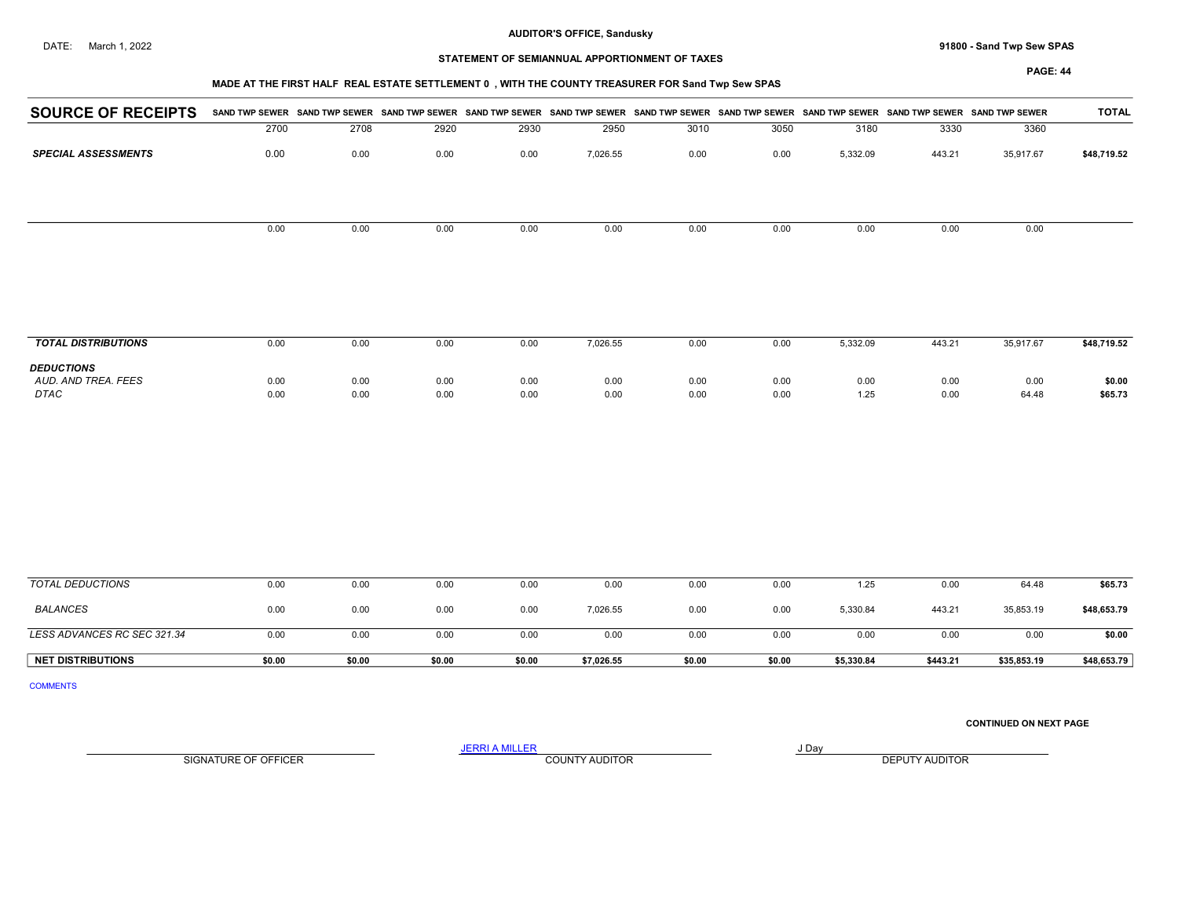AUDITOR'S OFFICE, Sandusky

DATE: March 1, 2022

91800 - Sand Twp Sew SPAS

## STATEMENT OF SEMIANNUAL APPORTIONMENT OF TAXES

### MADE AT THE FIRST HALF REAL ESTATE SETTLEMENT 0 , WITH THE COUNTY TREASURER FOR Sand Twp Sew SPAS

| SOURCE OF RECEIPTS | SAND TWP SEWER 2700 | SAND TWP SEWER 2708 | SAND TWP SEWER 2920 | SAND TWP SEWER 2930 | SAND TWP SEWER 2950 | SAND TWP SEWER 3010 | SAND TWP SEWER 3050 | SAND TWP SEWER 3180 | SAND TWP SEWER 3330 | SAND TWP SEWER 3360 | TOTAL |
|---|---|---|---|---|---|---|---|---|---|---|---|
| ***SPECIAL ASSESSMENTS*** | 0.00 | 0.00 | 0.00 | 0.00 | 7,026.55 | 0.00 | 0.00 | 5,332.09 | 443.21 | 35,917.67 | **$48,719.52** |
| | 0.00 | 0.00 | 0.00 | 0.00 | 0.00 | 0.00 | 0.00 | 0.00 | 0.00 | 0.00 | |
| ***TOTAL DISTRIBUTIONS*** | 0.00 | 0.00 | 0.00 | 0.00 | 7,026.55 | 0.00 | 0.00 | 5,332.09 | 443.21 | 35,917.67 | **$48,719.52** |
| ***DEDUCTIONS*** | | | | | | | | | | | |
| *AUD. AND TREA. FEES* | 0.00 | 0.00 | 0.00 | 0.00 | 0.00 | 0.00 | 0.00 | 0.00 | 0.00 | 0.00 | **$0.00** |
| *DTAC* | 0.00 | 0.00 | 0.00 | 0.00 | 0.00 | 0.00 | 0.00 | 1.25 | 0.00 | 64.48 | **$65.73** |
| *TOTAL DEDUCTIONS* | 0.00 | 0.00 | 0.00 | 0.00 | 0.00 | 0.00 | 0.00 | 1.25 | 0.00 | 64.48 | **$65.73** |
| *BALANCES* | 0.00 | 0.00 | 0.00 | 0.00 | 7,026.55 | 0.00 | 0.00 | 5,330.84 | 443.21 | 35,853.19 | **$48,653.79** |
| *LESS ADVANCES RC SEC 321.34* | 0.00 | 0.00 | 0.00 | 0.00 | 0.00 | 0.00 | 0.00 | 0.00 | 0.00 | 0.00 | **$0.00** |
| **NET DISTRIBUTIONS** | **$0.00** | **$0.00** | **$0.00** | **$0.00** | **$7,026.55** | **$0.00** | **$0.00** | **$5,330.84** | **$443.21** | **$35,853.19** | **$48,653.79** |

COMMENTS

**CONTINUED ON NEXT PAGE**

SIGNATURE OF OFFICER

JERRI A MILLER
COUNTY AUDITOR

J Day
DEPUTY AUDITOR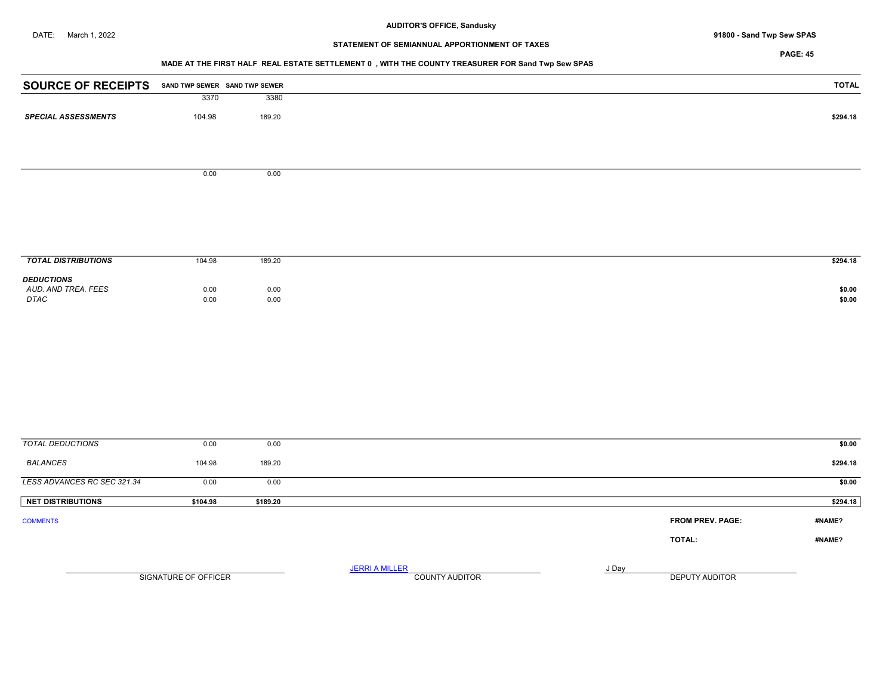DATE: March 1, 2022

**AUDITOR'S OFFICE, Sandusky**

**STATEMENT OF SEMIANNUAL APPORTIONMENT OF TAXES**

**91800 - Sand Twp Sew SPAS**

**PAGE: 45**

**MADE AT THE FIRST HALF REAL ESTATE SETTLEMENT 0 , WITH THE COUNTY TREASURER FOR Sand Twp Sew SPAS**

| SOURCE OF RECEIPTS | SAND TWP SEWER | SAND TWP SEWER | TOTAL |
|---|---|---|---|
| | 3370 | 3380 | |
| ***SPECIAL ASSESSMENTS*** | 104.98 | 189.20 | **$294.18** |
| | 0.00 | 0.00 | |
| ***TOTAL DISTRIBUTIONS*** | 104.98 | 189.20 | **$294.18** |
| ***DEDUCTIONS*** | | | |
| *AUD. AND TREA. FEES* | 0.00 | 0.00 | **$0.00** |
| *DTAC* | 0.00 | 0.00 | **$0.00** |
| *TOTAL DEDUCTIONS* | 0.00 | 0.00 | **$0.00** |
| *BALANCES* | 104.98 | 189.20 | **$294.18** |
| *LESS ADVANCES RC SEC 321.34* | 0.00 | 0.00 | **$0.00** |
| **NET DISTRIBUTIONS** | **$104.98** | **$189.20** | **$294.18** |

COMMENTS

**FROM PREV. PAGE:** **#NAME?**

**TOTAL:** **#NAME?**

SIGNATURE OF OFFICER

JERRI A MILLER
COUNTY AUDITOR

J Day
DEPUTY AUDITOR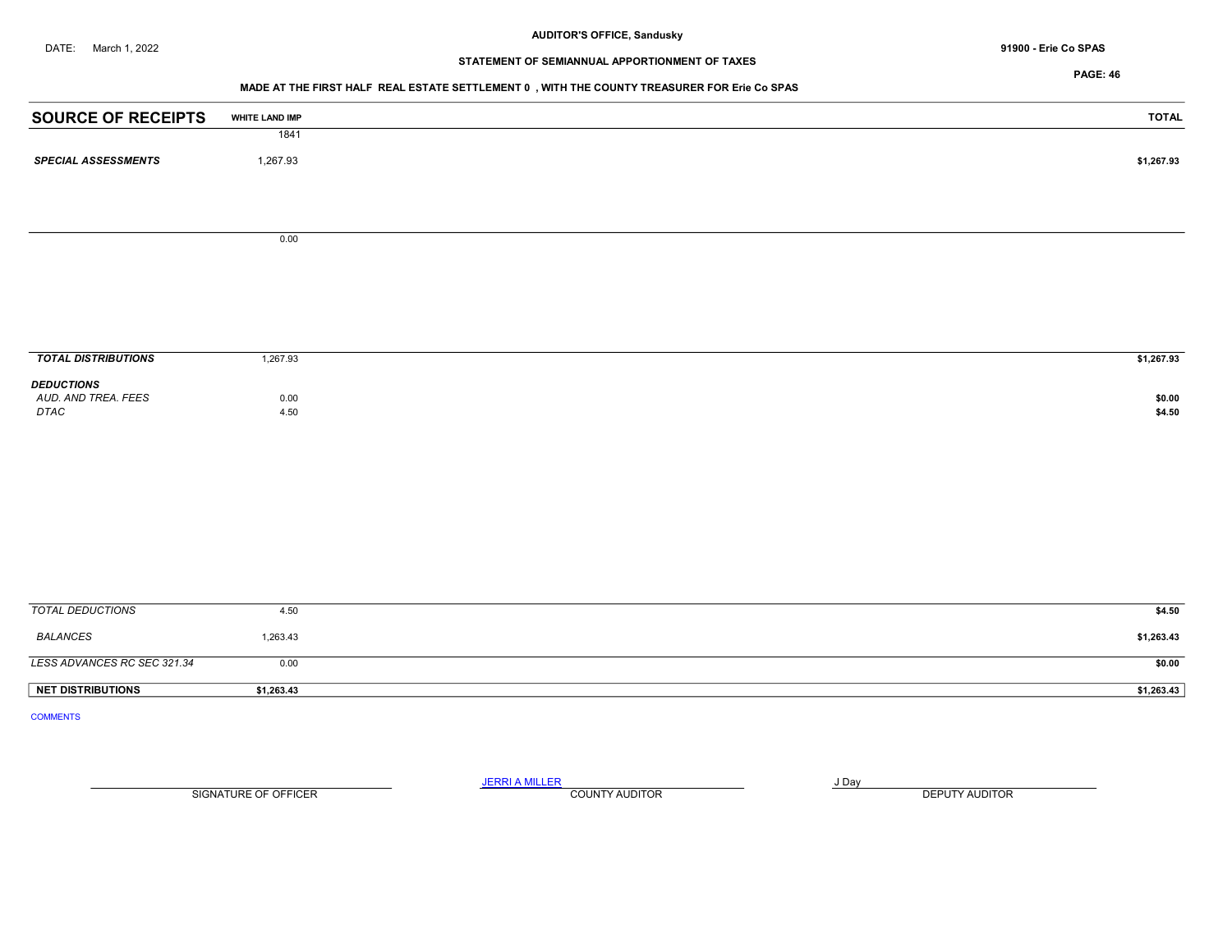AUDITOR'S OFFICE, Sandusky

DATE: March 1, 2022

91900 - Erie Co SPAS

STATEMENT OF SEMIANNUAL APPORTIONMENT OF TAXES

PAGE: 46

MADE AT THE FIRST HALF REAL ESTATE SETTLEMENT 0 , WITH THE COUNTY TREASURER FOR Erie Co SPAS

| SOURCE OF RECEIPTS | WHITE LAND IMP | TOTAL |
|---|---|---|
| | 1841 | |
| *SPECIAL ASSESSMENTS* | 1,267.93 | $1,267.93 |
| | 0.00 | |
| *TOTAL DISTRIBUTIONS* | 1,267.93 | $1,267.93 |
| *DEDUCTIONS* | | |
| *AUD. AND TREA. FEES* | 0.00 | $0.00 |
| *DTAC* | 4.50 | $4.50 |
| *TOTAL DEDUCTIONS* | 4.50 | $4.50 |
| *BALANCES* | 1,263.43 | $1,263.43 |
| *LESS ADVANCES RC SEC 321.34* | 0.00 | $0.00 |
| **NET DISTRIBUTIONS** | **$1,263.43** | **$1,263.43** |

COMMENTS

SIGNATURE OF OFFICER

JERRI A MILLER
COUNTY AUDITOR

J Day
DEPUTY AUDITOR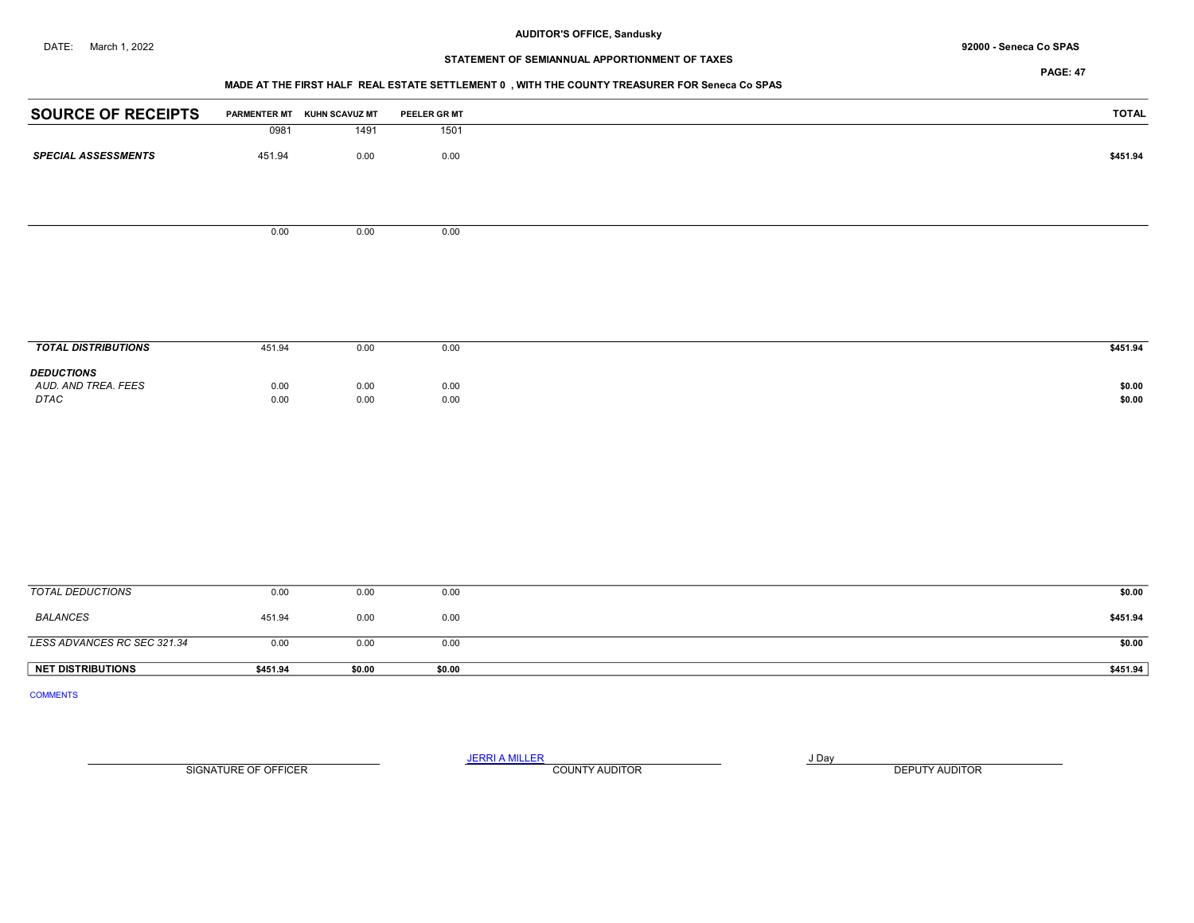AUDITOR'S OFFICE, Sandusky

DATE: March 1, 2022

92000 - Seneca Co SPAS

STATEMENT OF SEMIANNUAL APPORTIONMENT OF TAXES

PAGE: 47

MADE AT THE FIRST HALF REAL ESTATE SETTLEMENT 0 , WITH THE COUNTY TREASURER FOR Seneca Co SPAS

| SOURCE OF RECEIPTS | PARMENTER MT | KUHN SCAVUZ MT | PEELER GR MT | TOTAL |
|---|---|---|---|---|
| | 0981 | 1491 | 1501 | |
| ***SPECIAL ASSESSMENTS*** | 451.94 | 0.00 | 0.00 | **$451.94** |
| | 0.00 | 0.00 | 0.00 | |
| ***TOTAL DISTRIBUTIONS*** | 451.94 | 0.00 | 0.00 | **$451.94** |
| ***DEDUCTIONS*** | | | | |
| *AUD. AND TREA. FEES* | 0.00 | 0.00 | 0.00 | **$0.00** |
| *DTAC* | 0.00 | 0.00 | 0.00 | **$0.00** |
| *TOTAL DEDUCTIONS* | 0.00 | 0.00 | 0.00 | **$0.00** |
| *BALANCES* | 451.94 | 0.00 | 0.00 | **$451.94** |
| *LESS ADVANCES RC SEC 321.34* | 0.00 | 0.00 | 0.00 | **$0.00** |
| **NET DISTRIBUTIONS** | **$451.94** | **$0.00** | **$0.00** | **$451.94** |

COMMENTS

SIGNATURE OF OFFICER

JERRI A MILLER
COUNTY AUDITOR

J Day
DEPUTY AUDITOR